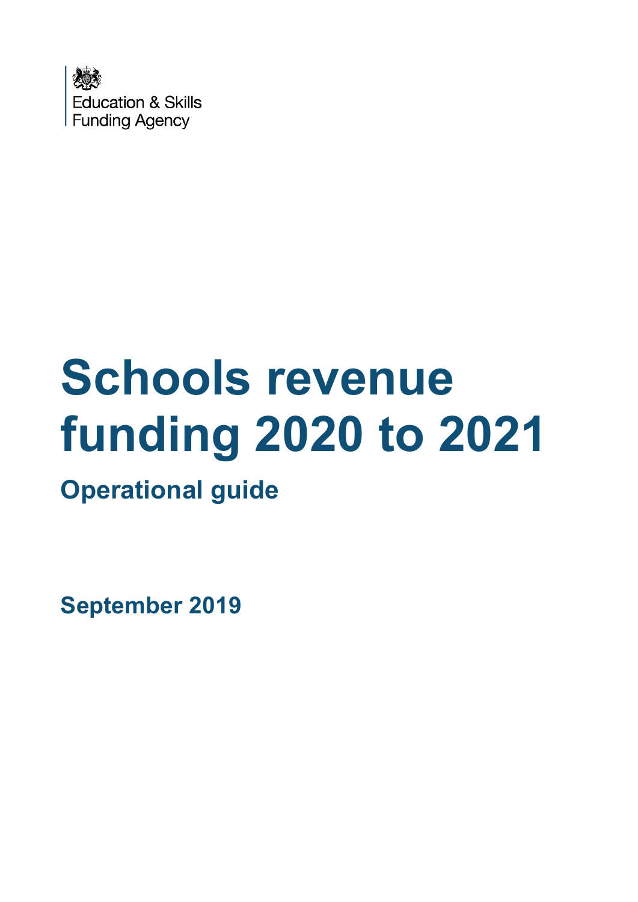Education & Skills Funding Agency

# Schools revenue funding 2020 to 2021

## Operational guide

**September 2019**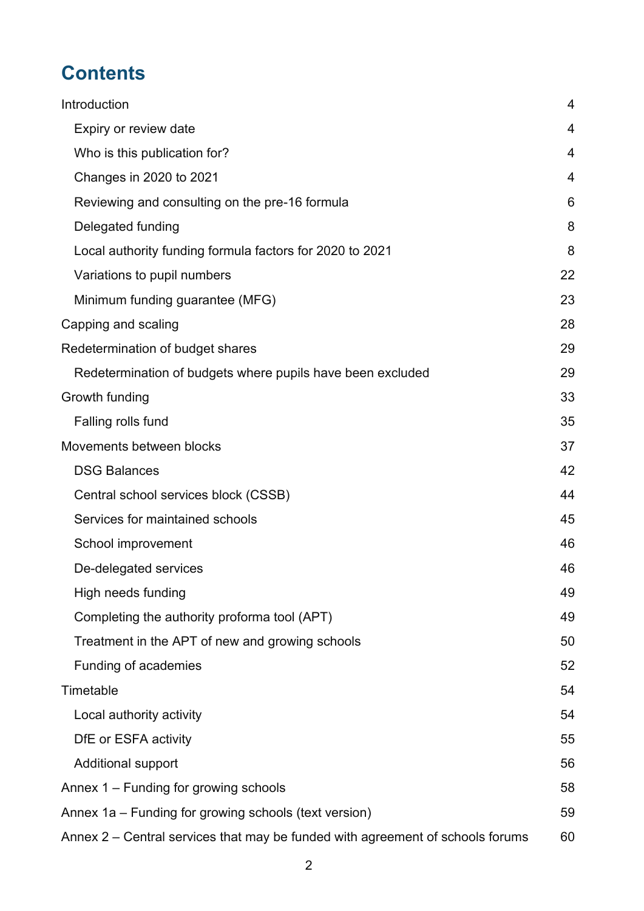# Contents

| | |
|---|---|
| Introduction | 4 |
| Expiry or review date | 4 |
| Who is this publication for? | 4 |
| Changes in 2020 to 2021 | 4 |
| Reviewing and consulting on the pre-16 formula | 6 |
| Delegated funding | 8 |
| Local authority funding formula factors for 2020 to 2021 | 8 |
| Variations to pupil numbers | 22 |
| Minimum funding guarantee (MFG) | 23 |
| Capping and scaling | 28 |
| Redetermination of budget shares | 29 |
| Redetermination of budgets where pupils have been excluded | 29 |
| Growth funding | 33 |
| Falling rolls fund | 35 |
| Movements between blocks | 37 |
| DSG Balances | 42 |
| Central school services block (CSSB) | 44 |
| Services for maintained schools | 45 |
| School improvement | 46 |
| De-delegated services | 46 |
| High needs funding | 49 |
| Completing the authority proforma tool (APT) | 49 |
| Treatment in the APT of new and growing schools | 50 |
| Funding of academies | 52 |
| Timetable | 54 |
| Local authority activity | 54 |
| DfE or ESFA activity | 55 |
| Additional support | 56 |
| Annex 1 – Funding for growing schools | 58 |
| Annex 1a – Funding for growing schools (text version) | 59 |
| Annex 2 – Central services that may be funded with agreement of schools forums | 60 |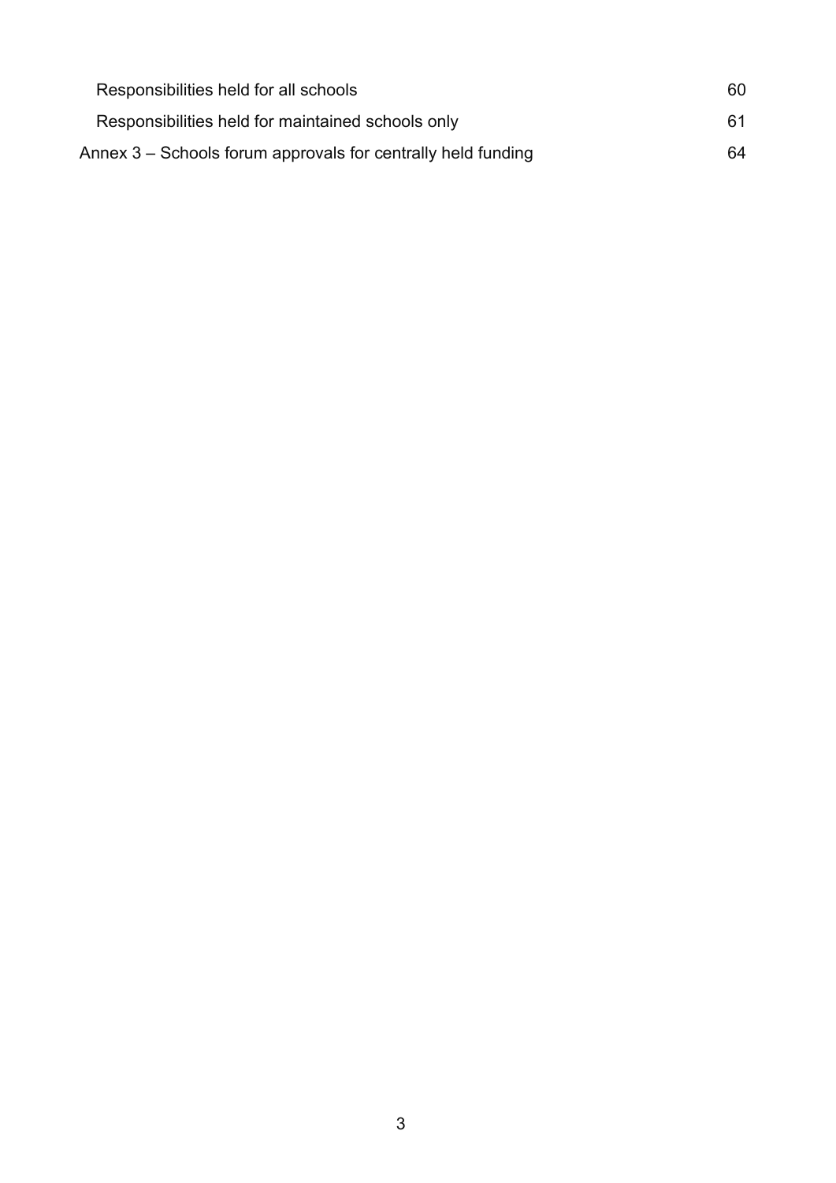Responsibilities held for all schools 60

Responsibilities held for maintained schools only 61

Annex 3 – Schools forum approvals for centrally held funding 64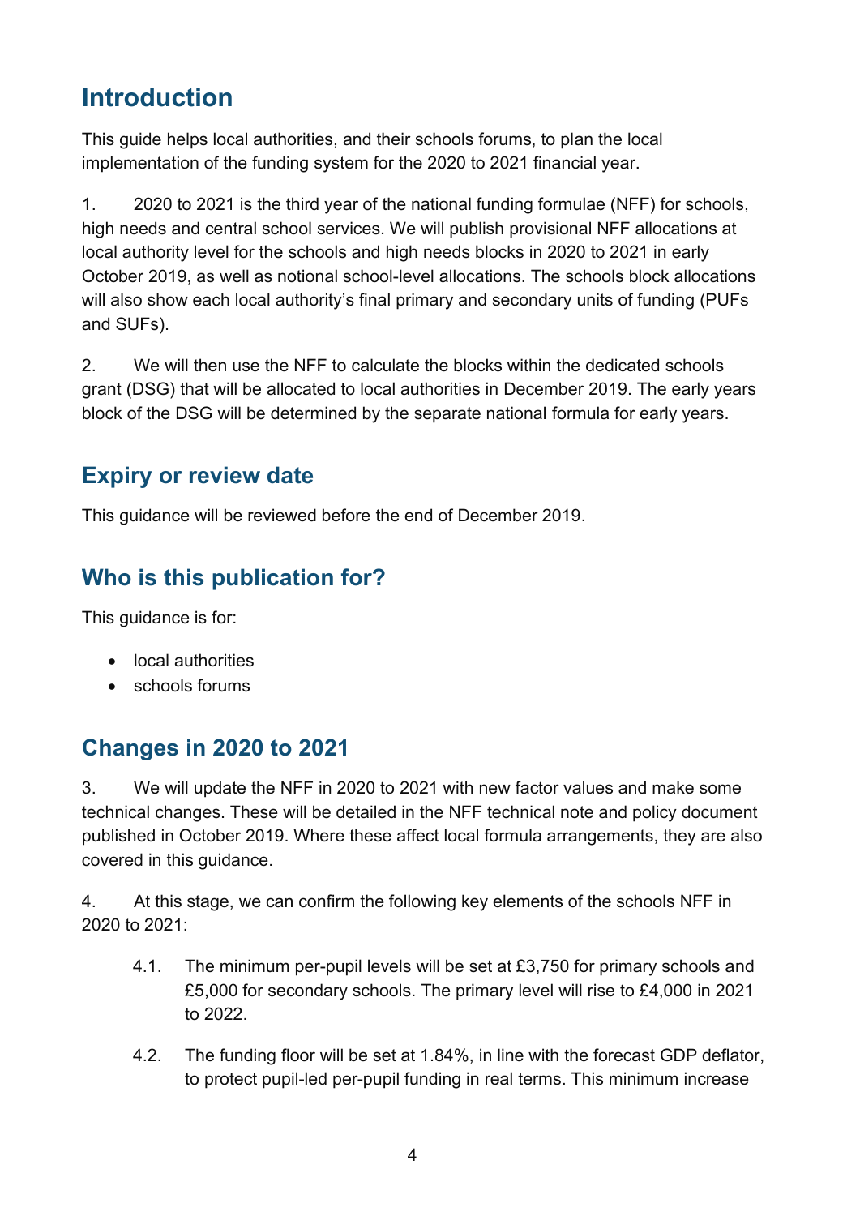# Introduction

This guide helps local authorities, and their schools forums, to plan the local implementation of the funding system for the 2020 to 2021 financial year.

1. 2020 to 2021 is the third year of the national funding formulae (NFF) for schools, high needs and central school services. We will publish provisional NFF allocations at local authority level for the schools and high needs blocks in 2020 to 2021 in early October 2019, as well as notional school-level allocations. The schools block allocations will also show each local authority's final primary and secondary units of funding (PUFs and SUFs).

2. We will then use the NFF to calculate the blocks within the dedicated schools grant (DSG) that will be allocated to local authorities in December 2019. The early years block of the DSG will be determined by the separate national formula for early years.

## Expiry or review date

This guidance will be reviewed before the end of December 2019.

## Who is this publication for?

This guidance is for:

- local authorities
- schools forums

## Changes in 2020 to 2021

3. We will update the NFF in 2020 to 2021 with new factor values and make some technical changes. These will be detailed in the NFF technical note and policy document published in October 2019. Where these affect local formula arrangements, they are also covered in this guidance.

4. At this stage, we can confirm the following key elements of the schools NFF in 2020 to 2021:

    4.1. The minimum per-pupil levels will be set at £3,750 for primary schools and £5,000 for secondary schools. The primary level will rise to £4,000 in 2021 to 2022.

    4.2. The funding floor will be set at 1.84%, in line with the forecast GDP deflator, to protect pupil-led per-pupil funding in real terms. This minimum increase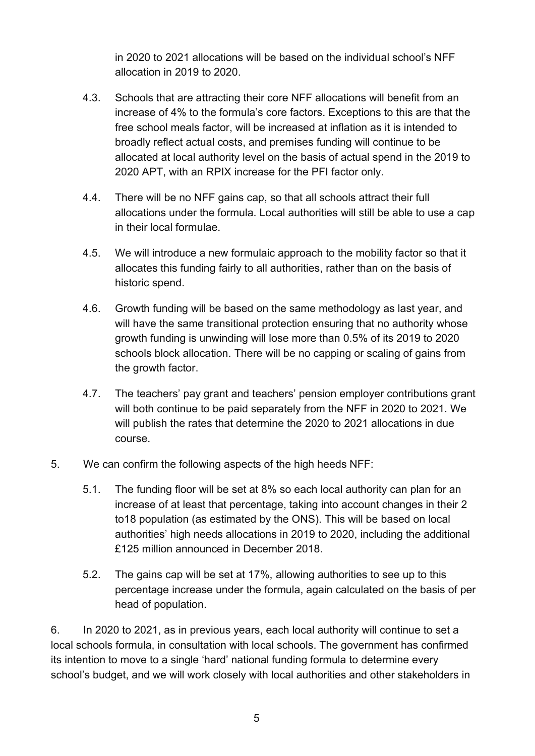in 2020 to 2021 allocations will be based on the individual school's NFF allocation in 2019 to 2020.

4.3. Schools that are attracting their core NFF allocations will benefit from an increase of 4% to the formula's core factors. Exceptions to this are that the free school meals factor, will be increased at inflation as it is intended to broadly reflect actual costs, and premises funding will continue to be allocated at local authority level on the basis of actual spend in the 2019 to 2020 APT, with an RPIX increase for the PFI factor only.

4.4. There will be no NFF gains cap, so that all schools attract their full allocations under the formula. Local authorities will still be able to use a cap in their local formulae.

4.5. We will introduce a new formulaic approach to the mobility factor so that it allocates this funding fairly to all authorities, rather than on the basis of historic spend.

4.6. Growth funding will be based on the same methodology as last year, and will have the same transitional protection ensuring that no authority whose growth funding is unwinding will lose more than 0.5% of its 2019 to 2020 schools block allocation. There will be no capping or scaling of gains from the growth factor.

4.7. The teachers' pay grant and teachers' pension employer contributions grant will both continue to be paid separately from the NFF in 2020 to 2021. We will publish the rates that determine the 2020 to 2021 allocations in due course.

5. We can confirm the following aspects of the high needs NFF:

5.1. The funding floor will be set at 8% so each local authority can plan for an increase of at least that percentage, taking into account changes in their 2 to18 population (as estimated by the ONS). This will be based on local authorities' high needs allocations in 2019 to 2020, including the additional £125 million announced in December 2018.

5.2. The gains cap will be set at 17%, allowing authorities to see up to this percentage increase under the formula, again calculated on the basis of per head of population.

6. In 2020 to 2021, as in previous years, each local authority will continue to set a local schools formula, in consultation with local schools. The government has confirmed its intention to move to a single 'hard' national funding formula to determine every school's budget, and we will work closely with local authorities and other stakeholders in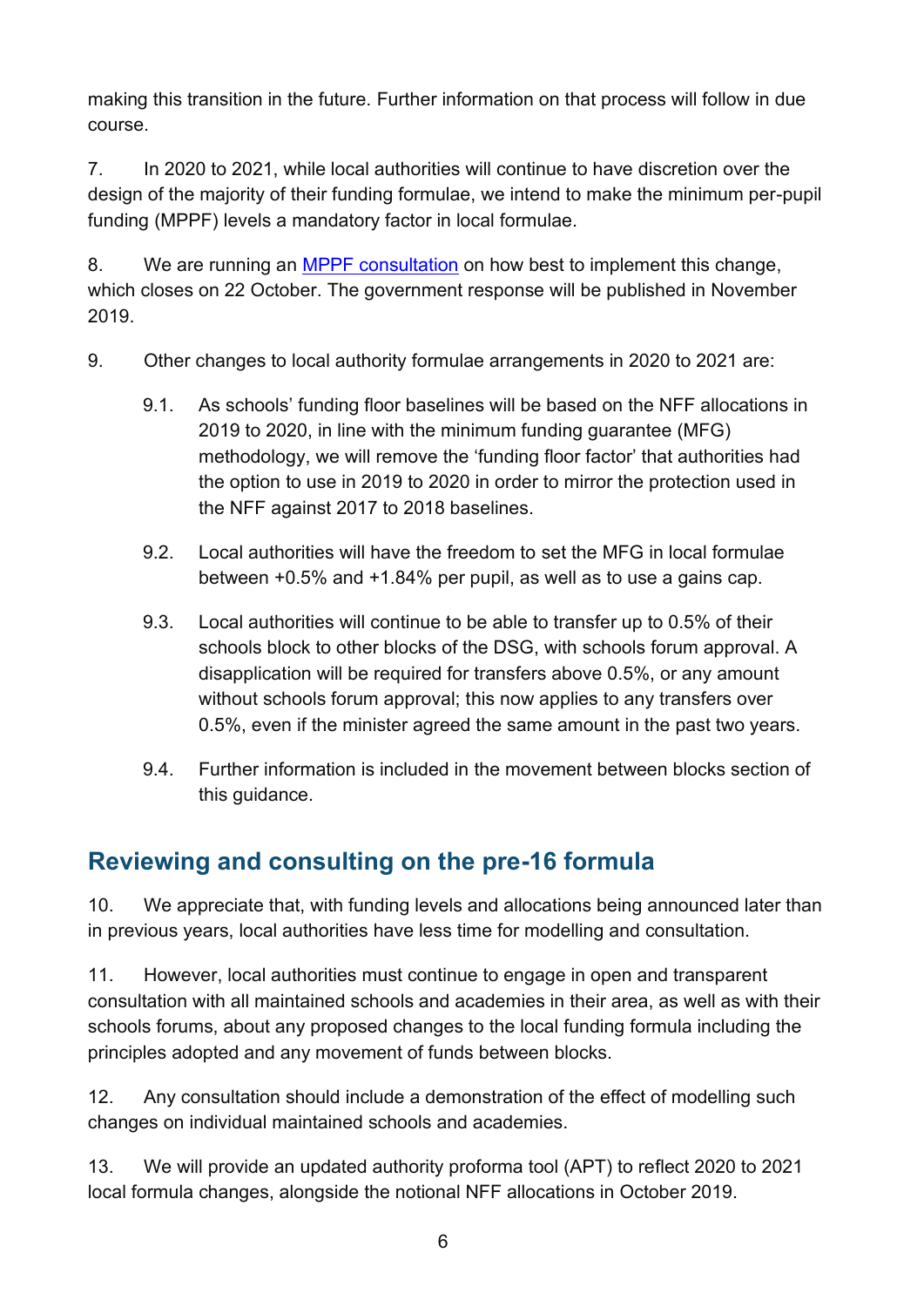making this transition in the future. Further information on that process will follow in due course.

7. In 2020 to 2021, while local authorities will continue to have discretion over the design of the majority of their funding formulae, we intend to make the minimum per-pupil funding (MPPF) levels a mandatory factor in local formulae.

8. We are running an [MPPF consultation]() on how best to implement this change, which closes on 22 October. The government response will be published in November 2019.

9. Other changes to local authority formulae arrangements in 2020 to 2021 are:

   9.1. As schools' funding floor baselines will be based on the NFF allocations in 2019 to 2020, in line with the minimum funding guarantee (MFG) methodology, we will remove the 'funding floor factor' that authorities had the option to use in 2019 to 2020 in order to mirror the protection used in the NFF against 2017 to 2018 baselines.

   9.2. Local authorities will have the freedom to set the MFG in local formulae between +0.5% and +1.84% per pupil, as well as to use a gains cap.

   9.3. Local authorities will continue to be able to transfer up to 0.5% of their schools block to other blocks of the DSG, with schools forum approval. A disapplication will be required for transfers above 0.5%, or any amount without schools forum approval; this now applies to any transfers over 0.5%, even if the minister agreed the same amount in the past two years.

   9.4. Further information is included in the movement between blocks section of this guidance.

## Reviewing and consulting on the pre-16 formula

10. We appreciate that, with funding levels and allocations being announced later than in previous years, local authorities have less time for modelling and consultation.

11. However, local authorities must continue to engage in open and transparent consultation with all maintained schools and academies in their area, as well as with their schools forums, about any proposed changes to the local funding formula including the principles adopted and any movement of funds between blocks.

12. Any consultation should include a demonstration of the effect of modelling such changes on individual maintained schools and academies.

13. We will provide an updated authority proforma tool (APT) to reflect 2020 to 2021 local formula changes, alongside the notional NFF allocations in October 2019.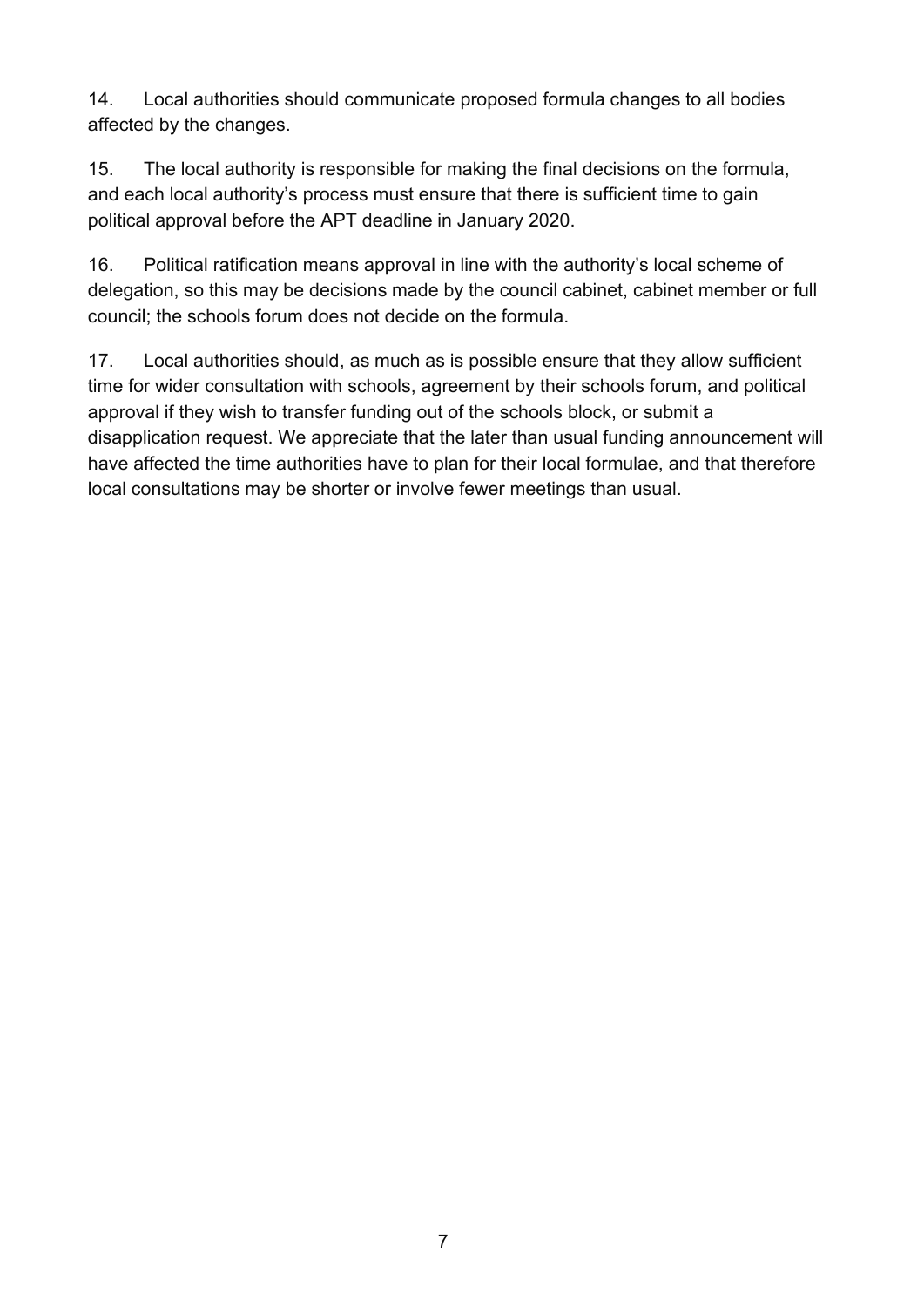14. Local authorities should communicate proposed formula changes to all bodies affected by the changes.

15. The local authority is responsible for making the final decisions on the formula, and each local authority's process must ensure that there is sufficient time to gain political approval before the APT deadline in January 2020.

16. Political ratification means approval in line with the authority's local scheme of delegation, so this may be decisions made by the council cabinet, cabinet member or full council; the schools forum does not decide on the formula.

17. Local authorities should, as much as is possible ensure that they allow sufficient time for wider consultation with schools, agreement by their schools forum, and political approval if they wish to transfer funding out of the schools block, or submit a disapplication request. We appreciate that the later than usual funding announcement will have affected the time authorities have to plan for their local formulae, and that therefore local consultations may be shorter or involve fewer meetings than usual.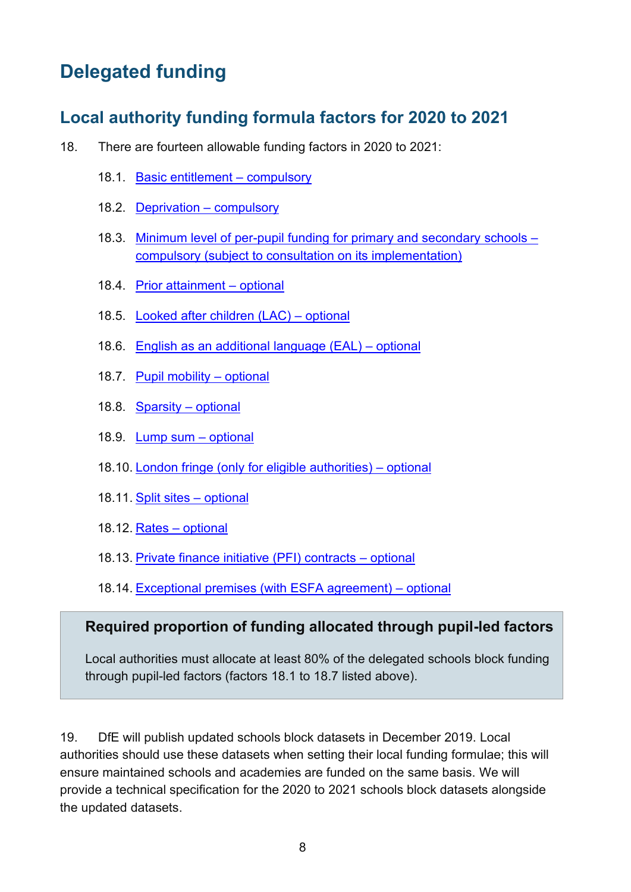# Delegated funding

## Local authority funding formula factors for 2020 to 2021

18. There are fourteen allowable funding factors in 2020 to 2021:

    18.1. Basic entitlement – compulsory

    18.2. Deprivation – compulsory

    18.3. Minimum level of per-pupil funding for primary and secondary schools – compulsory (subject to consultation on its implementation)

    18.4. Prior attainment – optional

    18.5. Looked after children (LAC) – optional

    18.6. English as an additional language (EAL) – optional

    18.7. Pupil mobility – optional

    18.8. Sparsity – optional

    18.9. Lump sum – optional

    18.10. London fringe (only for eligible authorities) – optional

    18.11. Split sites – optional

    18.12. Rates – optional

    18.13. Private finance initiative (PFI) contracts – optional

    18.14. Exceptional premises (with ESFA agreement) – optional

> **Required proportion of funding allocated through pupil-led factors**
>
> Local authorities must allocate at least 80% of the delegated schools block funding through pupil-led factors (factors 18.1 to 18.7 listed above).

19. DfE will publish updated schools block datasets in December 2019. Local authorities should use these datasets when setting their local funding formulae; this will ensure maintained schools and academies are funded on the same basis. We will provide a technical specification for the 2020 to 2021 schools block datasets alongside the updated datasets.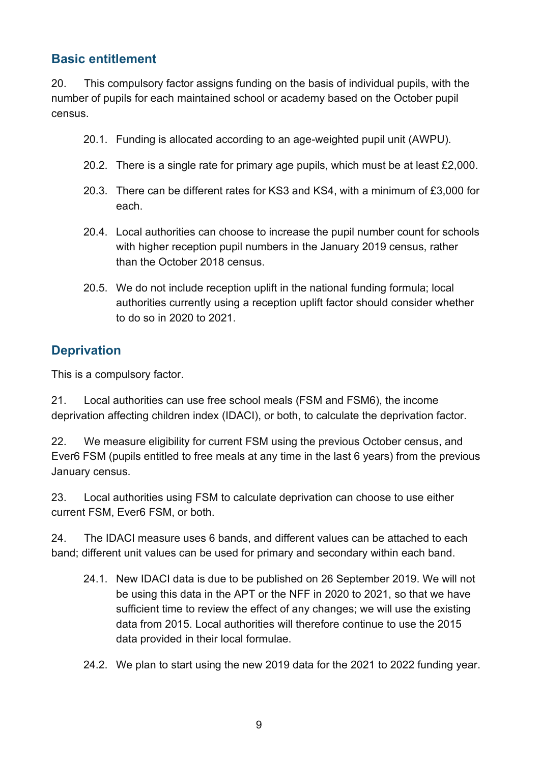## Basic entitlement

20. This compulsory factor assigns funding on the basis of individual pupils, with the number of pupils for each maintained school or academy based on the October pupil census.

  20.1. Funding is allocated according to an age-weighted pupil unit (AWPU).

  20.2. There is a single rate for primary age pupils, which must be at least £2,000.

  20.3. There can be different rates for KS3 and KS4, with a minimum of £3,000 for each.

  20.4. Local authorities can choose to increase the pupil number count for schools with higher reception pupil numbers in the January 2019 census, rather than the October 2018 census.

  20.5. We do not include reception uplift in the national funding formula; local authorities currently using a reception uplift factor should consider whether to do so in 2020 to 2021.

## Deprivation

This is a compulsory factor.

21. Local authorities can use free school meals (FSM and FSM6), the income deprivation affecting children index (IDACI), or both, to calculate the deprivation factor.

22. We measure eligibility for current FSM using the previous October census, and Ever6 FSM (pupils entitled to free meals at any time in the last 6 years) from the previous January census.

23. Local authorities using FSM to calculate deprivation can choose to use either current FSM, Ever6 FSM, or both.

24. The IDACI measure uses 6 bands, and different values can be attached to each band; different unit values can be used for primary and secondary within each band.

  24.1. New IDACI data is due to be published on 26 September 2019. We will not be using this data in the APT or the NFF in 2020 to 2021, so that we have sufficient time to review the effect of any changes; we will use the existing data from 2015. Local authorities will therefore continue to use the 2015 data provided in their local formulae.

  24.2. We plan to start using the new 2019 data for the 2021 to 2022 funding year.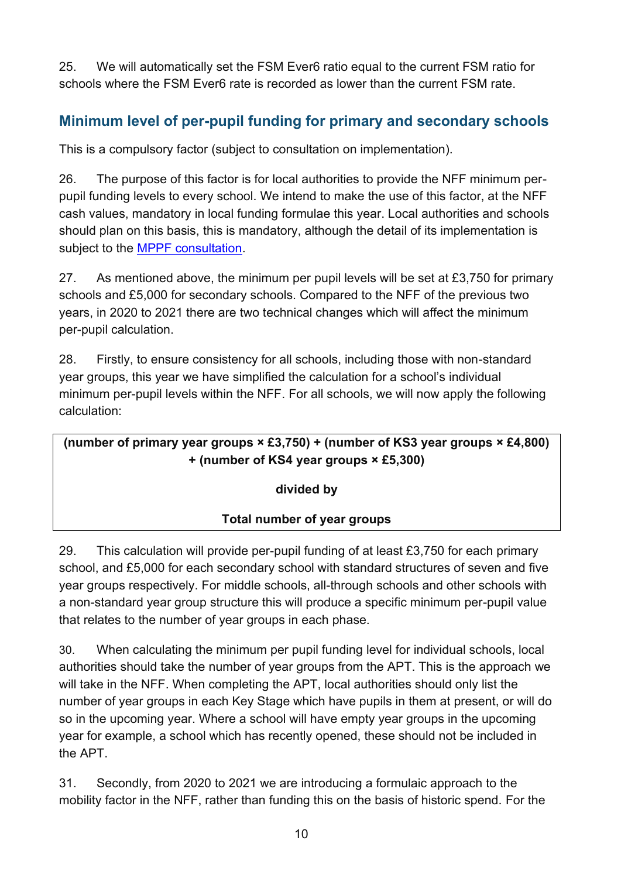25. We will automatically set the FSM Ever6 ratio equal to the current FSM ratio for schools where the FSM Ever6 rate is recorded as lower than the current FSM rate.

## Minimum level of per-pupil funding for primary and secondary schools

This is a compulsory factor (subject to consultation on implementation).

26. The purpose of this factor is for local authorities to provide the NFF minimum per-pupil funding levels to every school. We intend to make the use of this factor, at the NFF cash values, mandatory in local funding formulae this year. Local authorities and schools should plan on this basis, this is mandatory, although the detail of its implementation is subject to the [MPPF consultation](MPPF consultation).

27. As mentioned above, the minimum per pupil levels will be set at £3,750 for primary schools and £5,000 for secondary schools. Compared to the NFF of the previous two years, in 2020 to 2021 there are two technical changes which will affect the minimum per-pupil calculation.

28. Firstly, to ensure consistency for all schools, including those with non-standard year groups, this year we have simplified the calculation for a school's individual minimum per-pupil levels within the NFF. For all schools, we will now apply the following calculation:

**(number of primary year groups × £3,750) + (number of KS3 year groups × £4,800) + (number of KS4 year groups × £5,300)**

**divided by**

**Total number of year groups**

29. This calculation will provide per-pupil funding of at least £3,750 for each primary school, and £5,000 for each secondary school with standard structures of seven and five year groups respectively. For middle schools, all-through schools and other schools with a non-standard year group structure this will produce a specific minimum per-pupil value that relates to the number of year groups in each phase.

30. When calculating the minimum per pupil funding level for individual schools, local authorities should take the number of year groups from the APT. This is the approach we will take in the NFF. When completing the APT, local authorities should only list the number of year groups in each Key Stage which have pupils in them at present, or will do so in the upcoming year. Where a school will have empty year groups in the upcoming year for example, a school which has recently opened, these should not be included in the APT.

31. Secondly, from 2020 to 2021 we are introducing a formulaic approach to the mobility factor in the NFF, rather than funding this on the basis of historic spend. For the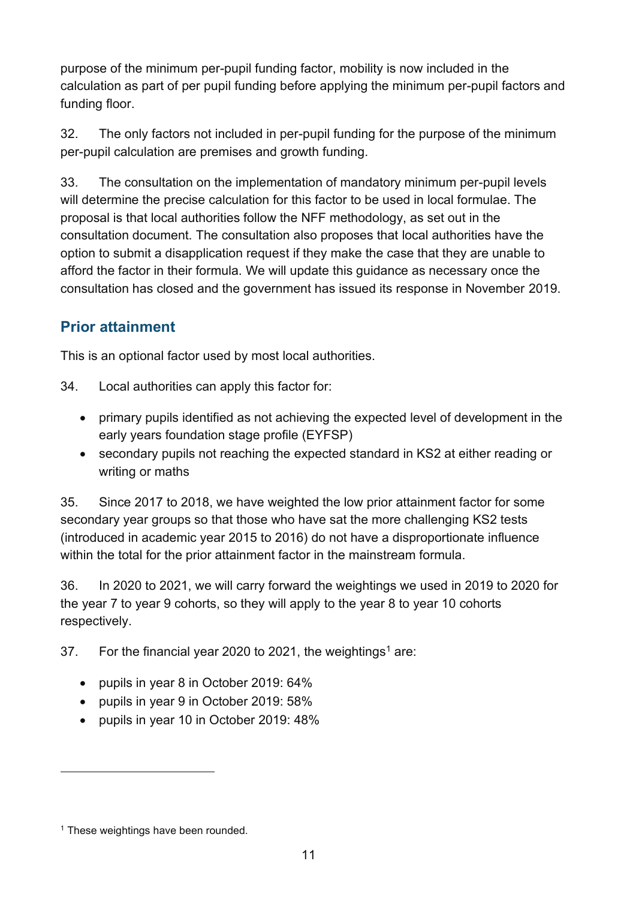purpose of the minimum per-pupil funding factor, mobility is now included in the calculation as part of per pupil funding before applying the minimum per-pupil factors and funding floor.

32. The only factors not included in per-pupil funding for the purpose of the minimum per-pupil calculation are premises and growth funding.

33. The consultation on the implementation of mandatory minimum per-pupil levels will determine the precise calculation for this factor to be used in local formulae. The proposal is that local authorities follow the NFF methodology, as set out in the consultation document. The consultation also proposes that local authorities have the option to submit a disapplication request if they make the case that they are unable to afford the factor in their formula. We will update this guidance as necessary once the consultation has closed and the government has issued its response in November 2019.

## Prior attainment

This is an optional factor used by most local authorities.

34. Local authorities can apply this factor for:

- primary pupils identified as not achieving the expected level of development in the early years foundation stage profile (EYFSP)
- secondary pupils not reaching the expected standard in KS2 at either reading or writing or maths

35. Since 2017 to 2018, we have weighted the low prior attainment factor for some secondary year groups so that those who have sat the more challenging KS2 tests (introduced in academic year 2015 to 2016) do not have a disproportionate influence within the total for the prior attainment factor in the mainstream formula.

36. In 2020 to 2021, we will carry forward the weightings we used in 2019 to 2020 for the year 7 to year 9 cohorts, so they will apply to the year 8 to year 10 cohorts respectively.

37. For the financial year 2020 to 2021, the weightings[1] are:

- pupils in year 8 in October 2019: 64%
- pupils in year 9 in October 2019: 58%
- pupils in year 10 in October 2019: 48%

[1] These weightings have been rounded.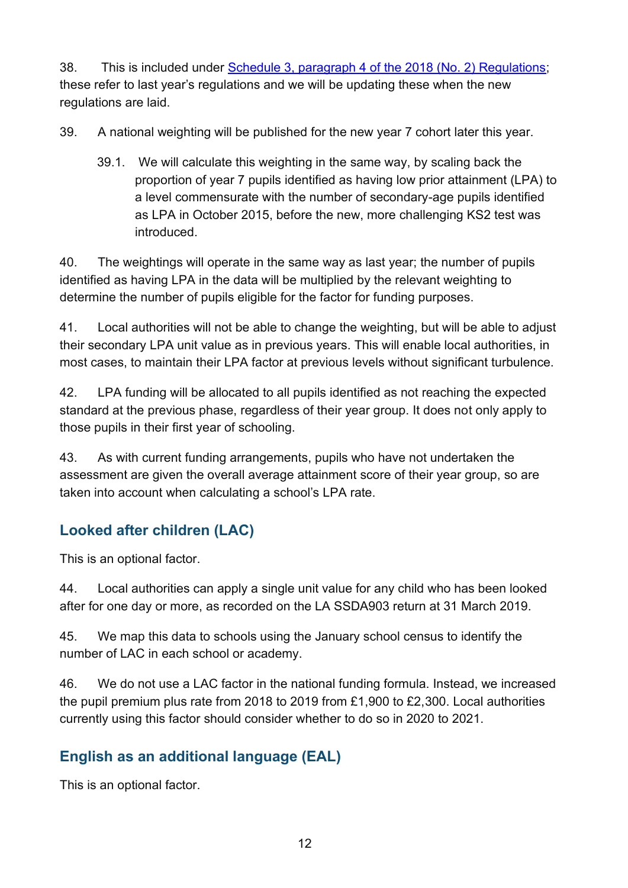38. This is included under [Schedule 3, paragraph 4 of the 2018 (No. 2) Regulations](); these refer to last year's regulations and we will be updating these when the new regulations are laid.

39. A national weighting will be published for the new year 7 cohort later this year.

  39.1. We will calculate this weighting in the same way, by scaling back the proportion of year 7 pupils identified as having low prior attainment (LPA) to a level commensurate with the number of secondary-age pupils identified as LPA in October 2015, before the new, more challenging KS2 test was introduced.

40. The weightings will operate in the same way as last year; the number of pupils identified as having LPA in the data will be multiplied by the relevant weighting to determine the number of pupils eligible for the factor for funding purposes.

41. Local authorities will not be able to change the weighting, but will be able to adjust their secondary LPA unit value as in previous years. This will enable local authorities, in most cases, to maintain their LPA factor at previous levels without significant turbulence.

42. LPA funding will be allocated to all pupils identified as not reaching the expected standard at the previous phase, regardless of their year group. It does not only apply to those pupils in their first year of schooling.

43. As with current funding arrangements, pupils who have not undertaken the assessment are given the overall average attainment score of their year group, so are taken into account when calculating a school's LPA rate.

## Looked after children (LAC)

This is an optional factor.

44. Local authorities can apply a single unit value for any child who has been looked after for one day or more, as recorded on the LA SSDA903 return at 31 March 2019.

45. We map this data to schools using the January school census to identify the number of LAC in each school or academy.

46. We do not use a LAC factor in the national funding formula. Instead, we increased the pupil premium plus rate from 2018 to 2019 from £1,900 to £2,300. Local authorities currently using this factor should consider whether to do so in 2020 to 2021.

## English as an additional language (EAL)

This is an optional factor.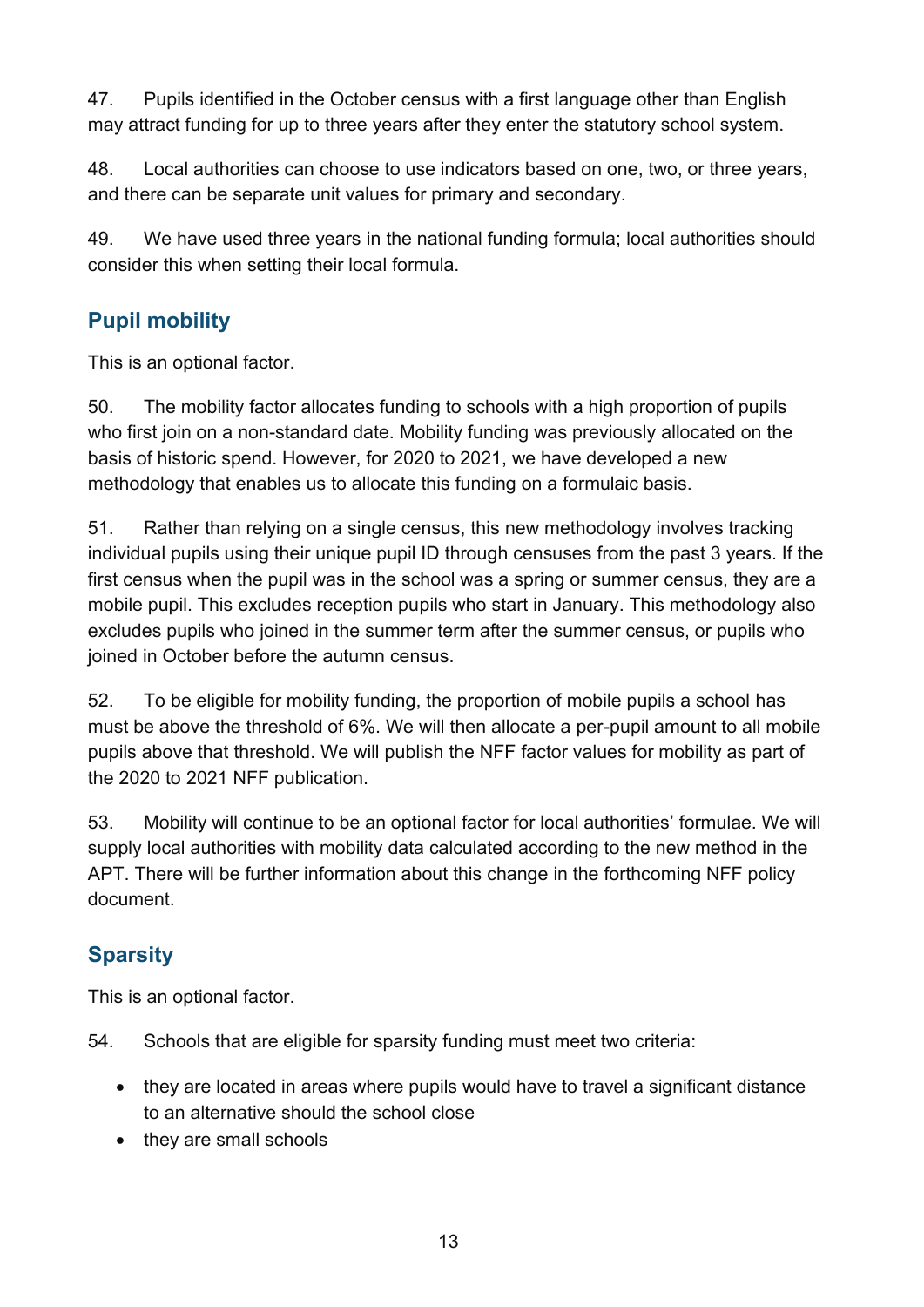47. Pupils identified in the October census with a first language other than English may attract funding for up to three years after they enter the statutory school system.

48. Local authorities can choose to use indicators based on one, two, or three years, and there can be separate unit values for primary and secondary.

49. We have used three years in the national funding formula; local authorities should consider this when setting their local formula.

## Pupil mobility

This is an optional factor.

50. The mobility factor allocates funding to schools with a high proportion of pupils who first join on a non-standard date. Mobility funding was previously allocated on the basis of historic spend. However, for 2020 to 2021, we have developed a new methodology that enables us to allocate this funding on a formulaic basis.

51. Rather than relying on a single census, this new methodology involves tracking individual pupils using their unique pupil ID through censuses from the past 3 years. If the first census when the pupil was in the school was a spring or summer census, they are a mobile pupil. This excludes reception pupils who start in January. This methodology also excludes pupils who joined in the summer term after the summer census, or pupils who joined in October before the autumn census.

52. To be eligible for mobility funding, the proportion of mobile pupils a school has must be above the threshold of 6%. We will then allocate a per-pupil amount to all mobile pupils above that threshold. We will publish the NFF factor values for mobility as part of the 2020 to 2021 NFF publication.

53. Mobility will continue to be an optional factor for local authorities' formulae. We will supply local authorities with mobility data calculated according to the new method in the APT. There will be further information about this change in the forthcoming NFF policy document.

## Sparsity

This is an optional factor.

54. Schools that are eligible for sparsity funding must meet two criteria:

- they are located in areas where pupils would have to travel a significant distance to an alternative should the school close
- they are small schools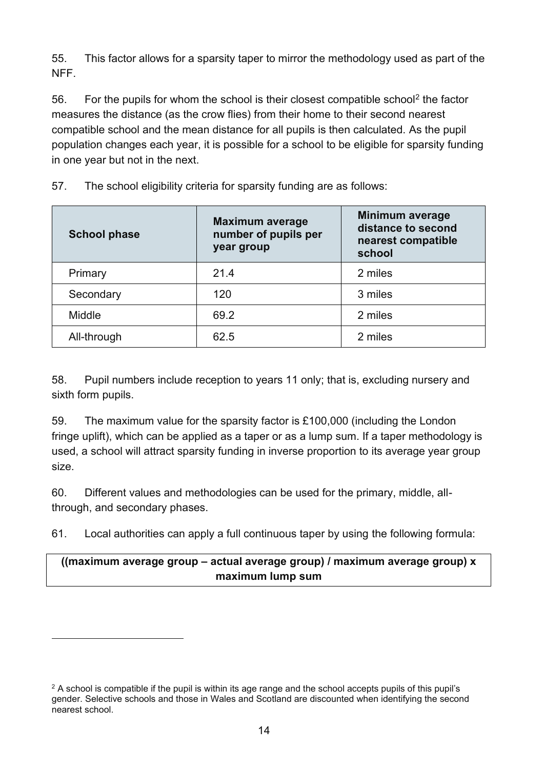55. This factor allows for a sparsity taper to mirror the methodology used as part of the NFF.

56. For the pupils for whom the school is their closest compatible school[2] the factor measures the distance (as the crow flies) from their home to their second nearest compatible school and the mean distance for all pupils is then calculated. As the pupil population changes each year, it is possible for a school to be eligible for sparsity funding in one year but not in the next.

57. The school eligibility criteria for sparsity funding are as follows:

| School phase | Maximum average number of pupils per year group | Minimum average distance to second nearest compatible school |
|---|---|---|
| Primary | 21.4 | 2 miles |
| Secondary | 120 | 3 miles |
| Middle | 69.2 | 2 miles |
| All-through | 62.5 | 2 miles |

58. Pupil numbers include reception to years 11 only; that is, excluding nursery and sixth form pupils.

59. The maximum value for the sparsity factor is £100,000 (including the London fringe uplift), which can be applied as a taper or as a lump sum. If a taper methodology is used, a school will attract sparsity funding in inverse proportion to its average year group size.

60. Different values and methodologies can be used for the primary, middle, all-through, and secondary phases.

61. Local authorities can apply a full continuous taper by using the following formula:

**((maximum average group – actual average group) / maximum average group) x maximum lump sum**

[2] A school is compatible if the pupil is within its age range and the school accepts pupils of this pupil's gender. Selective schools and those in Wales and Scotland are discounted when identifying the second nearest school.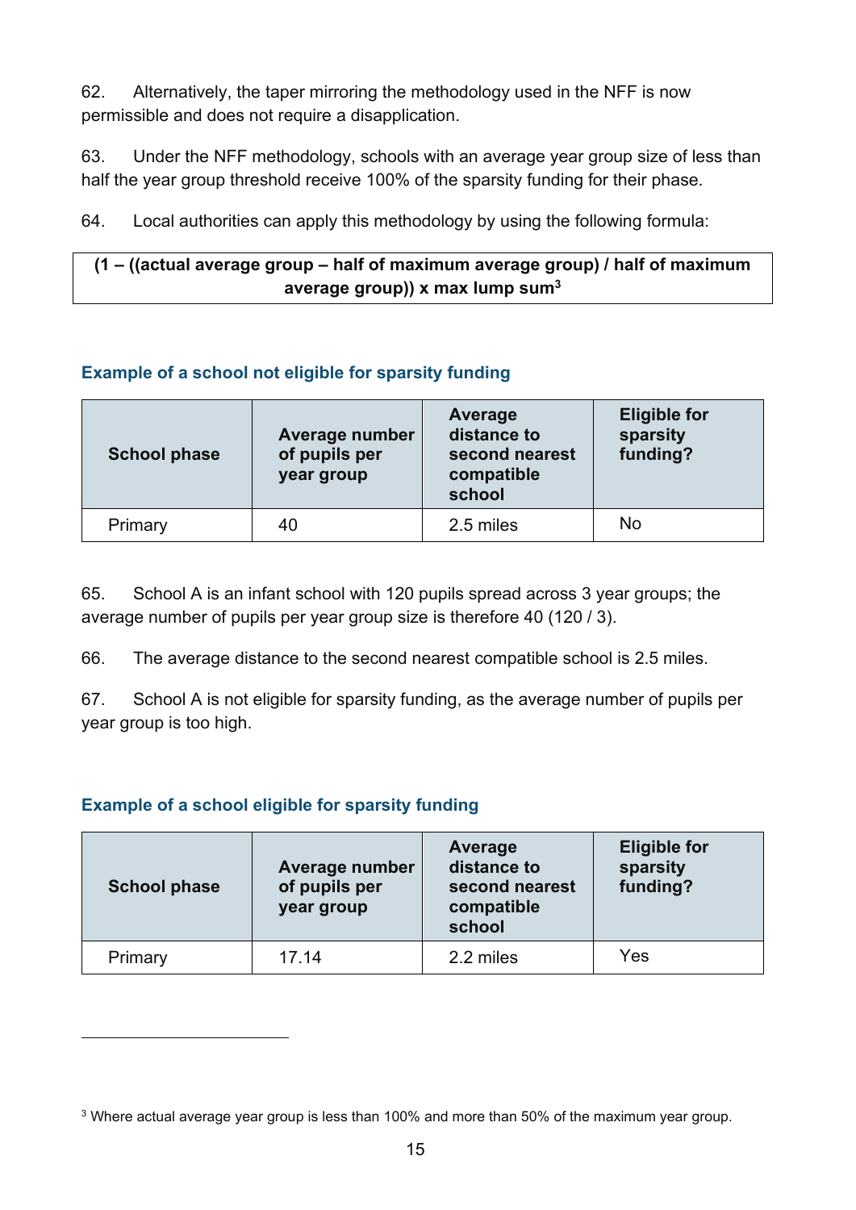62. Alternatively, the taper mirroring the methodology used in the NFF is now permissible and does not require a disapplication.

63. Under the NFF methodology, schools with an average year group size of less than half the year group threshold receive 100% of the sparsity funding for their phase.

64. Local authorities can apply this methodology by using the following formula:

| (1 – ((actual average group – half of maximum average group) / half of maximum average group)) x max lump sum[3] |
|---|

### Example of a school not eligible for sparsity funding

| School phase | Average number of pupils per year group | Average distance to second nearest compatible school | Eligible for sparsity funding? |
|---|---|---|---|
| Primary | 40 | 2.5 miles | No |

65. School A is an infant school with 120 pupils spread across 3 year groups; the average number of pupils per year group size is therefore 40 (120 / 3).

66. The average distance to the second nearest compatible school is 2.5 miles.

67. School A is not eligible for sparsity funding, as the average number of pupils per year group is too high.

### Example of a school eligible for sparsity funding

| School phase | Average number of pupils per year group | Average distance to second nearest compatible school | Eligible for sparsity funding? |
|---|---|---|---|
| Primary | 17.14 | 2.2 miles | Yes |

[3] Where actual average year group is less than 100% and more than 50% of the maximum year group.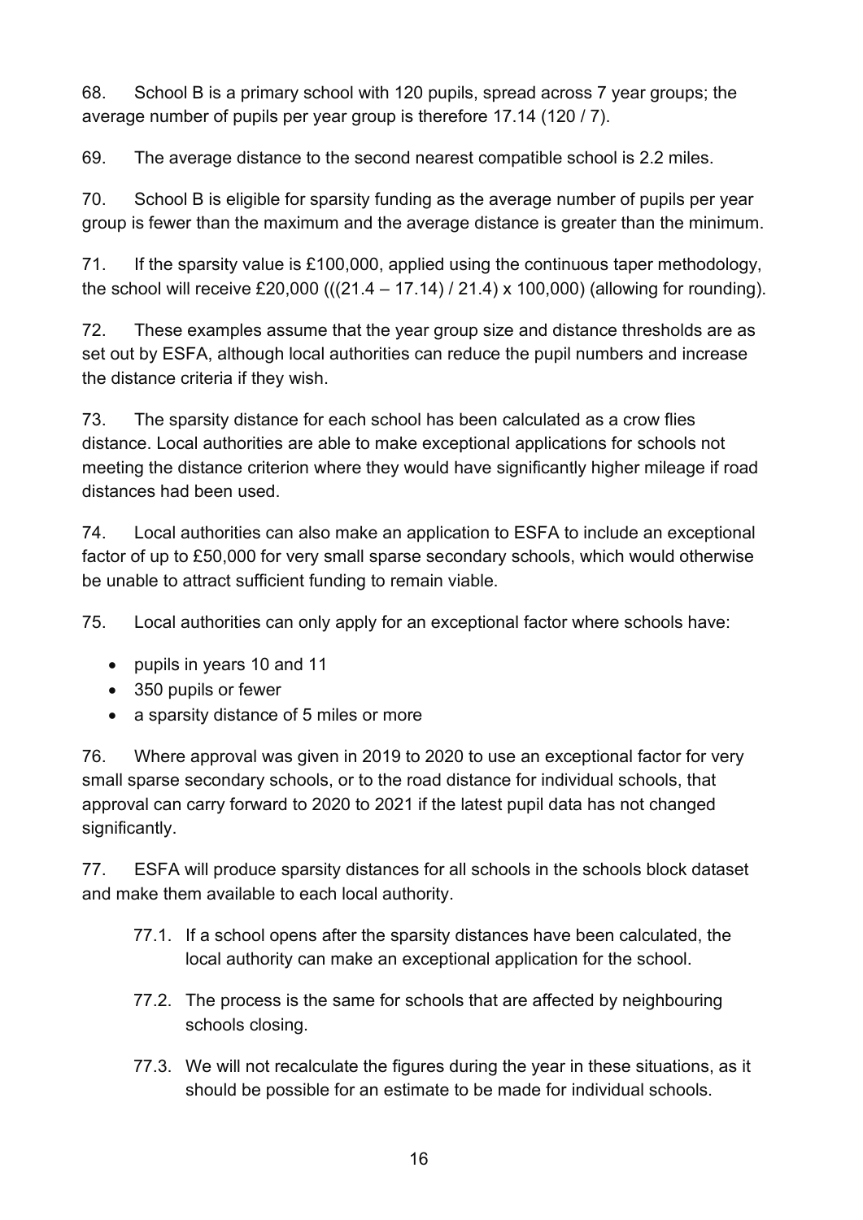68. School B is a primary school with 120 pupils, spread across 7 year groups; the average number of pupils per year group is therefore 17.14 (120 / 7).

69. The average distance to the second nearest compatible school is 2.2 miles.

70. School B is eligible for sparsity funding as the average number of pupils per year group is fewer than the maximum and the average distance is greater than the minimum.

71. If the sparsity value is £100,000, applied using the continuous taper methodology, the school will receive £20,000 (((21.4 – 17.14) / 21.4) x 100,000) (allowing for rounding).

72. These examples assume that the year group size and distance thresholds are as set out by ESFA, although local authorities can reduce the pupil numbers and increase the distance criteria if they wish.

73. The sparsity distance for each school has been calculated as a crow flies distance. Local authorities are able to make exceptional applications for schools not meeting the distance criterion where they would have significantly higher mileage if road distances had been used.

74. Local authorities can also make an application to ESFA to include an exceptional factor of up to £50,000 for very small sparse secondary schools, which would otherwise be unable to attract sufficient funding to remain viable.

75. Local authorities can only apply for an exceptional factor where schools have:

- pupils in years 10 and 11
- 350 pupils or fewer
- a sparsity distance of 5 miles or more

76. Where approval was given in 2019 to 2020 to use an exceptional factor for very small sparse secondary schools, or to the road distance for individual schools, that approval can carry forward to 2020 to 2021 if the latest pupil data has not changed significantly.

77. ESFA will produce sparsity distances for all schools in the schools block dataset and make them available to each local authority.

   77.1. If a school opens after the sparsity distances have been calculated, the local authority can make an exceptional application for the school.

   77.2. The process is the same for schools that are affected by neighbouring schools closing.

   77.3. We will not recalculate the figures during the year in these situations, as it should be possible for an estimate to be made for individual schools.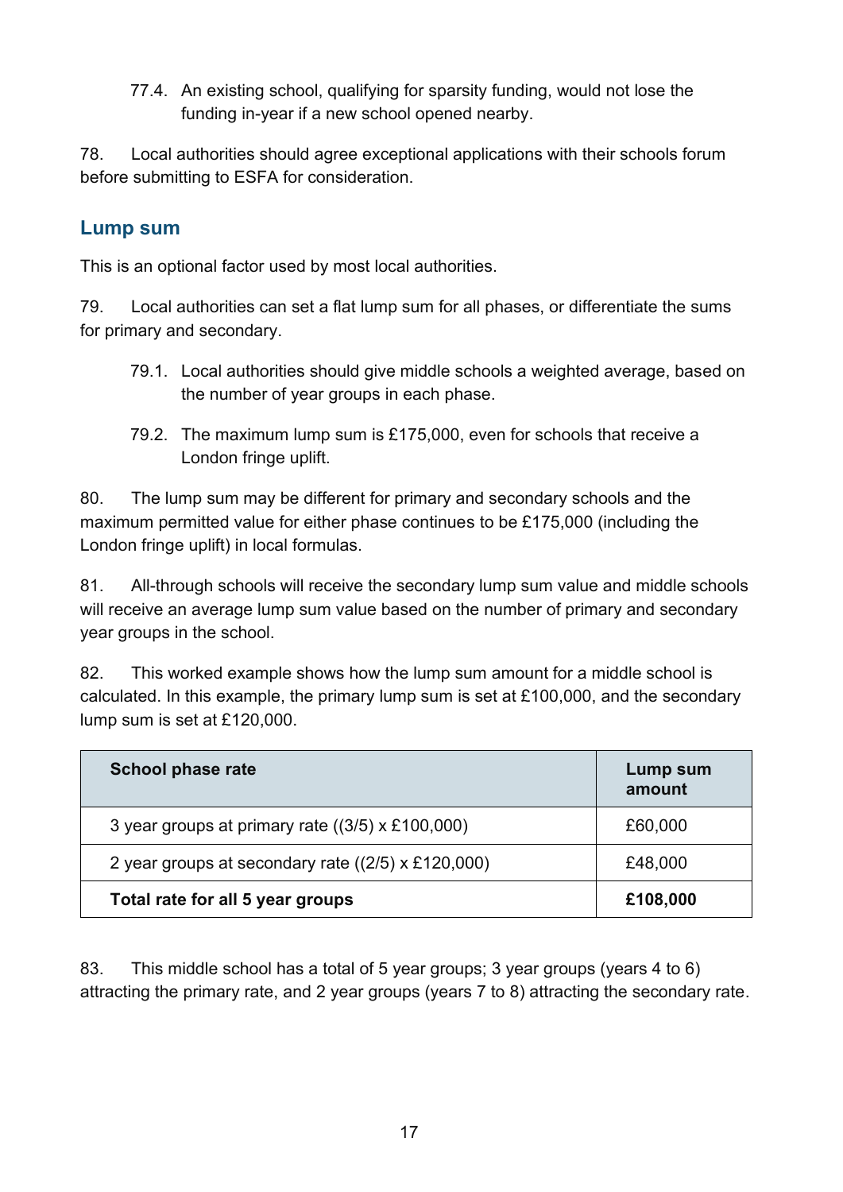77.4. An existing school, qualifying for sparsity funding, would not lose the funding in-year if a new school opened nearby.

78. Local authorities should agree exceptional applications with their schools forum before submitting to ESFA for consideration.

## Lump sum

This is an optional factor used by most local authorities.

79. Local authorities can set a flat lump sum for all phases, or differentiate the sums for primary and secondary.

79.1. Local authorities should give middle schools a weighted average, based on the number of year groups in each phase.

79.2. The maximum lump sum is £175,000, even for schools that receive a London fringe uplift.

80. The lump sum may be different for primary and secondary schools and the maximum permitted value for either phase continues to be £175,000 (including the London fringe uplift) in local formulas.

81. All-through schools will receive the secondary lump sum value and middle schools will receive an average lump sum value based on the number of primary and secondary year groups in the school.

82. This worked example shows how the lump sum amount for a middle school is calculated. In this example, the primary lump sum is set at £100,000, and the secondary lump sum is set at £120,000.

| School phase rate | Lump sum amount |
|---|---|
| 3 year groups at primary rate ((3/5) x £100,000) | £60,000 |
| 2 year groups at secondary rate ((2/5) x £120,000) | £48,000 |
| **Total rate for all 5 year groups** | **£108,000** |

83. This middle school has a total of 5 year groups; 3 year groups (years 4 to 6) attracting the primary rate, and 2 year groups (years 7 to 8) attracting the secondary rate.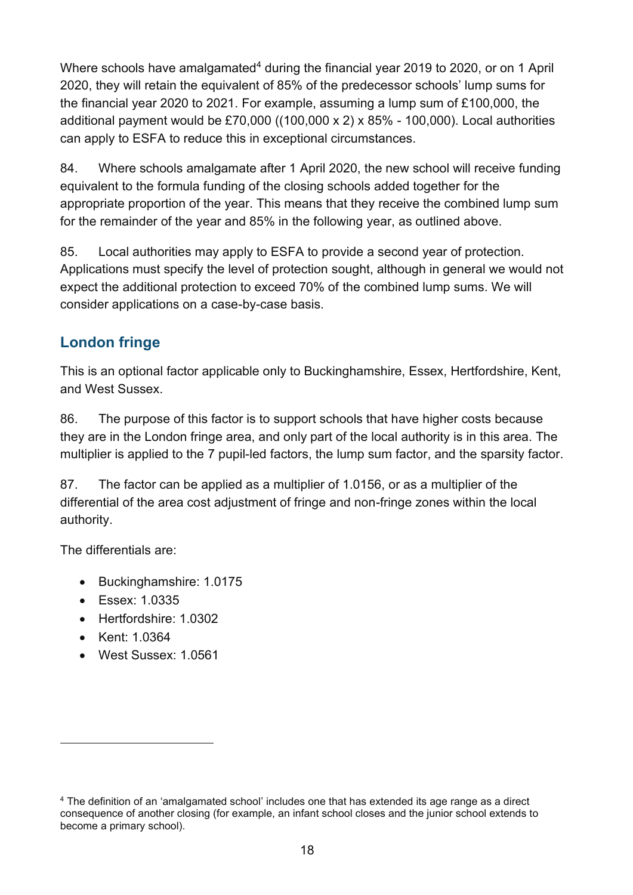Where schools have amalgamated[4] during the financial year 2019 to 2020, or on 1 April 2020, they will retain the equivalent of 85% of the predecessor schools' lump sums for the financial year 2020 to 2021. For example, assuming a lump sum of £100,000, the additional payment would be £70,000 ((100,000 x 2) x 85% - 100,000). Local authorities can apply to ESFA to reduce this in exceptional circumstances.

84. Where schools amalgamate after 1 April 2020, the new school will receive funding equivalent to the formula funding of the closing schools added together for the appropriate proportion of the year. This means that they receive the combined lump sum for the remainder of the year and 85% in the following year, as outlined above.

85. Local authorities may apply to ESFA to provide a second year of protection. Applications must specify the level of protection sought, although in general we would not expect the additional protection to exceed 70% of the combined lump sums. We will consider applications on a case-by-case basis.

## London fringe

This is an optional factor applicable only to Buckinghamshire, Essex, Hertfordshire, Kent, and West Sussex.

86. The purpose of this factor is to support schools that have higher costs because they are in the London fringe area, and only part of the local authority is in this area. The multiplier is applied to the 7 pupil-led factors, the lump sum factor, and the sparsity factor.

87. The factor can be applied as a multiplier of 1.0156, or as a multiplier of the differential of the area cost adjustment of fringe and non-fringe zones within the local authority.

The differentials are:

- Buckinghamshire: 1.0175
- Essex: 1.0335
- Hertfordshire: 1.0302
- Kent: 1.0364
- West Sussex: 1.0561

---

[4] The definition of an 'amalgamated school' includes one that has extended its age range as a direct consequence of another closing (for example, an infant school closes and the junior school extends to become a primary school).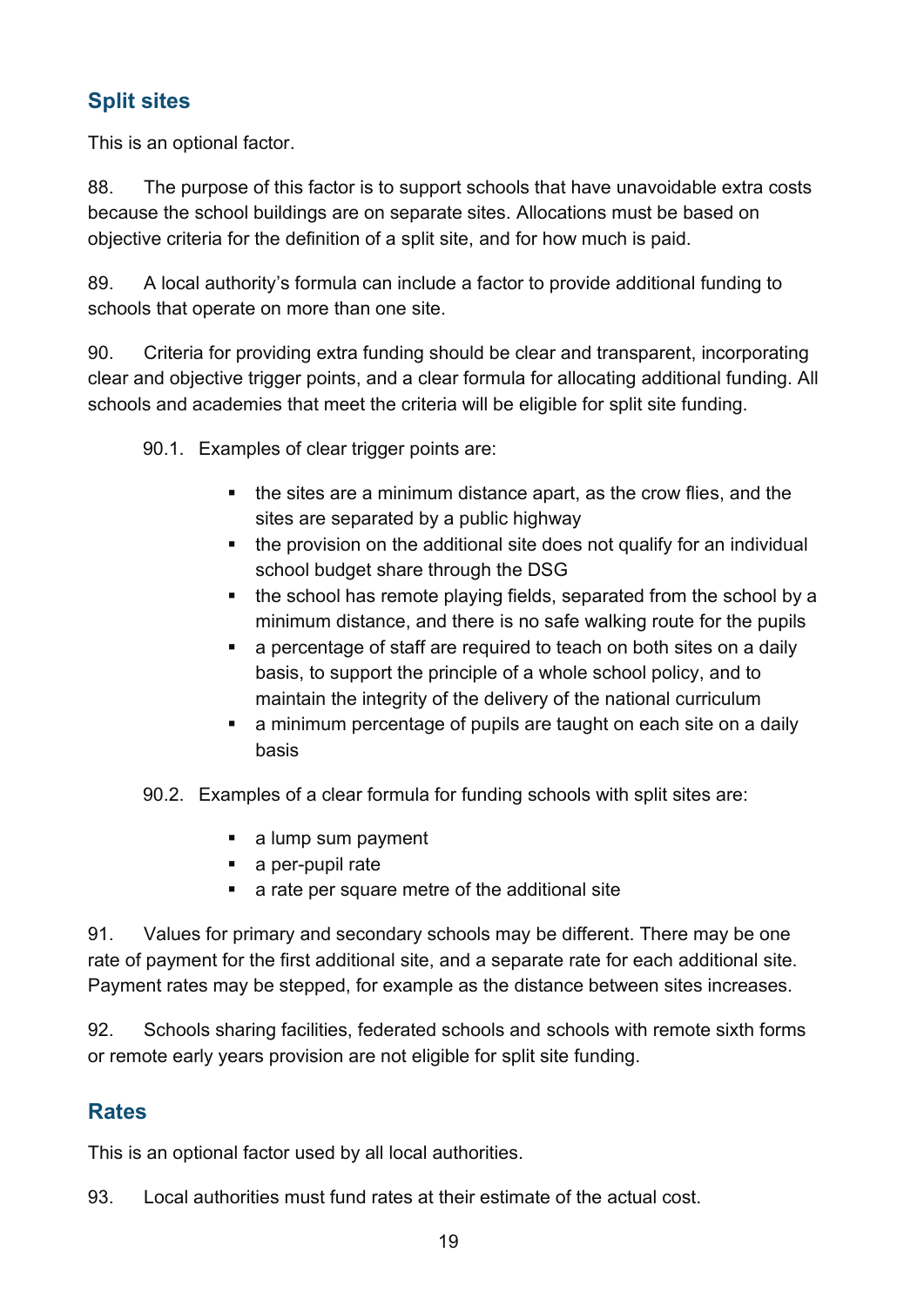## Split sites

This is an optional factor.

88. The purpose of this factor is to support schools that have unavoidable extra costs because the school buildings are on separate sites. Allocations must be based on objective criteria for the definition of a split site, and for how much is paid.

89. A local authority's formula can include a factor to provide additional funding to schools that operate on more than one site.

90. Criteria for providing extra funding should be clear and transparent, incorporating clear and objective trigger points, and a clear formula for allocating additional funding. All schools and academies that meet the criteria will be eligible for split site funding.

90.1. Examples of clear trigger points are:

- the sites are a minimum distance apart, as the crow flies, and the sites are separated by a public highway
- the provision on the additional site does not qualify for an individual school budget share through the DSG
- the school has remote playing fields, separated from the school by a minimum distance, and there is no safe walking route for the pupils
- a percentage of staff are required to teach on both sites on a daily basis, to support the principle of a whole school policy, and to maintain the integrity of the delivery of the national curriculum
- a minimum percentage of pupils are taught on each site on a daily basis

90.2. Examples of a clear formula for funding schools with split sites are:

- a lump sum payment
- a per-pupil rate
- a rate per square metre of the additional site

91. Values for primary and secondary schools may be different. There may be one rate of payment for the first additional site, and a separate rate for each additional site. Payment rates may be stepped, for example as the distance between sites increases.

92. Schools sharing facilities, federated schools and schools with remote sixth forms or remote early years provision are not eligible for split site funding.

## Rates

This is an optional factor used by all local authorities.

93. Local authorities must fund rates at their estimate of the actual cost.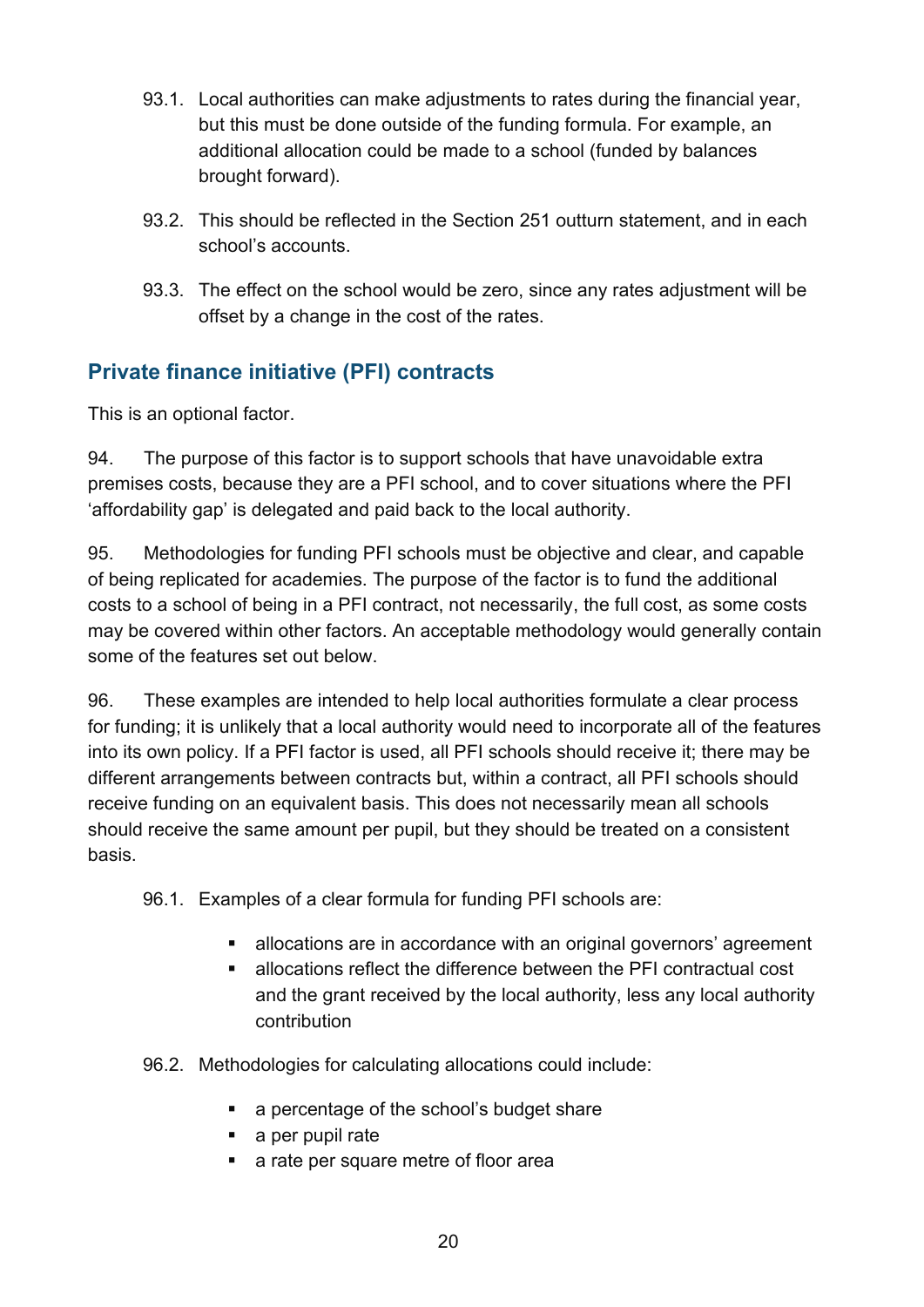93.1. Local authorities can make adjustments to rates during the financial year, but this must be done outside of the funding formula. For example, an additional allocation could be made to a school (funded by balances brought forward).

93.2. This should be reflected in the Section 251 outturn statement, and in each school's accounts.

93.3. The effect on the school would be zero, since any rates adjustment will be offset by a change in the cost of the rates.

## Private finance initiative (PFI) contracts

This is an optional factor.

94. The purpose of this factor is to support schools that have unavoidable extra premises costs, because they are a PFI school, and to cover situations where the PFI 'affordability gap' is delegated and paid back to the local authority.

95. Methodologies for funding PFI schools must be objective and clear, and capable of being replicated for academies. The purpose of the factor is to fund the additional costs to a school of being in a PFI contract, not necessarily, the full cost, as some costs may be covered within other factors. An acceptable methodology would generally contain some of the features set out below.

96. These examples are intended to help local authorities formulate a clear process for funding; it is unlikely that a local authority would need to incorporate all of the features into its own policy. If a PFI factor is used, all PFI schools should receive it; there may be different arrangements between contracts but, within a contract, all PFI schools should receive funding on an equivalent basis. This does not necessarily mean all schools should receive the same amount per pupil, but they should be treated on a consistent basis.

96.1. Examples of a clear formula for funding PFI schools are:

- allocations are in accordance with an original governors' agreement
- allocations reflect the difference between the PFI contractual cost and the grant received by the local authority, less any local authority contribution

96.2. Methodologies for calculating allocations could include:

- a percentage of the school's budget share
- a per pupil rate
- a rate per square metre of floor area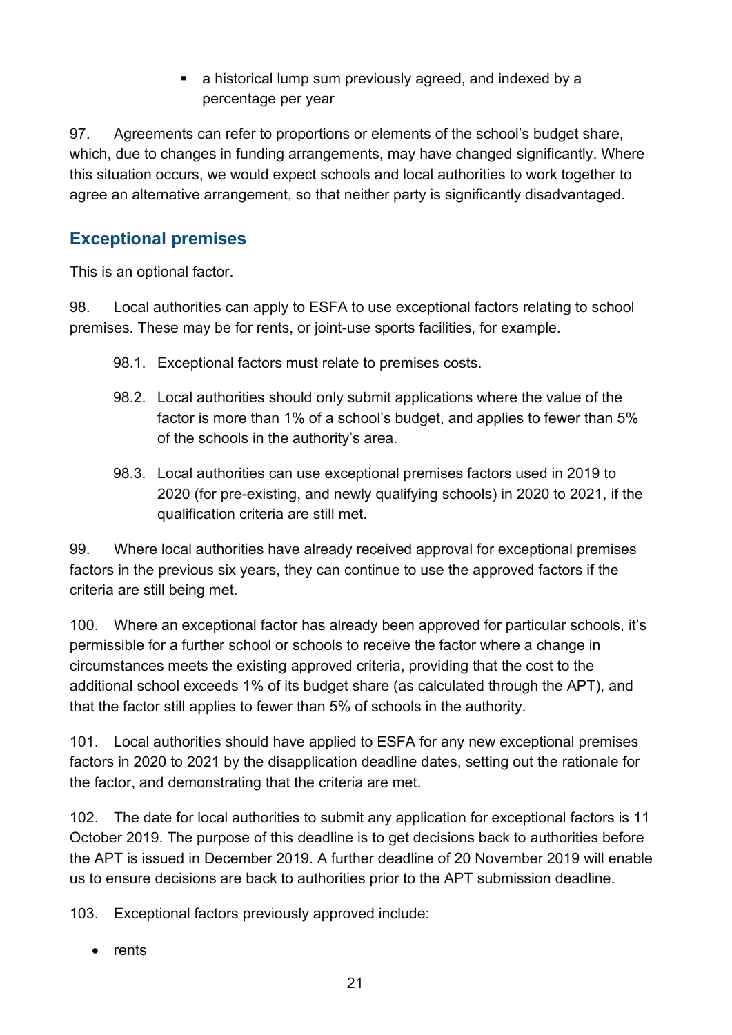- a historical lump sum previously agreed, and indexed by a percentage per year

97. Agreements can refer to proportions or elements of the school's budget share, which, due to changes in funding arrangements, may have changed significantly. Where this situation occurs, we would expect schools and local authorities to work together to agree an alternative arrangement, so that neither party is significantly disadvantaged.

## Exceptional premises

This is an optional factor.

98. Local authorities can apply to ESFA to use exceptional factors relating to school premises. These may be for rents, or joint-use sports facilities, for example.

98.1. Exceptional factors must relate to premises costs.

98.2. Local authorities should only submit applications where the value of the factor is more than 1% of a school's budget, and applies to fewer than 5% of the schools in the authority's area.

98.3. Local authorities can use exceptional premises factors used in 2019 to 2020 (for pre-existing, and newly qualifying schools) in 2020 to 2021, if the qualification criteria are still met.

99. Where local authorities have already received approval for exceptional premises factors in the previous six years, they can continue to use the approved factors if the criteria are still being met.

100. Where an exceptional factor has already been approved for particular schools, it's permissible for a further school or schools to receive the factor where a change in circumstances meets the existing approved criteria, providing that the cost to the additional school exceeds 1% of its budget share (as calculated through the APT), and that the factor still applies to fewer than 5% of schools in the authority.

101. Local authorities should have applied to ESFA for any new exceptional premises factors in 2020 to 2021 by the disapplication deadline dates, setting out the rationale for the factor, and demonstrating that the criteria are met.

102. The date for local authorities to submit any application for exceptional factors is 11 October 2019. The purpose of this deadline is to get decisions back to authorities before the APT is issued in December 2019. A further deadline of 20 November 2019 will enable us to ensure decisions are back to authorities prior to the APT submission deadline.

103. Exceptional factors previously approved include:

- rents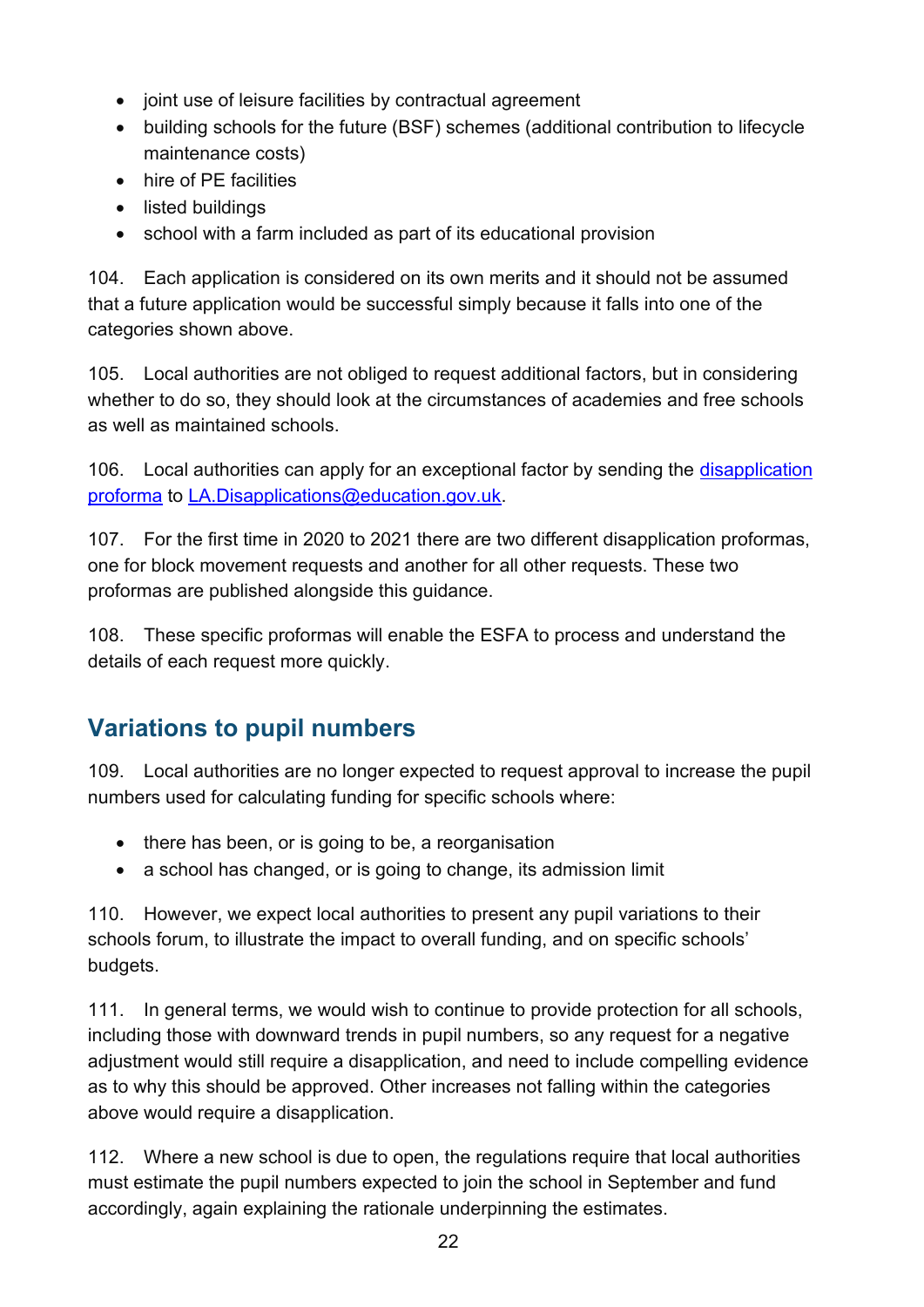- joint use of leisure facilities by contractual agreement
- building schools for the future (BSF) schemes (additional contribution to lifecycle maintenance costs)
- hire of PE facilities
- listed buildings
- school with a farm included as part of its educational provision

104. Each application is considered on its own merits and it should not be assumed that a future application would be successful simply because it falls into one of the categories shown above.

105. Local authorities are not obliged to request additional factors, but in considering whether to do so, they should look at the circumstances of academies and free schools as well as maintained schools.

106. Local authorities can apply for an exceptional factor by sending the [disapplication proforma](https://www.gov.uk) to [LA.Disapplications@education.gov.uk](mailto:LA.Disapplications@education.gov.uk).

107. For the first time in 2020 to 2021 there are two different disapplication proformas, one for block movement requests and another for all other requests. These two proformas are published alongside this guidance.

108. These specific proformas will enable the ESFA to process and understand the details of each request more quickly.

## Variations to pupil numbers

109. Local authorities are no longer expected to request approval to increase the pupil numbers used for calculating funding for specific schools where:

- there has been, or is going to be, a reorganisation
- a school has changed, or is going to change, its admission limit

110. However, we expect local authorities to present any pupil variations to their schools forum, to illustrate the impact to overall funding, and on specific schools' budgets.

111. In general terms, we would wish to continue to provide protection for all schools, including those with downward trends in pupil numbers, so any request for a negative adjustment would still require a disapplication, and need to include compelling evidence as to why this should be approved. Other increases not falling within the categories above would require a disapplication.

112. Where a new school is due to open, the regulations require that local authorities must estimate the pupil numbers expected to join the school in September and fund accordingly, again explaining the rationale underpinning the estimates.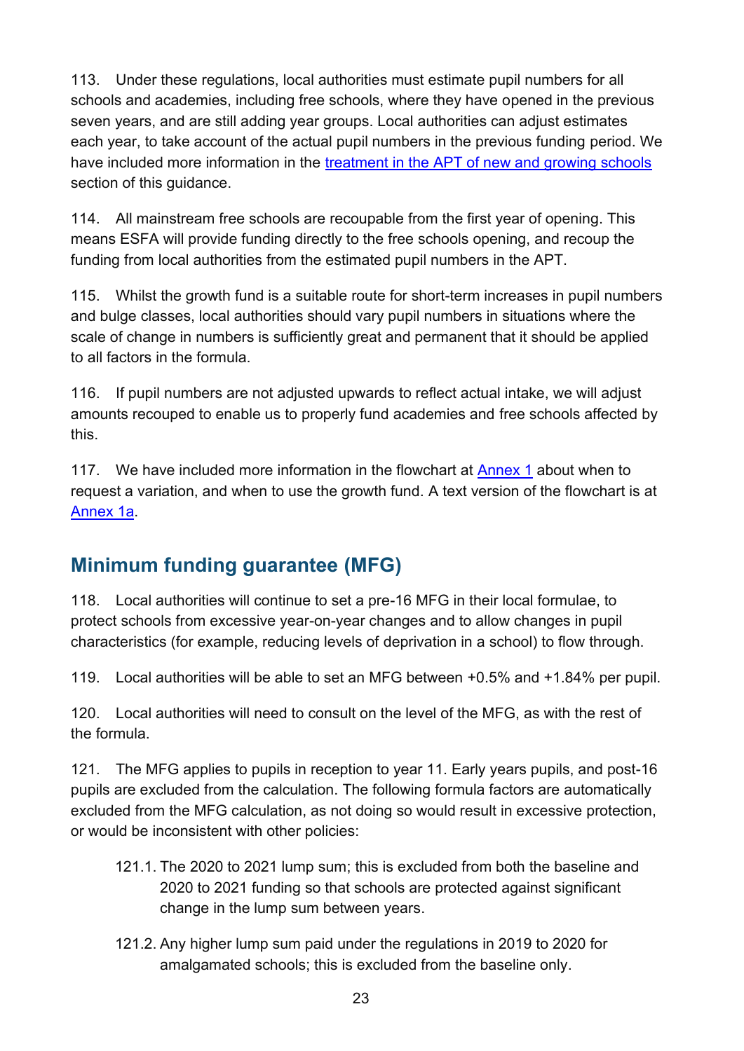113. Under these regulations, local authorities must estimate pupil numbers for all schools and academies, including free schools, where they have opened in the previous seven years, and are still adding year groups. Local authorities can adjust estimates each year, to take account of the actual pupil numbers in the previous funding period. We have included more information in the treatment in the APT of new and growing schools section of this guidance.

114. All mainstream free schools are recoupable from the first year of opening. This means ESFA will provide funding directly to the free schools opening, and recoup the funding from local authorities from the estimated pupil numbers in the APT.

115. Whilst the growth fund is a suitable route for short-term increases in pupil numbers and bulge classes, local authorities should vary pupil numbers in situations where the scale of change in numbers is sufficiently great and permanent that it should be applied to all factors in the formula.

116. If pupil numbers are not adjusted upwards to reflect actual intake, we will adjust amounts recouped to enable us to properly fund academies and free schools affected by this.

117. We have included more information in the flowchart at Annex 1 about when to request a variation, and when to use the growth fund. A text version of the flowchart is at Annex 1a.

## Minimum funding guarantee (MFG)

118. Local authorities will continue to set a pre-16 MFG in their local formulae, to protect schools from excessive year-on-year changes and to allow changes in pupil characteristics (for example, reducing levels of deprivation in a school) to flow through.

119. Local authorities will be able to set an MFG between +0.5% and +1.84% per pupil.

120. Local authorities will need to consult on the level of the MFG, as with the rest of the formula.

121. The MFG applies to pupils in reception to year 11. Early years pupils, and post-16 pupils are excluded from the calculation. The following formula factors are automatically excluded from the MFG calculation, as not doing so would result in excessive protection, or would be inconsistent with other policies:

121.1. The 2020 to 2021 lump sum; this is excluded from both the baseline and 2020 to 2021 funding so that schools are protected against significant change in the lump sum between years.

121.2. Any higher lump sum paid under the regulations in 2019 to 2020 for amalgamated schools; this is excluded from the baseline only.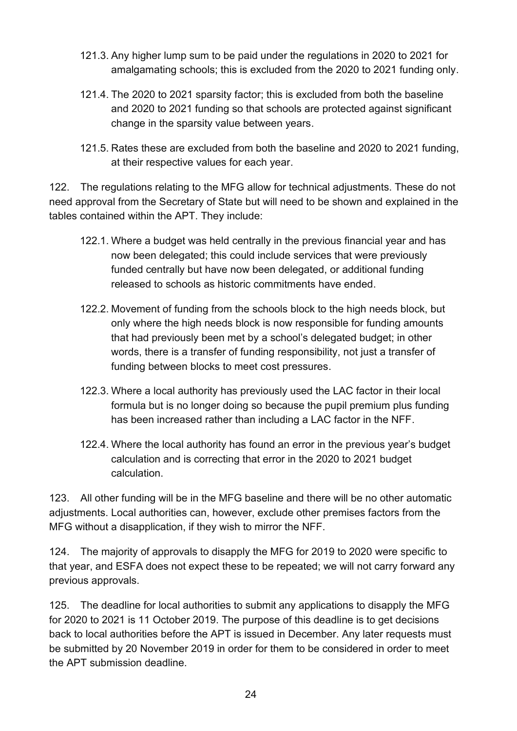121.3. Any higher lump sum to be paid under the regulations in 2020 to 2021 for amalgamating schools; this is excluded from the 2020 to 2021 funding only.

121.4. The 2020 to 2021 sparsity factor; this is excluded from both the baseline and 2020 to 2021 funding so that schools are protected against significant change in the sparsity value between years.

121.5. Rates these are excluded from both the baseline and 2020 to 2021 funding, at their respective values for each year.

122. The regulations relating to the MFG allow for technical adjustments. These do not need approval from the Secretary of State but will need to be shown and explained in the tables contained within the APT. They include:

122.1. Where a budget was held centrally in the previous financial year and has now been delegated; this could include services that were previously funded centrally but have now been delegated, or additional funding released to schools as historic commitments have ended.

122.2. Movement of funding from the schools block to the high needs block, but only where the high needs block is now responsible for funding amounts that had previously been met by a school's delegated budget; in other words, there is a transfer of funding responsibility, not just a transfer of funding between blocks to meet cost pressures.

122.3. Where a local authority has previously used the LAC factor in their local formula but is no longer doing so because the pupil premium plus funding has been increased rather than including a LAC factor in the NFF.

122.4. Where the local authority has found an error in the previous year's budget calculation and is correcting that error in the 2020 to 2021 budget calculation.

123. All other funding will be in the MFG baseline and there will be no other automatic adjustments. Local authorities can, however, exclude other premises factors from the MFG without a disapplication, if they wish to mirror the NFF.

124. The majority of approvals to disapply the MFG for 2019 to 2020 were specific to that year, and ESFA does not expect these to be repeated; we will not carry forward any previous approvals.

125. The deadline for local authorities to submit any applications to disapply the MFG for 2020 to 2021 is 11 October 2019. The purpose of this deadline is to get decisions back to local authorities before the APT is issued in December. Any later requests must be submitted by 20 November 2019 in order for them to be considered in order to meet the APT submission deadline.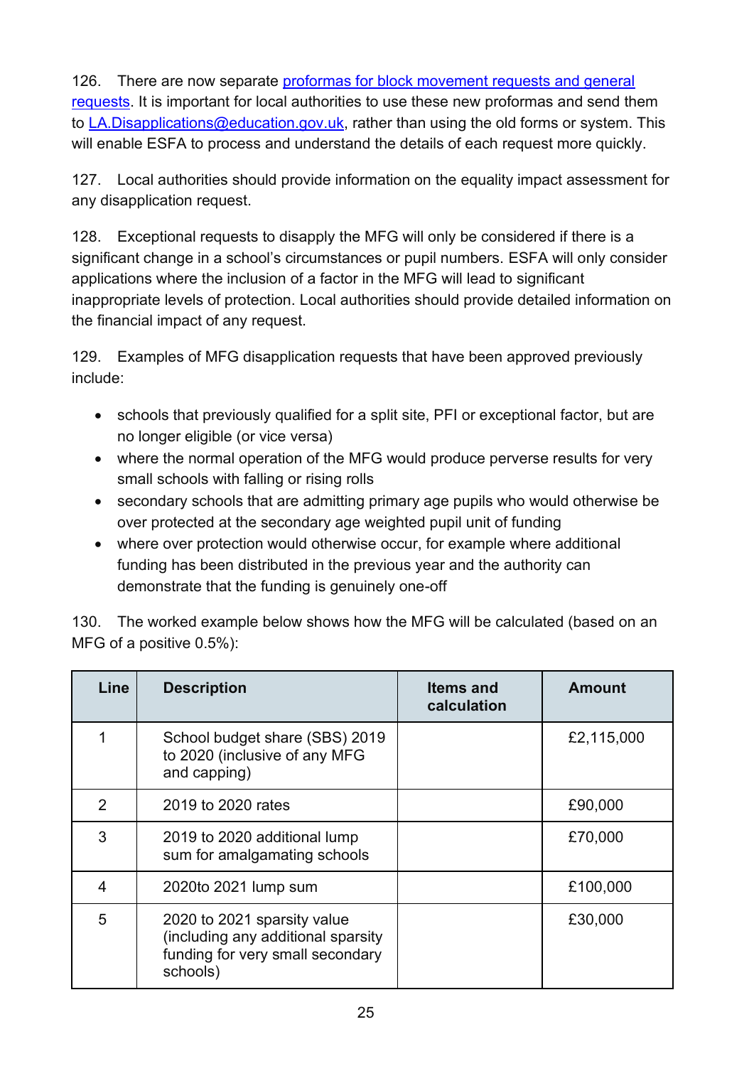126. There are now separate [proformas for block movement requests and general requests](). It is important for local authorities to use these new proformas and send them to [LA.Disapplications@education.gov.uk](mailto:LA.Disapplications@education.gov.uk), rather than using the old forms or system. This will enable ESFA to process and understand the details of each request more quickly.

127. Local authorities should provide information on the equality impact assessment for any disapplication request.

128. Exceptional requests to disapply the MFG will only be considered if there is a significant change in a school's circumstances or pupil numbers. ESFA will only consider applications where the inclusion of a factor in the MFG will lead to significant inappropriate levels of protection. Local authorities should provide detailed information on the financial impact of any request.

129. Examples of MFG disapplication requests that have been approved previously include:

- schools that previously qualified for a split site, PFI or exceptional factor, but are no longer eligible (or vice versa)
- where the normal operation of the MFG would produce perverse results for very small schools with falling or rising rolls
- secondary schools that are admitting primary age pupils who would otherwise be over protected at the secondary age weighted pupil unit of funding
- where over protection would otherwise occur, for example where additional funding has been distributed in the previous year and the authority can demonstrate that the funding is genuinely one-off

130. The worked example below shows how the MFG will be calculated (based on an MFG of a positive 0.5%):

| Line | Description | Items and calculation | Amount |
|---|---|---|---|
| 1 | School budget share (SBS) 2019 to 2020 (inclusive of any MFG and capping) | | £2,115,000 |
| 2 | 2019 to 2020 rates | | £90,000 |
| 3 | 2019 to 2020 additional lump sum for amalgamating schools | | £70,000 |
| 4 | 2020to 2021 lump sum | | £100,000 |
| 5 | 2020 to 2021 sparsity value (including any additional sparsity funding for very small secondary schools) | | £30,000 |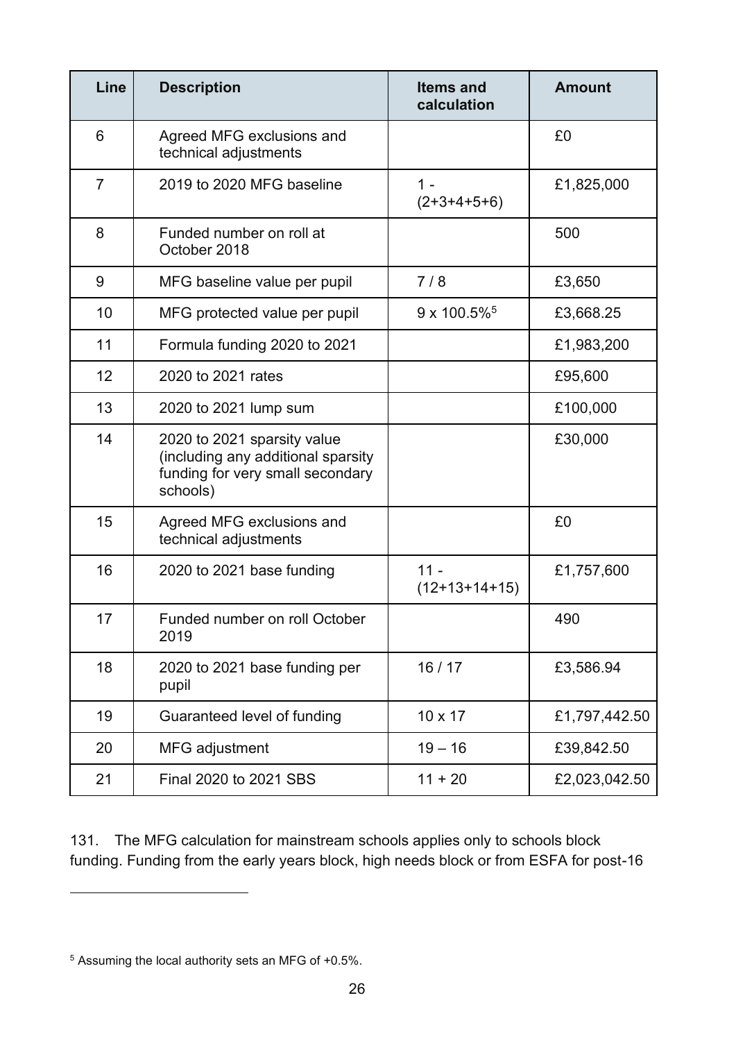| Line | Description | Items and calculation | Amount |
|---|---|---|---|
| 6 | Agreed MFG exclusions and technical adjustments | | £0 |
| 7 | 2019 to 2020 MFG baseline | 1 - (2+3+4+5+6) | £1,825,000 |
| 8 | Funded number on roll at October 2018 | | 500 |
| 9 | MFG baseline value per pupil | 7 / 8 | £3,650 |
| 10 | MFG protected value per pupil | 9 x 100.5%[5] | £3,668.25 |
| 11 | Formula funding 2020 to 2021 | | £1,983,200 |
| 12 | 2020 to 2021 rates | | £95,600 |
| 13 | 2020 to 2021 lump sum | | £100,000 |
| 14 | 2020 to 2021 sparsity value (including any additional sparsity funding for very small secondary schools) | | £30,000 |
| 15 | Agreed MFG exclusions and technical adjustments | | £0 |
| 16 | 2020 to 2021 base funding | 11 - (12+13+14+15) | £1,757,600 |
| 17 | Funded number on roll October 2019 | | 490 |
| 18 | 2020 to 2021 base funding per pupil | 16 / 17 | £3,586.94 |
| 19 | Guaranteed level of funding | 10 x 17 | £1,797,442.50 |
| 20 | MFG adjustment | 19 – 16 | £39,842.50 |
| 21 | Final 2020 to 2021 SBS | 11 + 20 | £2,023,042.50 |

131. The MFG calculation for mainstream schools applies only to schools block funding. Funding from the early years block, high needs block or from ESFA for post-16

[5] Assuming the local authority sets an MFG of +0.5%.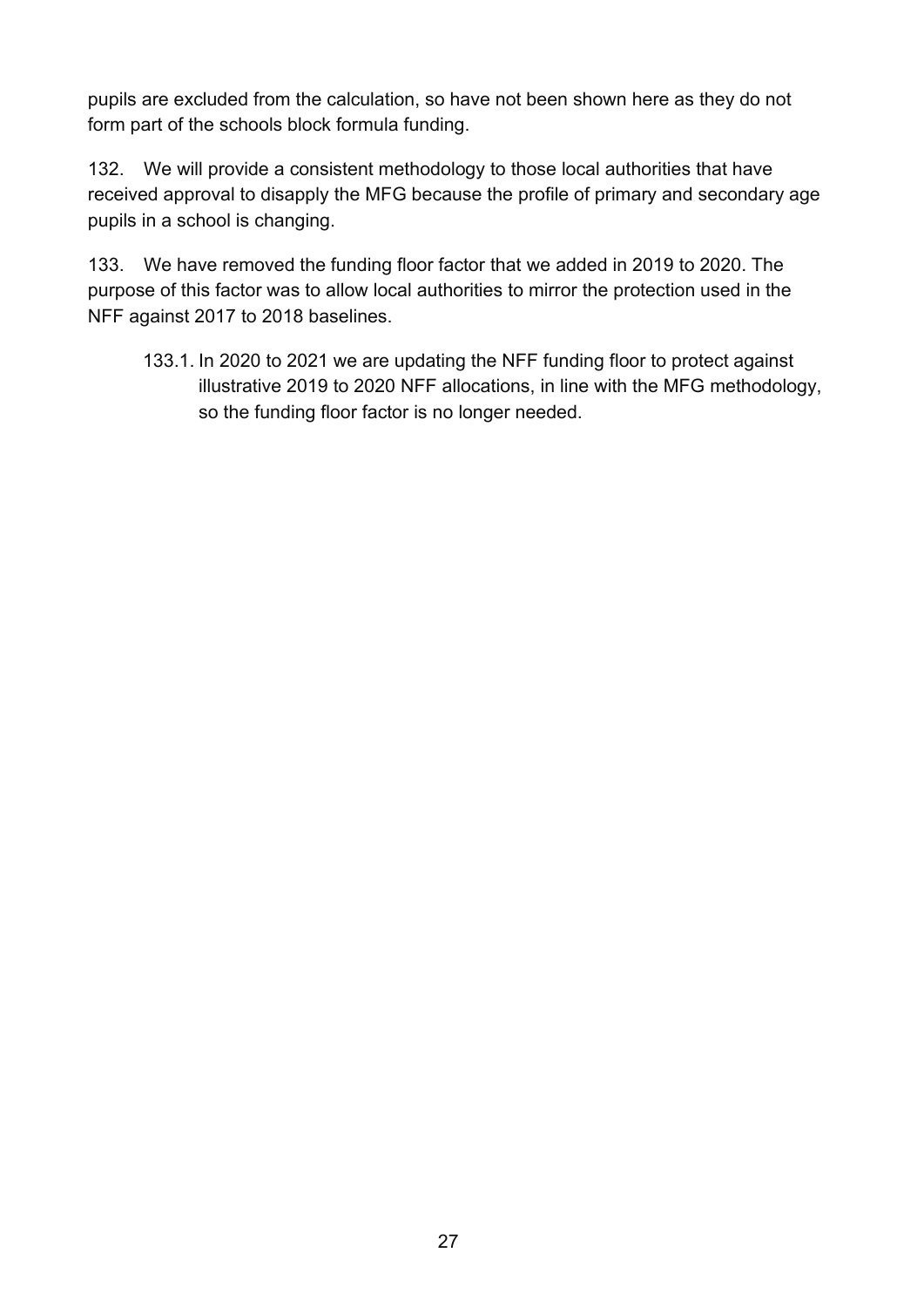pupils are excluded from the calculation, so have not been shown here as they do not form part of the schools block formula funding.

132. We will provide a consistent methodology to those local authorities that have received approval to disapply the MFG because the profile of primary and secondary age pupils in a school is changing.

133. We have removed the funding floor factor that we added in 2019 to 2020. The purpose of this factor was to allow local authorities to mirror the protection used in the NFF against 2017 to 2018 baselines.

133.1. In 2020 to 2021 we are updating the NFF funding floor to protect against illustrative 2019 to 2020 NFF allocations, in line with the MFG methodology, so the funding floor factor is no longer needed.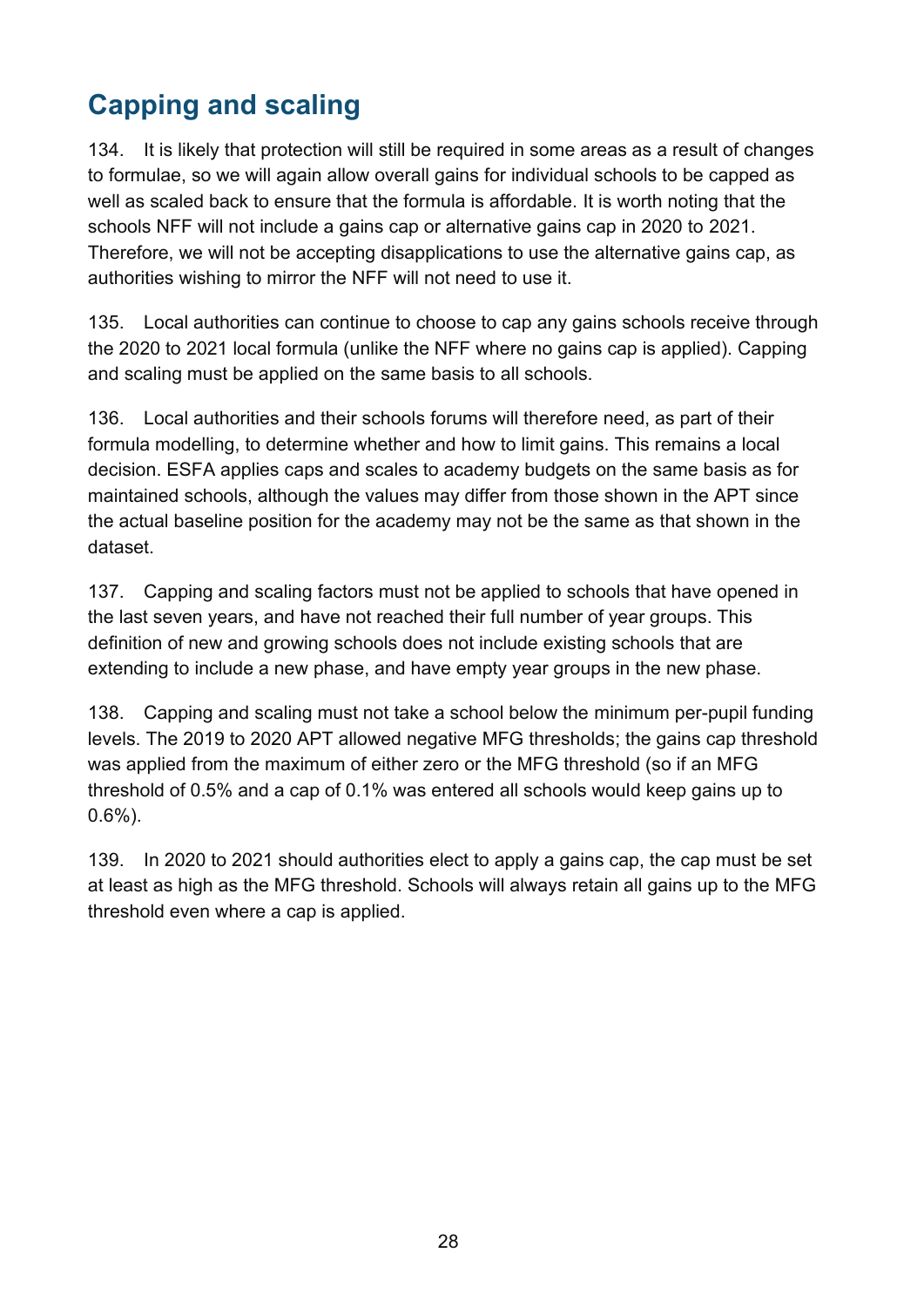## Capping and scaling

134. It is likely that protection will still be required in some areas as a result of changes to formulae, so we will again allow overall gains for individual schools to be capped as well as scaled back to ensure that the formula is affordable. It is worth noting that the schools NFF will not include a gains cap or alternative gains cap in 2020 to 2021. Therefore, we will not be accepting disapplications to use the alternative gains cap, as authorities wishing to mirror the NFF will not need to use it.

135. Local authorities can continue to choose to cap any gains schools receive through the 2020 to 2021 local formula (unlike the NFF where no gains cap is applied). Capping and scaling must be applied on the same basis to all schools.

136. Local authorities and their schools forums will therefore need, as part of their formula modelling, to determine whether and how to limit gains. This remains a local decision. ESFA applies caps and scales to academy budgets on the same basis as for maintained schools, although the values may differ from those shown in the APT since the actual baseline position for the academy may not be the same as that shown in the dataset.

137. Capping and scaling factors must not be applied to schools that have opened in the last seven years, and have not reached their full number of year groups. This definition of new and growing schools does not include existing schools that are extending to include a new phase, and have empty year groups in the new phase.

138. Capping and scaling must not take a school below the minimum per-pupil funding levels. The 2019 to 2020 APT allowed negative MFG thresholds; the gains cap threshold was applied from the maximum of either zero or the MFG threshold (so if an MFG threshold of 0.5% and a cap of 0.1% was entered all schools would keep gains up to 0.6%).

139. In 2020 to 2021 should authorities elect to apply a gains cap, the cap must be set at least as high as the MFG threshold. Schools will always retain all gains up to the MFG threshold even where a cap is applied.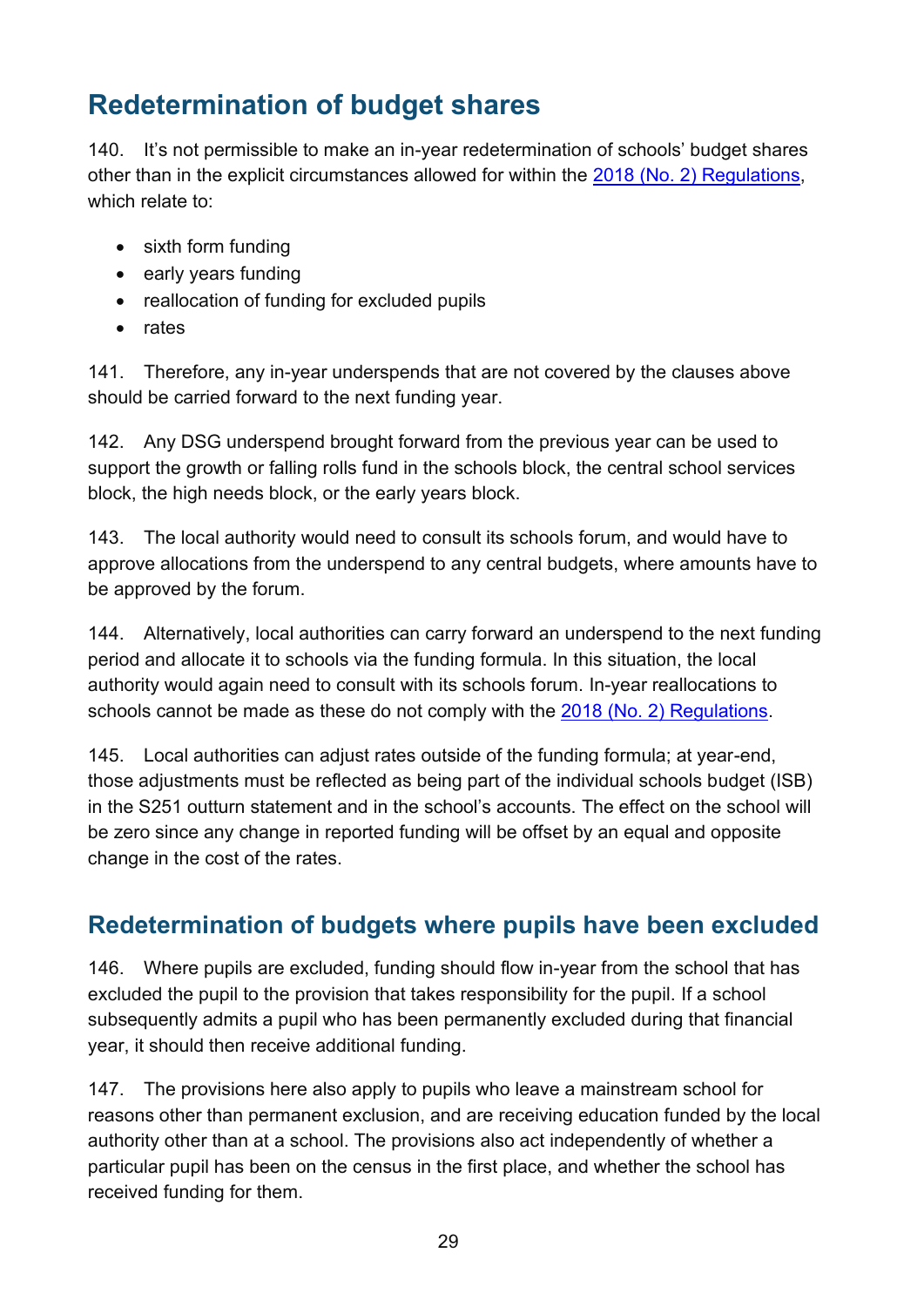## Redetermination of budget shares

140. It's not permissible to make an in-year redetermination of schools' budget shares other than in the explicit circumstances allowed for within the [2018 (No. 2) Regulations](), which relate to:

- sixth form funding
- early years funding
- reallocation of funding for excluded pupils
- rates

141. Therefore, any in-year underspends that are not covered by the clauses above should be carried forward to the next funding year.

142. Any DSG underspend brought forward from the previous year can be used to support the growth or falling rolls fund in the schools block, the central school services block, the high needs block, or the early years block.

143. The local authority would need to consult its schools forum, and would have to approve allocations from the underspend to any central budgets, where amounts have to be approved by the forum.

144. Alternatively, local authorities can carry forward an underspend to the next funding period and allocate it to schools via the funding formula. In this situation, the local authority would again need to consult with its schools forum. In-year reallocations to schools cannot be made as these do not comply with the [2018 (No. 2) Regulations]().

145. Local authorities can adjust rates outside of the funding formula; at year-end, those adjustments must be reflected as being part of the individual schools budget (ISB) in the S251 outturn statement and in the school's accounts. The effect on the school will be zero since any change in reported funding will be offset by an equal and opposite change in the cost of the rates.

### Redetermination of budgets where pupils have been excluded

146. Where pupils are excluded, funding should flow in-year from the school that has excluded the pupil to the provision that takes responsibility for the pupil. If a school subsequently admits a pupil who has been permanently excluded during that financial year, it should then receive additional funding.

147. The provisions here also apply to pupils who leave a mainstream school for reasons other than permanent exclusion, and are receiving education funded by the local authority other than at a school. The provisions also act independently of whether a particular pupil has been on the census in the first place, and whether the school has received funding for them.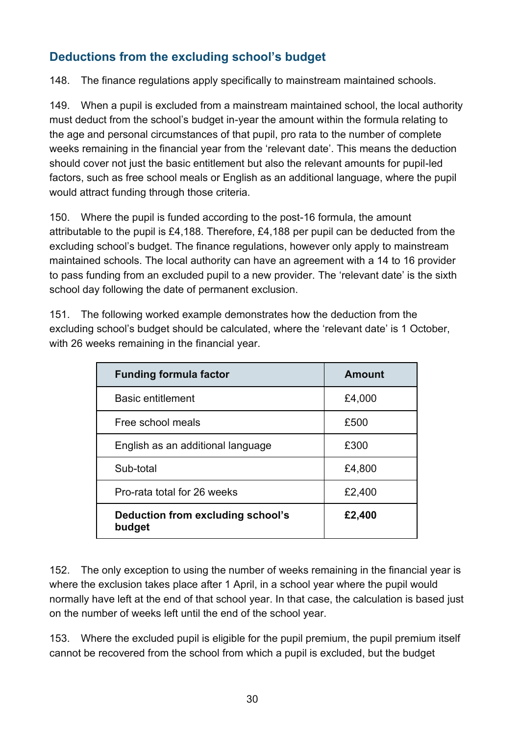## Deductions from the excluding school's budget

148. The finance regulations apply specifically to mainstream maintained schools.

149. When a pupil is excluded from a mainstream maintained school, the local authority must deduct from the school's budget in-year the amount within the formula relating to the age and personal circumstances of that pupil, pro rata to the number of complete weeks remaining in the financial year from the 'relevant date'. This means the deduction should cover not just the basic entitlement but also the relevant amounts for pupil-led factors, such as free school meals or English as an additional language, where the pupil would attract funding through those criteria.

150. Where the pupil is funded according to the post-16 formula, the amount attributable to the pupil is £4,188. Therefore, £4,188 per pupil can be deducted from the excluding school's budget. The finance regulations, however only apply to mainstream maintained schools. The local authority can have an agreement with a 14 to 16 provider to pass funding from an excluded pupil to a new provider. The 'relevant date' is the sixth school day following the date of permanent exclusion.

151. The following worked example demonstrates how the deduction from the excluding school's budget should be calculated, where the 'relevant date' is 1 October, with 26 weeks remaining in the financial year.

| Funding formula factor | Amount |
|---|---|
| Basic entitlement | £4,000 |
| Free school meals | £500 |
| English as an additional language | £300 |
| Sub-total | £4,800 |
| Pro-rata total for 26 weeks | £2,400 |
| **Deduction from excluding school's budget** | **£2,400** |

152. The only exception to using the number of weeks remaining in the financial year is where the exclusion takes place after 1 April, in a school year where the pupil would normally have left at the end of that school year. In that case, the calculation is based just on the number of weeks left until the end of the school year.

153. Where the excluded pupil is eligible for the pupil premium, the pupil premium itself cannot be recovered from the school from which a pupil is excluded, but the budget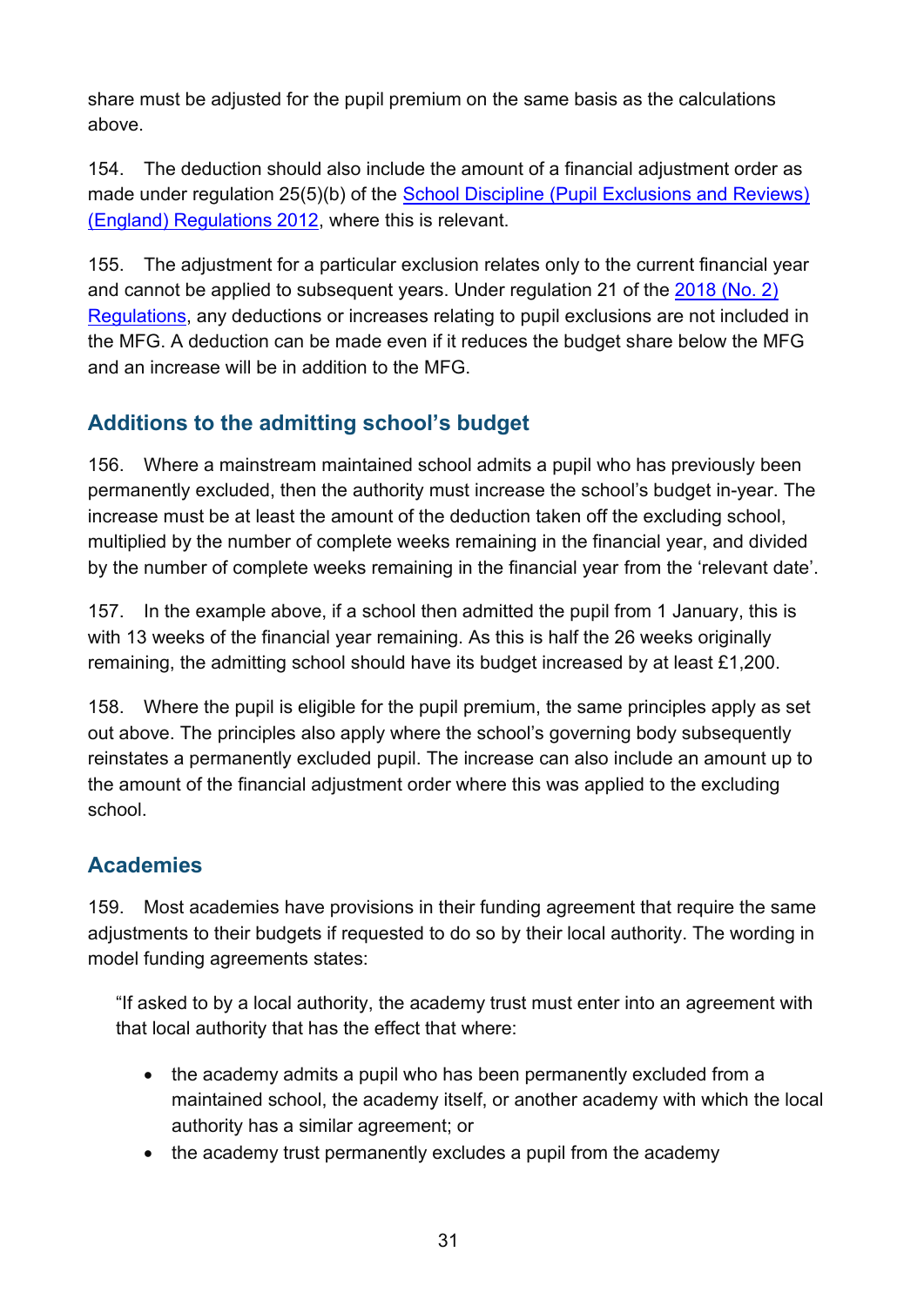share must be adjusted for the pupil premium on the same basis as the calculations above.

154. The deduction should also include the amount of a financial adjustment order as made under regulation 25(5)(b) of the [School Discipline (Pupil Exclusions and Reviews) (England) Regulations 2012](), where this is relevant.

155. The adjustment for a particular exclusion relates only to the current financial year and cannot be applied to subsequent years. Under regulation 21 of the [2018 (No. 2) Regulations](), any deductions or increases relating to pupil exclusions are not included in the MFG. A deduction can be made even if it reduces the budget share below the MFG and an increase will be in addition to the MFG.

## Additions to the admitting school's budget

156. Where a mainstream maintained school admits a pupil who has previously been permanently excluded, then the authority must increase the school's budget in-year. The increase must be at least the amount of the deduction taken off the excluding school, multiplied by the number of complete weeks remaining in the financial year, and divided by the number of complete weeks remaining in the financial year from the 'relevant date'.

157. In the example above, if a school then admitted the pupil from 1 January, this is with 13 weeks of the financial year remaining. As this is half the 26 weeks originally remaining, the admitting school should have its budget increased by at least £1,200.

158. Where the pupil is eligible for the pupil premium, the same principles apply as set out above. The principles also apply where the school's governing body subsequently reinstates a permanently excluded pupil. The increase can also include an amount up to the amount of the financial adjustment order where this was applied to the excluding school.

## Academies

159. Most academies have provisions in their funding agreement that require the same adjustments to their budgets if requested to do so by their local authority. The wording in model funding agreements states:

> "If asked to by a local authority, the academy trust must enter into an agreement with that local authority that has the effect that where:
>
> - the academy admits a pupil who has been permanently excluded from a maintained school, the academy itself, or another academy with which the local authority has a similar agreement; or
> - the academy trust permanently excludes a pupil from the academy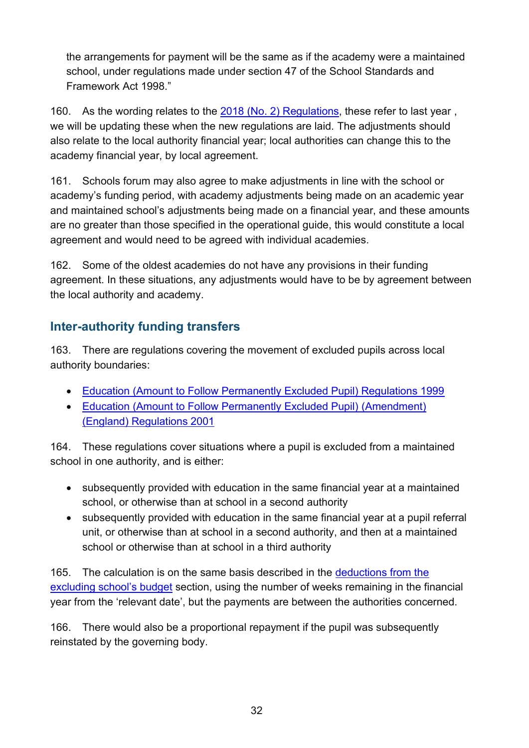the arrangements for payment will be the same as if the academy were a maintained school, under regulations made under section 47 of the School Standards and Framework Act 1998."

160. As the wording relates to the [2018 (No. 2) Regulations](), these refer to last year , we will be updating these when the new regulations are laid. The adjustments should also relate to the local authority financial year; local authorities can change this to the academy financial year, by local agreement.

161. Schools forum may also agree to make adjustments in line with the school or academy's funding period, with academy adjustments being made on an academic year and maintained school's adjustments being made on a financial year, and these amounts are no greater than those specified in the operational guide, this would constitute a local agreement and would need to be agreed with individual academies.

162. Some of the oldest academies do not have any provisions in their funding agreement. In these situations, any adjustments would have to be by agreement between the local authority and academy.

## Inter-authority funding transfers

163. There are regulations covering the movement of excluded pupils across local authority boundaries:

- [Education (Amount to Follow Permanently Excluded Pupil) Regulations 1999]()
- [Education (Amount to Follow Permanently Excluded Pupil) (Amendment) (England) Regulations 2001]()

164. These regulations cover situations where a pupil is excluded from a maintained school in one authority, and is either:

- subsequently provided with education in the same financial year at a maintained school, or otherwise than at school in a second authority
- subsequently provided with education in the same financial year at a pupil referral unit, or otherwise than at school in a second authority, and then at a maintained school or otherwise than at school in a third authority

165. The calculation is on the same basis described in the [deductions from the excluding school's budget]() section, using the number of weeks remaining in the financial year from the 'relevant date', but the payments are between the authorities concerned.

166. There would also be a proportional repayment if the pupil was subsequently reinstated by the governing body.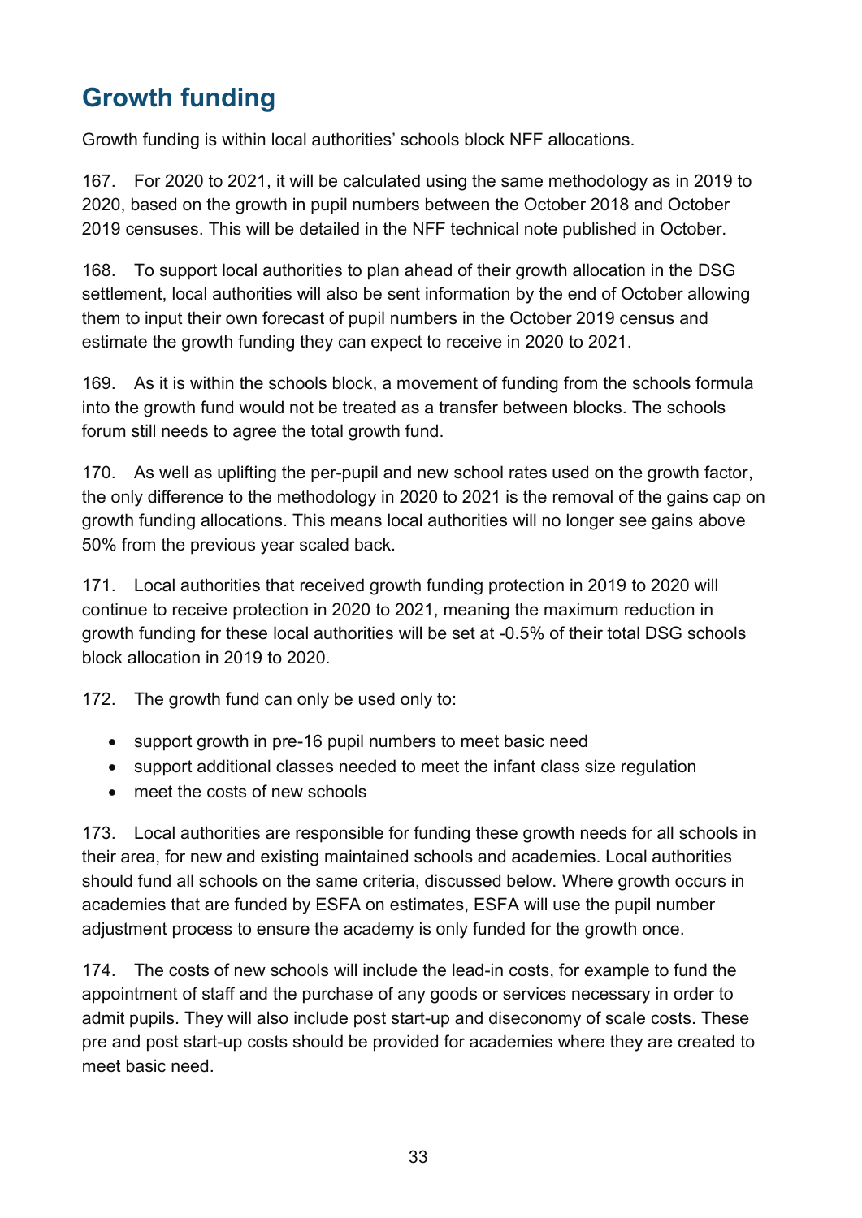## Growth funding

Growth funding is within local authorities' schools block NFF allocations.

167. For 2020 to 2021, it will be calculated using the same methodology as in 2019 to 2020, based on the growth in pupil numbers between the October 2018 and October 2019 censuses. This will be detailed in the NFF technical note published in October.

168. To support local authorities to plan ahead of their growth allocation in the DSG settlement, local authorities will also be sent information by the end of October allowing them to input their own forecast of pupil numbers in the October 2019 census and estimate the growth funding they can expect to receive in 2020 to 2021.

169. As it is within the schools block, a movement of funding from the schools formula into the growth fund would not be treated as a transfer between blocks. The schools forum still needs to agree the total growth fund.

170. As well as uplifting the per-pupil and new school rates used on the growth factor, the only difference to the methodology in 2020 to 2021 is the removal of the gains cap on growth funding allocations. This means local authorities will no longer see gains above 50% from the previous year scaled back.

171. Local authorities that received growth funding protection in 2019 to 2020 will continue to receive protection in 2020 to 2021, meaning the maximum reduction in growth funding for these local authorities will be set at -0.5% of their total DSG schools block allocation in 2019 to 2020.

172. The growth fund can only be used only to:

- support growth in pre-16 pupil numbers to meet basic need
- support additional classes needed to meet the infant class size regulation
- meet the costs of new schools

173. Local authorities are responsible for funding these growth needs for all schools in their area, for new and existing maintained schools and academies. Local authorities should fund all schools on the same criteria, discussed below. Where growth occurs in academies that are funded by ESFA on estimates, ESFA will use the pupil number adjustment process to ensure the academy is only funded for the growth once.

174. The costs of new schools will include the lead-in costs, for example to fund the appointment of staff and the purchase of any goods or services necessary in order to admit pupils. They will also include post start-up and diseconomy of scale costs. These pre and post start-up costs should be provided for academies where they are created to meet basic need.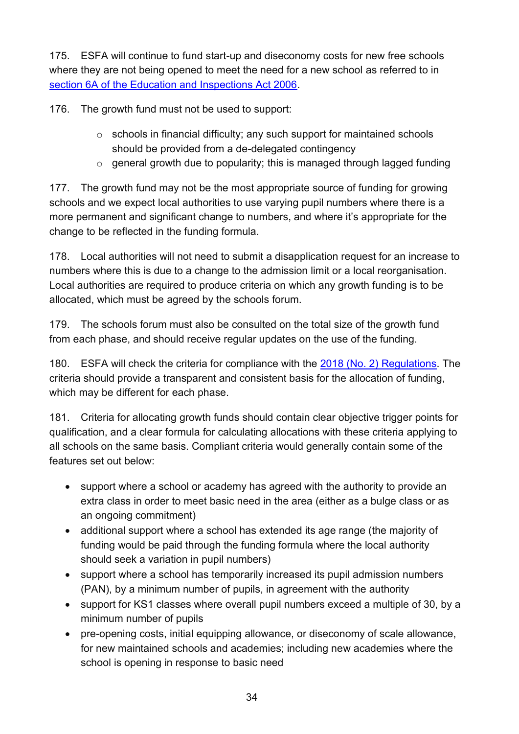175. ESFA will continue to fund start-up and diseconomy costs for new free schools where they are not being opened to meet the need for a new school as referred to in [section 6A of the Education and Inspections Act 2006](#).

176. The growth fund must not be used to support:

  - schools in financial difficulty; any such support for maintained schools should be provided from a de-delegated contingency
  - general growth due to popularity; this is managed through lagged funding

177. The growth fund may not be the most appropriate source of funding for growing schools and we expect local authorities to use varying pupil numbers where there is a more permanent and significant change to numbers, and where it's appropriate for the change to be reflected in the funding formula.

178. Local authorities will not need to submit a disapplication request for an increase to numbers where this is due to a change to the admission limit or a local reorganisation. Local authorities are required to produce criteria on which any growth funding is to be allocated, which must be agreed by the schools forum.

179. The schools forum must also be consulted on the total size of the growth fund from each phase, and should receive regular updates on the use of the funding.

180. ESFA will check the criteria for compliance with the [2018 (No. 2) Regulations](#). The criteria should provide a transparent and consistent basis for the allocation of funding, which may be different for each phase.

181. Criteria for allocating growth funds should contain clear objective trigger points for qualification, and a clear formula for calculating allocations with these criteria applying to all schools on the same basis. Compliant criteria would generally contain some of the features set out below:

- support where a school or academy has agreed with the authority to provide an extra class in order to meet basic need in the area (either as a bulge class or as an ongoing commitment)
- additional support where a school has extended its age range (the majority of funding would be paid through the funding formula where the local authority should seek a variation in pupil numbers)
- support where a school has temporarily increased its pupil admission numbers (PAN), by a minimum number of pupils, in agreement with the authority
- support for KS1 classes where overall pupil numbers exceed a multiple of 30, by a minimum number of pupils
- pre-opening costs, initial equipping allowance, or diseconomy of scale allowance, for new maintained schools and academies; including new academies where the school is opening in response to basic need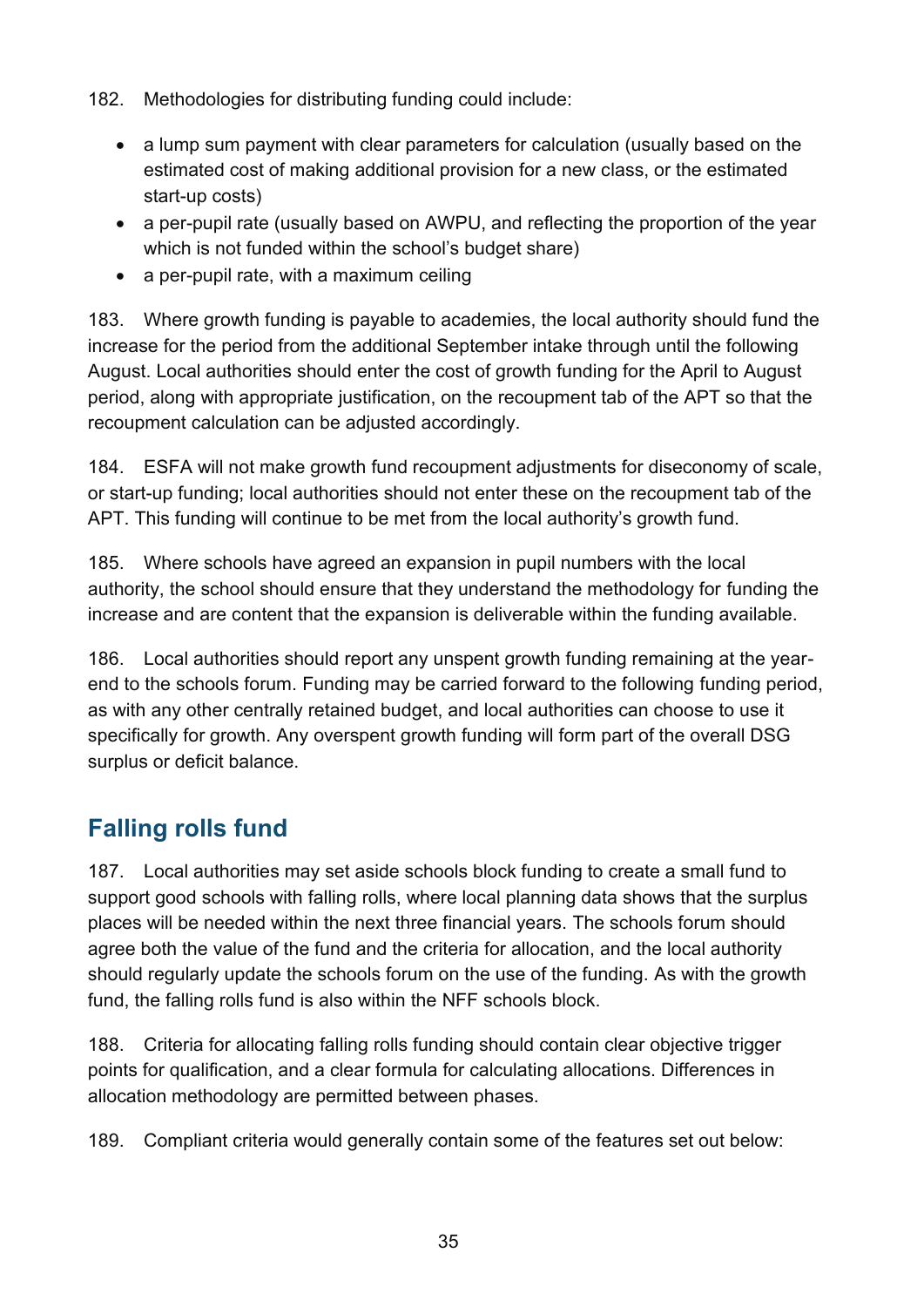182. Methodologies for distributing funding could include:

- a lump sum payment with clear parameters for calculation (usually based on the estimated cost of making additional provision for a new class, or the estimated start-up costs)
- a per-pupil rate (usually based on AWPU, and reflecting the proportion of the year which is not funded within the school's budget share)
- a per-pupil rate, with a maximum ceiling

183. Where growth funding is payable to academies, the local authority should fund the increase for the period from the additional September intake through until the following August. Local authorities should enter the cost of growth funding for the April to August period, along with appropriate justification, on the recoupment tab of the APT so that the recoupment calculation can be adjusted accordingly.

184. ESFA will not make growth fund recoupment adjustments for diseconomy of scale, or start-up funding; local authorities should not enter these on the recoupment tab of the APT. This funding will continue to be met from the local authority's growth fund.

185. Where schools have agreed an expansion in pupil numbers with the local authority, the school should ensure that they understand the methodology for funding the increase and are content that the expansion is deliverable within the funding available.

186. Local authorities should report any unspent growth funding remaining at the year-end to the schools forum. Funding may be carried forward to the following funding period, as with any other centrally retained budget, and local authorities can choose to use it specifically for growth. Any overspent growth funding will form part of the overall DSG surplus or deficit balance.

## Falling rolls fund

187. Local authorities may set aside schools block funding to create a small fund to support good schools with falling rolls, where local planning data shows that the surplus places will be needed within the next three financial years. The schools forum should agree both the value of the fund and the criteria for allocation, and the local authority should regularly update the schools forum on the use of the funding. As with the growth fund, the falling rolls fund is also within the NFF schools block.

188. Criteria for allocating falling rolls funding should contain clear objective trigger points for qualification, and a clear formula for calculating allocations. Differences in allocation methodology are permitted between phases.

189. Compliant criteria would generally contain some of the features set out below: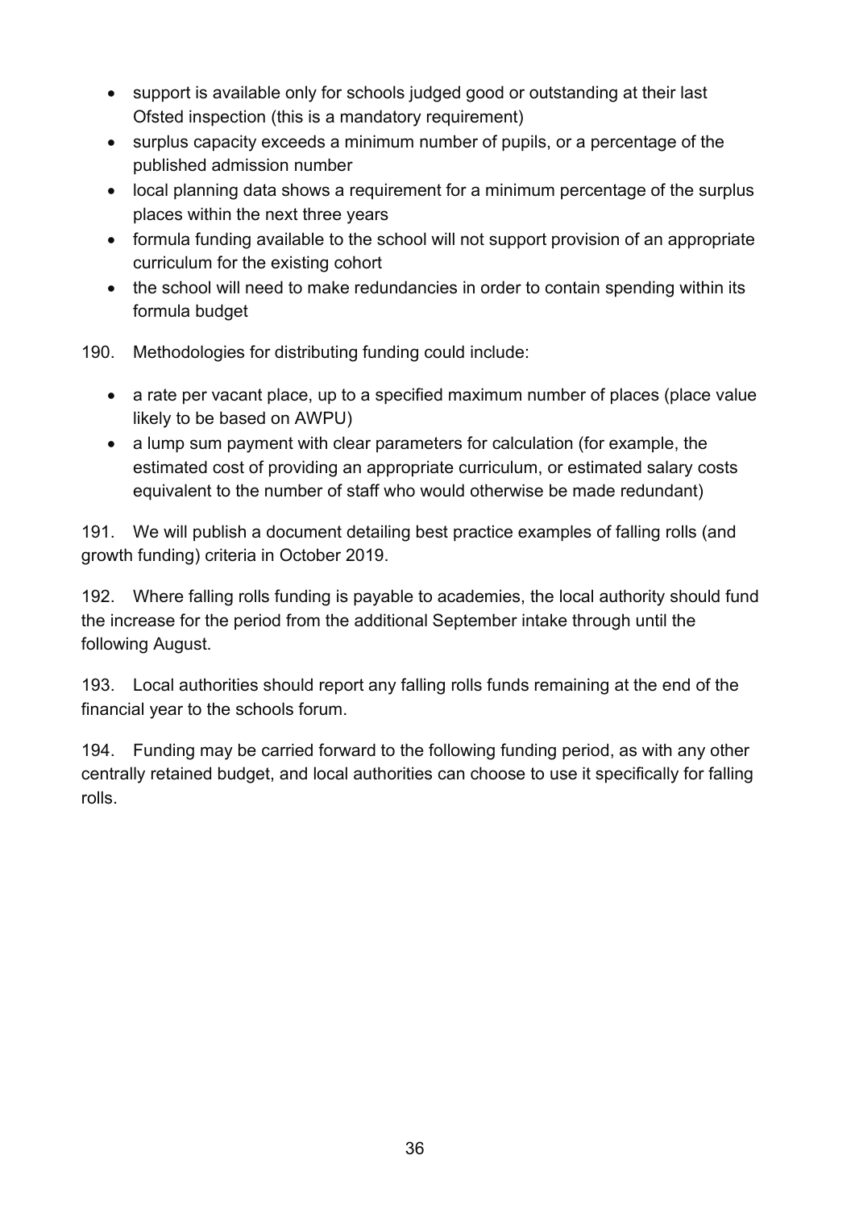- support is available only for schools judged good or outstanding at their last Ofsted inspection (this is a mandatory requirement)
- surplus capacity exceeds a minimum number of pupils, or a percentage of the published admission number
- local planning data shows a requirement for a minimum percentage of the surplus places within the next three years
- formula funding available to the school will not support provision of an appropriate curriculum for the existing cohort
- the school will need to make redundancies in order to contain spending within its formula budget

190. Methodologies for distributing funding could include:

- a rate per vacant place, up to a specified maximum number of places (place value likely to be based on AWPU)
- a lump sum payment with clear parameters for calculation (for example, the estimated cost of providing an appropriate curriculum, or estimated salary costs equivalent to the number of staff who would otherwise be made redundant)

191. We will publish a document detailing best practice examples of falling rolls (and growth funding) criteria in October 2019.

192. Where falling rolls funding is payable to academies, the local authority should fund the increase for the period from the additional September intake through until the following August.

193. Local authorities should report any falling rolls funds remaining at the end of the financial year to the schools forum.

194. Funding may be carried forward to the following funding period, as with any other centrally retained budget, and local authorities can choose to use it specifically for falling rolls.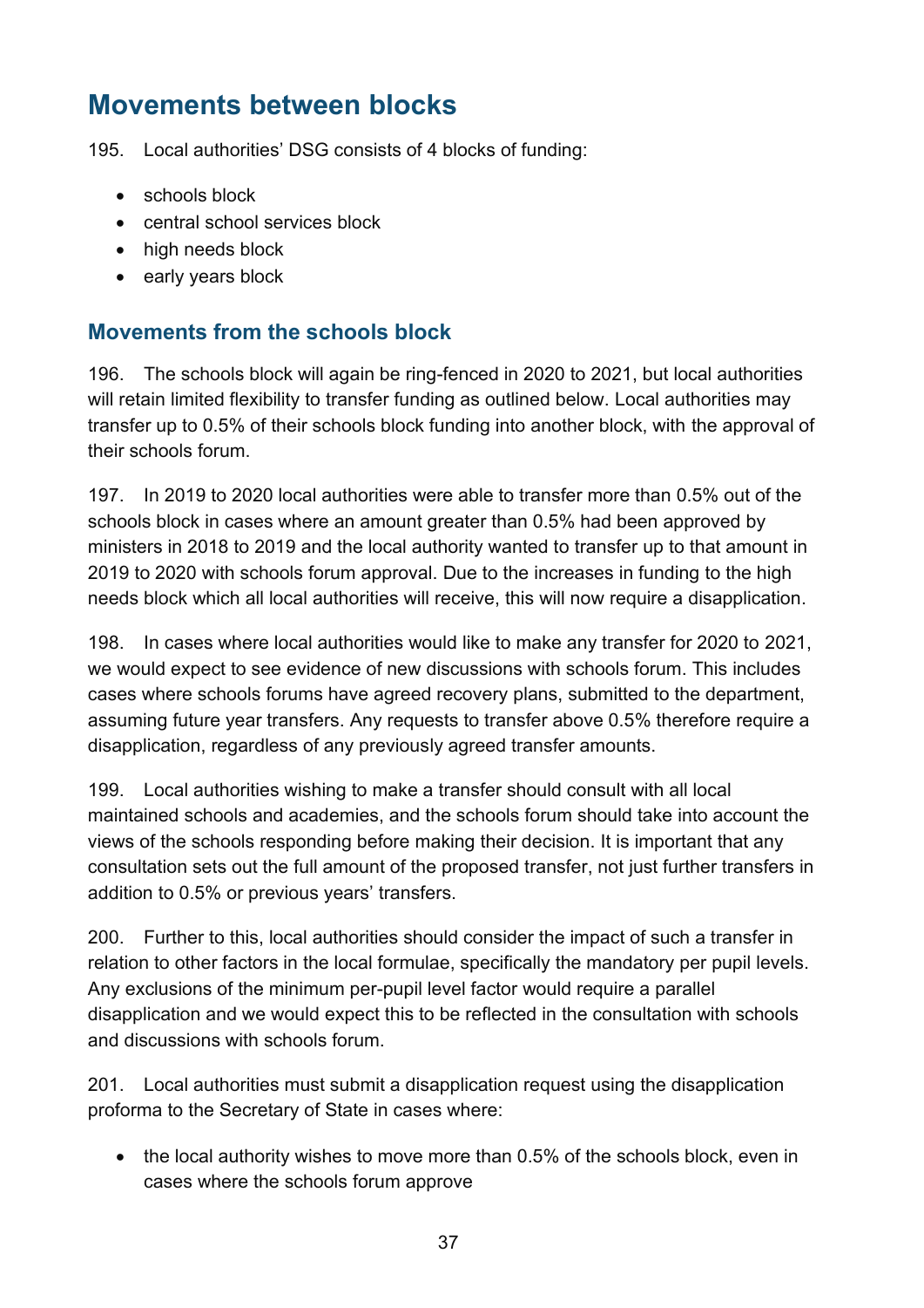## Movements between blocks

195. Local authorities' DSG consists of 4 blocks of funding:

- schools block
- central school services block
- high needs block
- early years block

### Movements from the schools block

196. The schools block will again be ring-fenced in 2020 to 2021, but local authorities will retain limited flexibility to transfer funding as outlined below. Local authorities may transfer up to 0.5% of their schools block funding into another block, with the approval of their schools forum.

197. In 2019 to 2020 local authorities were able to transfer more than 0.5% out of the schools block in cases where an amount greater than 0.5% had been approved by ministers in 2018 to 2019 and the local authority wanted to transfer up to that amount in 2019 to 2020 with schools forum approval. Due to the increases in funding to the high needs block which all local authorities will receive, this will now require a disapplication.

198. In cases where local authorities would like to make any transfer for 2020 to 2021, we would expect to see evidence of new discussions with schools forum. This includes cases where schools forums have agreed recovery plans, submitted to the department, assuming future year transfers. Any requests to transfer above 0.5% therefore require a disapplication, regardless of any previously agreed transfer amounts.

199. Local authorities wishing to make a transfer should consult with all local maintained schools and academies, and the schools forum should take into account the views of the schools responding before making their decision. It is important that any consultation sets out the full amount of the proposed transfer, not just further transfers in addition to 0.5% or previous years' transfers.

200. Further to this, local authorities should consider the impact of such a transfer in relation to other factors in the local formulae, specifically the mandatory per pupil levels. Any exclusions of the minimum per-pupil level factor would require a parallel disapplication and we would expect this to be reflected in the consultation with schools and discussions with schools forum.

201. Local authorities must submit a disapplication request using the disapplication proforma to the Secretary of State in cases where:

- the local authority wishes to move more than 0.5% of the schools block, even in cases where the schools forum approve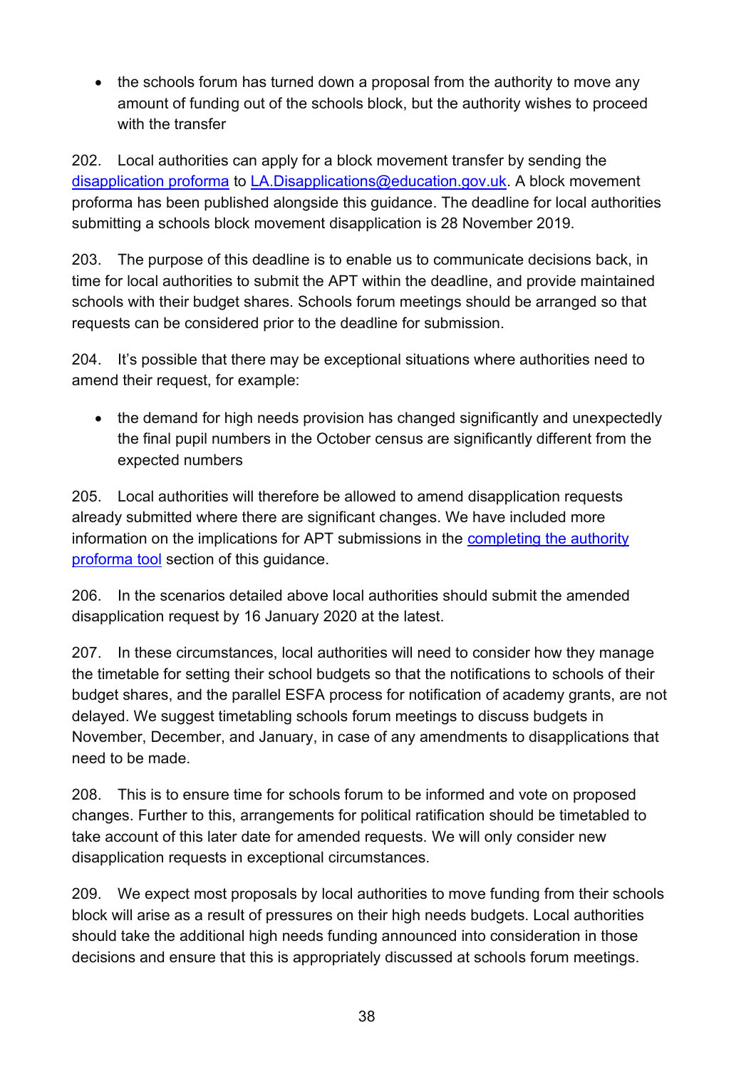- the schools forum has turned down a proposal from the authority to move any amount of funding out of the schools block, but the authority wishes to proceed with the transfer

202. Local authorities can apply for a block movement transfer by sending the [disapplication proforma](#) to [LA.Disapplications@education.gov.uk](mailto:LA.Disapplications@education.gov.uk). A block movement proforma has been published alongside this guidance. The deadline for local authorities submitting a schools block movement disapplication is 28 November 2019.

203. The purpose of this deadline is to enable us to communicate decisions back, in time for local authorities to submit the APT within the deadline, and provide maintained schools with their budget shares. Schools forum meetings should be arranged so that requests can be considered prior to the deadline for submission.

204. It's possible that there may be exceptional situations where authorities need to amend their request, for example:

- the demand for high needs provision has changed significantly and unexpectedly the final pupil numbers in the October census are significantly different from the expected numbers

205. Local authorities will therefore be allowed to amend disapplication requests already submitted where there are significant changes. We have included more information on the implications for APT submissions in the [completing the authority proforma tool](#) section of this guidance.

206. In the scenarios detailed above local authorities should submit the amended disapplication request by 16 January 2020 at the latest.

207. In these circumstances, local authorities will need to consider how they manage the timetable for setting their school budgets so that the notifications to schools of their budget shares, and the parallel ESFA process for notification of academy grants, are not delayed. We suggest timetabling schools forum meetings to discuss budgets in November, December, and January, in case of any amendments to disapplications that need to be made.

208. This is to ensure time for schools forum to be informed and vote on proposed changes. Further to this, arrangements for political ratification should be timetabled to take account of this later date for amended requests. We will only consider new disapplication requests in exceptional circumstances.

209. We expect most proposals by local authorities to move funding from their schools block will arise as a result of pressures on their high needs budgets. Local authorities should take the additional high needs funding announced into consideration in those decisions and ensure that this is appropriately discussed at schools forum meetings.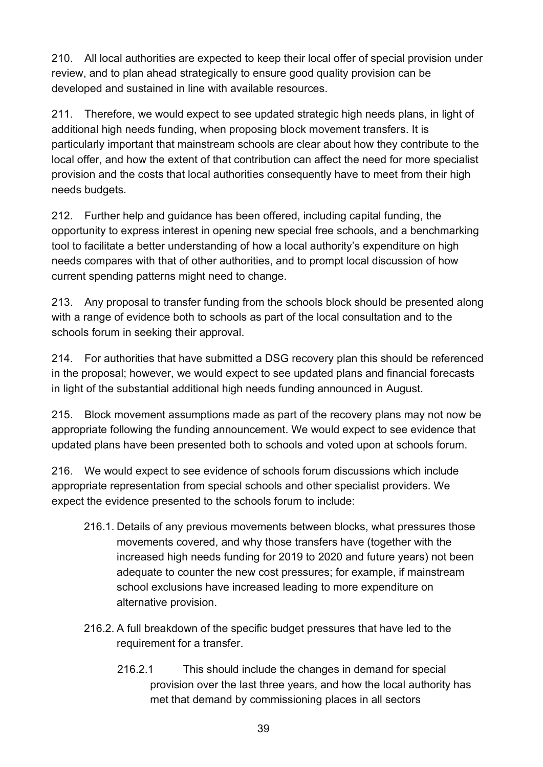210. All local authorities are expected to keep their local offer of special provision under review, and to plan ahead strategically to ensure good quality provision can be developed and sustained in line with available resources.

211. Therefore, we would expect to see updated strategic high needs plans, in light of additional high needs funding, when proposing block movement transfers. It is particularly important that mainstream schools are clear about how they contribute to the local offer, and how the extent of that contribution can affect the need for more specialist provision and the costs that local authorities consequently have to meet from their high needs budgets.

212. Further help and guidance has been offered, including capital funding, the opportunity to express interest in opening new special free schools, and a benchmarking tool to facilitate a better understanding of how a local authority's expenditure on high needs compares with that of other authorities, and to prompt local discussion of how current spending patterns might need to change.

213. Any proposal to transfer funding from the schools block should be presented along with a range of evidence both to schools as part of the local consultation and to the schools forum in seeking their approval.

214. For authorities that have submitted a DSG recovery plan this should be referenced in the proposal; however, we would expect to see updated plans and financial forecasts in light of the substantial additional high needs funding announced in August.

215. Block movement assumptions made as part of the recovery plans may not now be appropriate following the funding announcement. We would expect to see evidence that updated plans have been presented both to schools and voted upon at schools forum.

216. We would expect to see evidence of schools forum discussions which include appropriate representation from special schools and other specialist providers. We expect the evidence presented to the schools forum to include:

- 216.1. Details of any previous movements between blocks, what pressures those movements covered, and why those transfers have (together with the increased high needs funding for 2019 to 2020 and future years) not been adequate to counter the new cost pressures; for example, if mainstream school exclusions have increased leading to more expenditure on alternative provision.
- 216.2. A full breakdown of the specific budget pressures that have led to the requirement for a transfer.
  - 216.2.1 This should include the changes in demand for special provision over the last three years, and how the local authority has met that demand by commissioning places in all sectors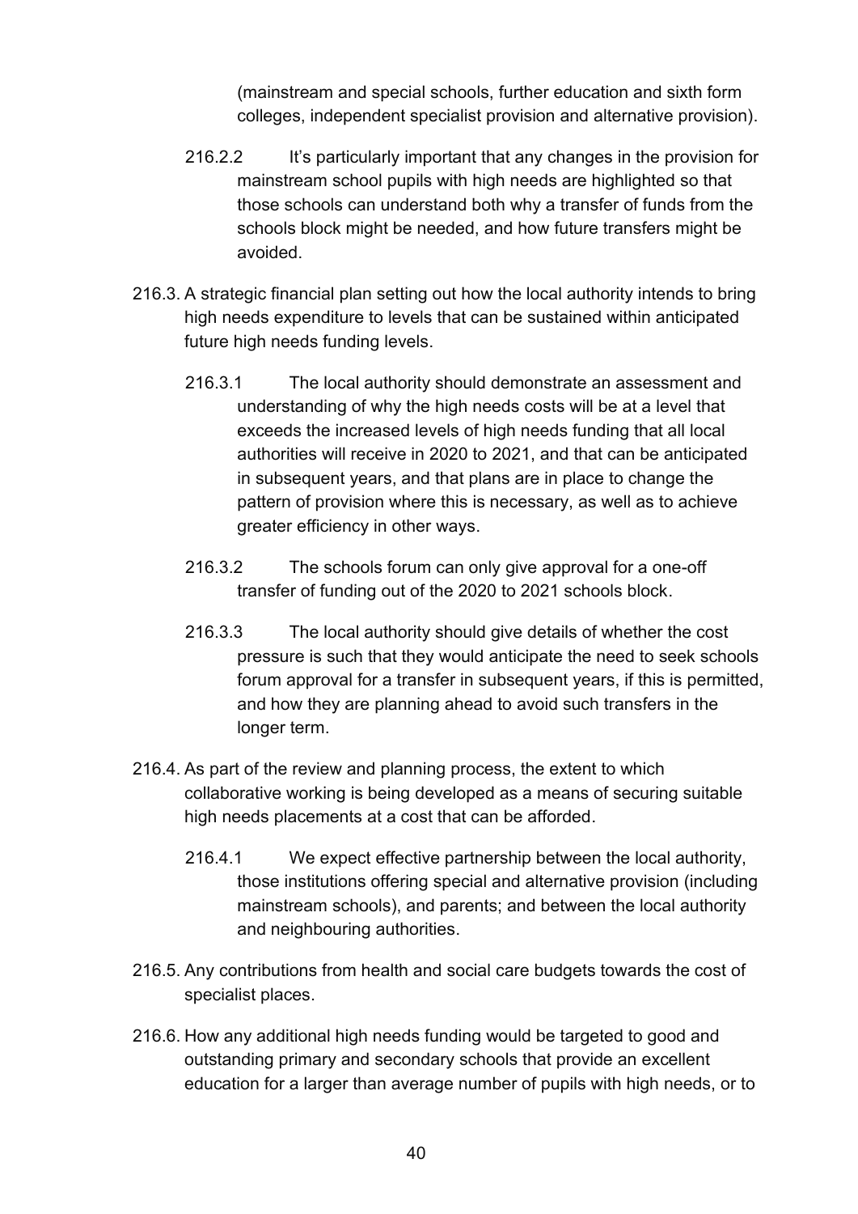(mainstream and special schools, further education and sixth form colleges, independent specialist provision and alternative provision).

216.2.2 It's particularly important that any changes in the provision for mainstream school pupils with high needs are highlighted so that those schools can understand both why a transfer of funds from the schools block might be needed, and how future transfers might be avoided.

216.3. A strategic financial plan setting out how the local authority intends to bring high needs expenditure to levels that can be sustained within anticipated future high needs funding levels.

216.3.1 The local authority should demonstrate an assessment and understanding of why the high needs costs will be at a level that exceeds the increased levels of high needs funding that all local authorities will receive in 2020 to 2021, and that can be anticipated in subsequent years, and that plans are in place to change the pattern of provision where this is necessary, as well as to achieve greater efficiency in other ways.

216.3.2 The schools forum can only give approval for a one-off transfer of funding out of the 2020 to 2021 schools block.

216.3.3 The local authority should give details of whether the cost pressure is such that they would anticipate the need to seek schools forum approval for a transfer in subsequent years, if this is permitted, and how they are planning ahead to avoid such transfers in the longer term.

216.4. As part of the review and planning process, the extent to which collaborative working is being developed as a means of securing suitable high needs placements at a cost that can be afforded.

216.4.1 We expect effective partnership between the local authority, those institutions offering special and alternative provision (including mainstream schools), and parents; and between the local authority and neighbouring authorities.

216.5. Any contributions from health and social care budgets towards the cost of specialist places.

216.6. How any additional high needs funding would be targeted to good and outstanding primary and secondary schools that provide an excellent education for a larger than average number of pupils with high needs, or to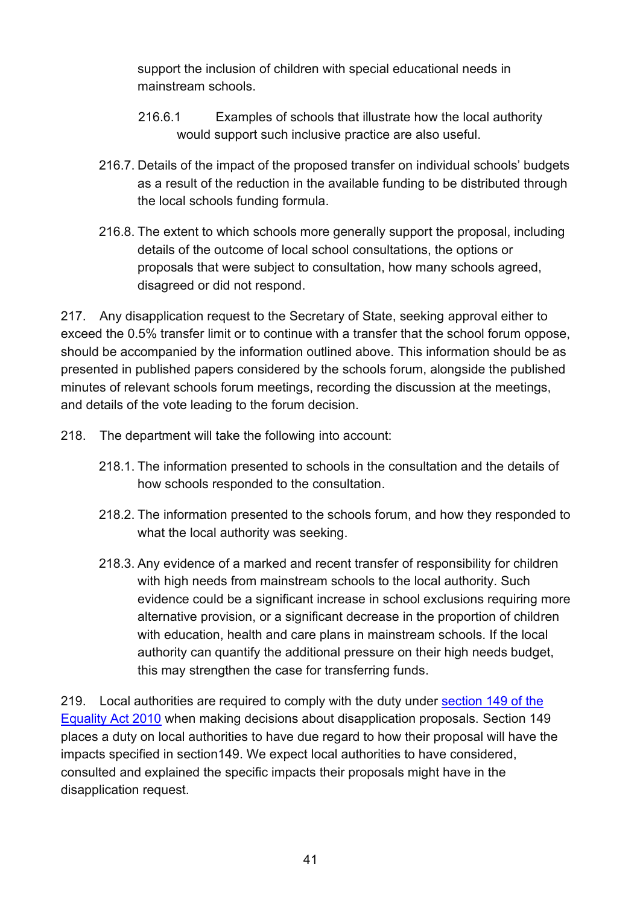support the inclusion of children with special educational needs in mainstream schools.

216.6.1 Examples of schools that illustrate how the local authority would support such inclusive practice are also useful.

216.7. Details of the impact of the proposed transfer on individual schools' budgets as a result of the reduction in the available funding to be distributed through the local schools funding formula.

216.8. The extent to which schools more generally support the proposal, including details of the outcome of local school consultations, the options or proposals that were subject to consultation, how many schools agreed, disagreed or did not respond.

217. Any disapplication request to the Secretary of State, seeking approval either to exceed the 0.5% transfer limit or to continue with a transfer that the school forum oppose, should be accompanied by the information outlined above. This information should be as presented in published papers considered by the schools forum, alongside the published minutes of relevant schools forum meetings, recording the discussion at the meetings, and details of the vote leading to the forum decision.

218. The department will take the following into account:

218.1. The information presented to schools in the consultation and the details of how schools responded to the consultation.

218.2. The information presented to the schools forum, and how they responded to what the local authority was seeking.

218.3. Any evidence of a marked and recent transfer of responsibility for children with high needs from mainstream schools to the local authority. Such evidence could be a significant increase in school exclusions requiring more alternative provision, or a significant decrease in the proportion of children with education, health and care plans in mainstream schools. If the local authority can quantify the additional pressure on their high needs budget, this may strengthen the case for transferring funds.

219. Local authorities are required to comply with the duty under [section 149 of the Equality Act 2010] when making decisions about disapplication proposals. Section 149 places a duty on local authorities to have due regard to how their proposal will have the impacts specified in section149. We expect local authorities to have considered, consulted and explained the specific impacts their proposals might have in the disapplication request.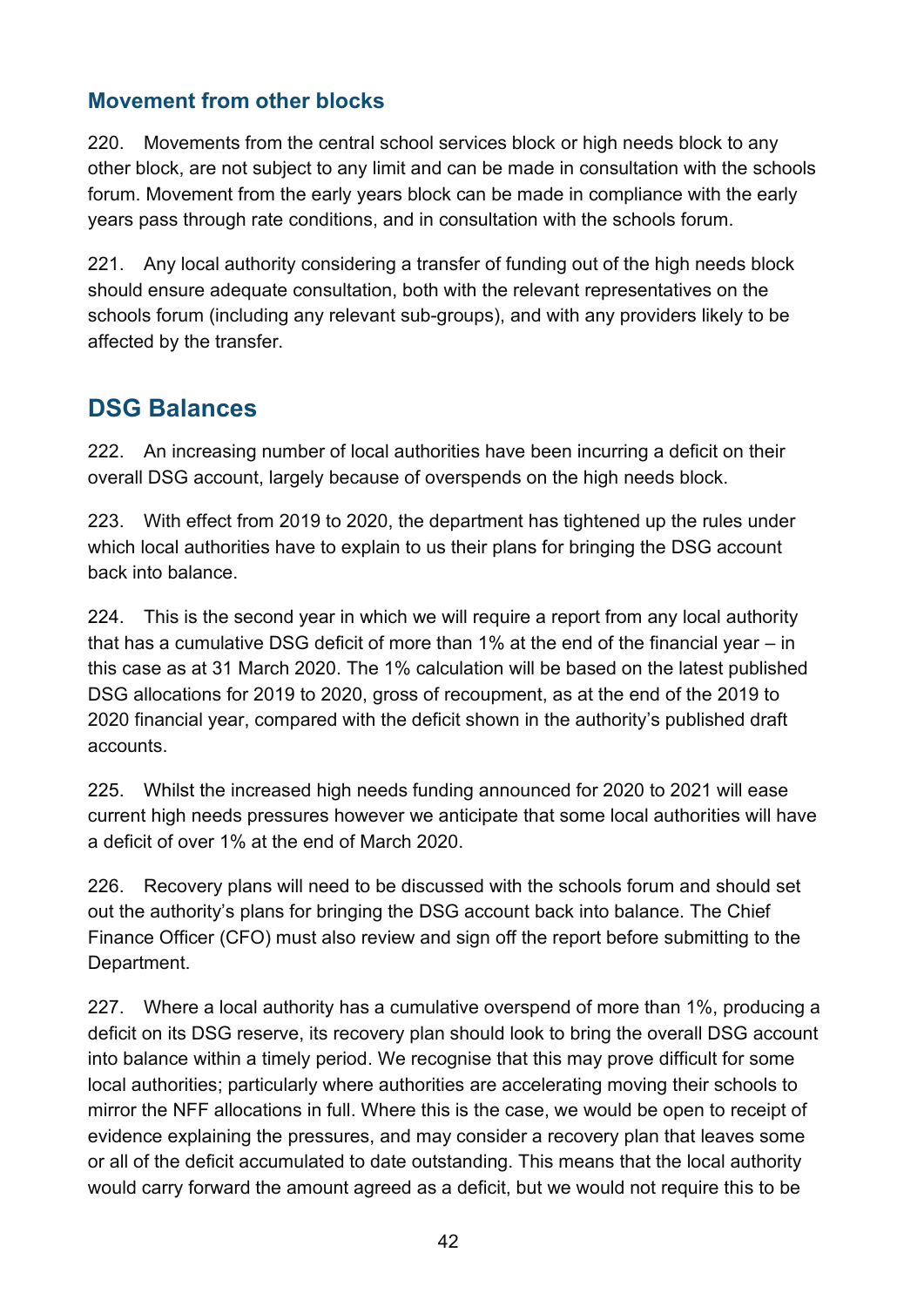### Movement from other blocks

220. Movements from the central school services block or high needs block to any other block, are not subject to any limit and can be made in consultation with the schools forum. Movement from the early years block can be made in compliance with the early years pass through rate conditions, and in consultation with the schools forum.

221. Any local authority considering a transfer of funding out of the high needs block should ensure adequate consultation, both with the relevant representatives on the schools forum (including any relevant sub-groups), and with any providers likely to be affected by the transfer.

## DSG Balances

222. An increasing number of local authorities have been incurring a deficit on their overall DSG account, largely because of overspends on the high needs block.

223. With effect from 2019 to 2020, the department has tightened up the rules under which local authorities have to explain to us their plans for bringing the DSG account back into balance.

224. This is the second year in which we will require a report from any local authority that has a cumulative DSG deficit of more than 1% at the end of the financial year – in this case as at 31 March 2020. The 1% calculation will be based on the latest published DSG allocations for 2019 to 2020, gross of recoupment, as at the end of the 2019 to 2020 financial year, compared with the deficit shown in the authority's published draft accounts.

225. Whilst the increased high needs funding announced for 2020 to 2021 will ease current high needs pressures however we anticipate that some local authorities will have a deficit of over 1% at the end of March 2020.

226. Recovery plans will need to be discussed with the schools forum and should set out the authority's plans for bringing the DSG account back into balance. The Chief Finance Officer (CFO) must also review and sign off the report before submitting to the Department.

227. Where a local authority has a cumulative overspend of more than 1%, producing a deficit on its DSG reserve, its recovery plan should look to bring the overall DSG account into balance within a timely period. We recognise that this may prove difficult for some local authorities; particularly where authorities are accelerating moving their schools to mirror the NFF allocations in full. Where this is the case, we would be open to receipt of evidence explaining the pressures, and may consider a recovery plan that leaves some or all of the deficit accumulated to date outstanding. This means that the local authority would carry forward the amount agreed as a deficit, but we would not require this to be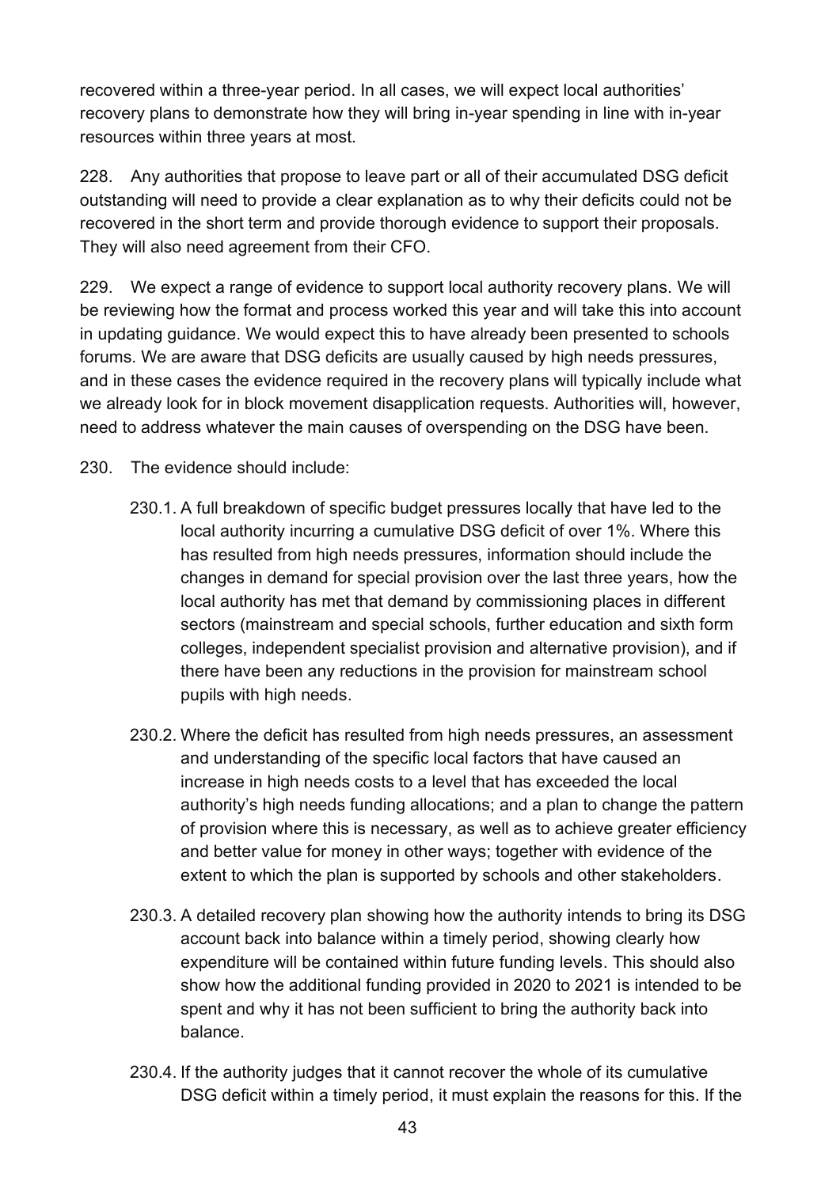recovered within a three-year period. In all cases, we will expect local authorities' recovery plans to demonstrate how they will bring in-year spending in line with in-year resources within three years at most.

228. Any authorities that propose to leave part or all of their accumulated DSG deficit outstanding will need to provide a clear explanation as to why their deficits could not be recovered in the short term and provide thorough evidence to support their proposals. They will also need agreement from their CFO.

229. We expect a range of evidence to support local authority recovery plans. We will be reviewing how the format and process worked this year and will take this into account in updating guidance. We would expect this to have already been presented to schools forums. We are aware that DSG deficits are usually caused by high needs pressures, and in these cases the evidence required in the recovery plans will typically include what we already look for in block movement disapplication requests. Authorities will, however, need to address whatever the main causes of overspending on the DSG have been.

230. The evidence should include:

230.1. A full breakdown of specific budget pressures locally that have led to the local authority incurring a cumulative DSG deficit of over 1%. Where this has resulted from high needs pressures, information should include the changes in demand for special provision over the last three years, how the local authority has met that demand by commissioning places in different sectors (mainstream and special schools, further education and sixth form colleges, independent specialist provision and alternative provision), and if there have been any reductions in the provision for mainstream school pupils with high needs.

230.2. Where the deficit has resulted from high needs pressures, an assessment and understanding of the specific local factors that have caused an increase in high needs costs to a level that has exceeded the local authority's high needs funding allocations; and a plan to change the pattern of provision where this is necessary, as well as to achieve greater efficiency and better value for money in other ways; together with evidence of the extent to which the plan is supported by schools and other stakeholders.

230.3. A detailed recovery plan showing how the authority intends to bring its DSG account back into balance within a timely period, showing clearly how expenditure will be contained within future funding levels. This should also show how the additional funding provided in 2020 to 2021 is intended to be spent and why it has not been sufficient to bring the authority back into balance.

230.4. If the authority judges that it cannot recover the whole of its cumulative DSG deficit within a timely period, it must explain the reasons for this. If the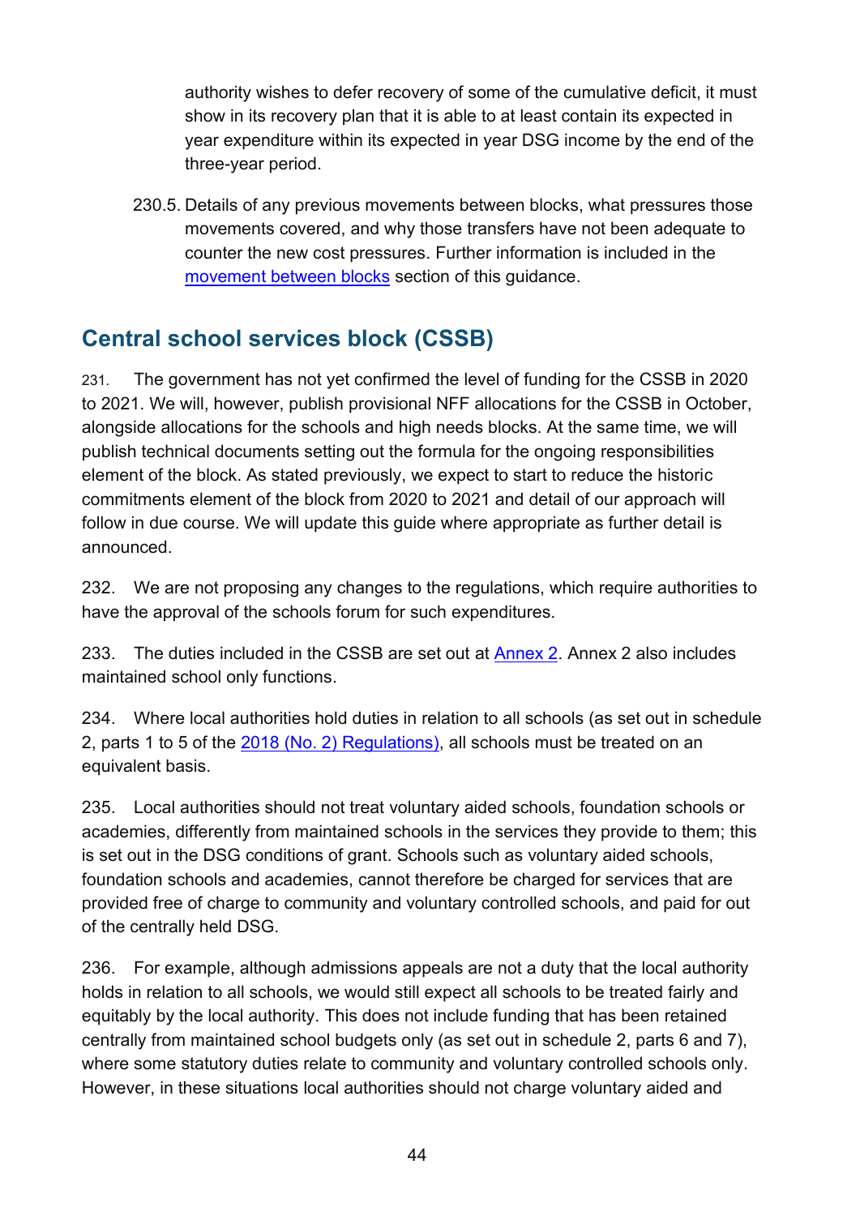authority wishes to defer recovery of some of the cumulative deficit, it must show in its recovery plan that it is able to at least contain its expected in year expenditure within its expected in year DSG income by the end of the three-year period.

230.5. Details of any previous movements between blocks, what pressures those movements covered, and why those transfers have not been adequate to counter the new cost pressures. Further information is included in the movement between blocks section of this guidance.

## Central school services block (CSSB)

231. The government has not yet confirmed the level of funding for the CSSB in 2020 to 2021. We will, however, publish provisional NFF allocations for the CSSB in October, alongside allocations for the schools and high needs blocks. At the same time, we will publish technical documents setting out the formula for the ongoing responsibilities element of the block. As stated previously, we expect to start to reduce the historic commitments element of the block from 2020 to 2021 and detail of our approach will follow in due course. We will update this guide where appropriate as further detail is announced.

232. We are not proposing any changes to the regulations, which require authorities to have the approval of the schools forum for such expenditures.

233. The duties included in the CSSB are set out at Annex 2. Annex 2 also includes maintained school only functions.

234. Where local authorities hold duties in relation to all schools (as set out in schedule 2, parts 1 to 5 of the 2018 (No. 2) Regulations), all schools must be treated on an equivalent basis.

235. Local authorities should not treat voluntary aided schools, foundation schools or academies, differently from maintained schools in the services they provide to them; this is set out in the DSG conditions of grant. Schools such as voluntary aided schools, foundation schools and academies, cannot therefore be charged for services that are provided free of charge to community and voluntary controlled schools, and paid for out of the centrally held DSG.

236. For example, although admissions appeals are not a duty that the local authority holds in relation to all schools, we would still expect all schools to be treated fairly and equitably by the local authority. This does not include funding that has been retained centrally from maintained school budgets only (as set out in schedule 2, parts 6 and 7), where some statutory duties relate to community and voluntary controlled schools only. However, in these situations local authorities should not charge voluntary aided and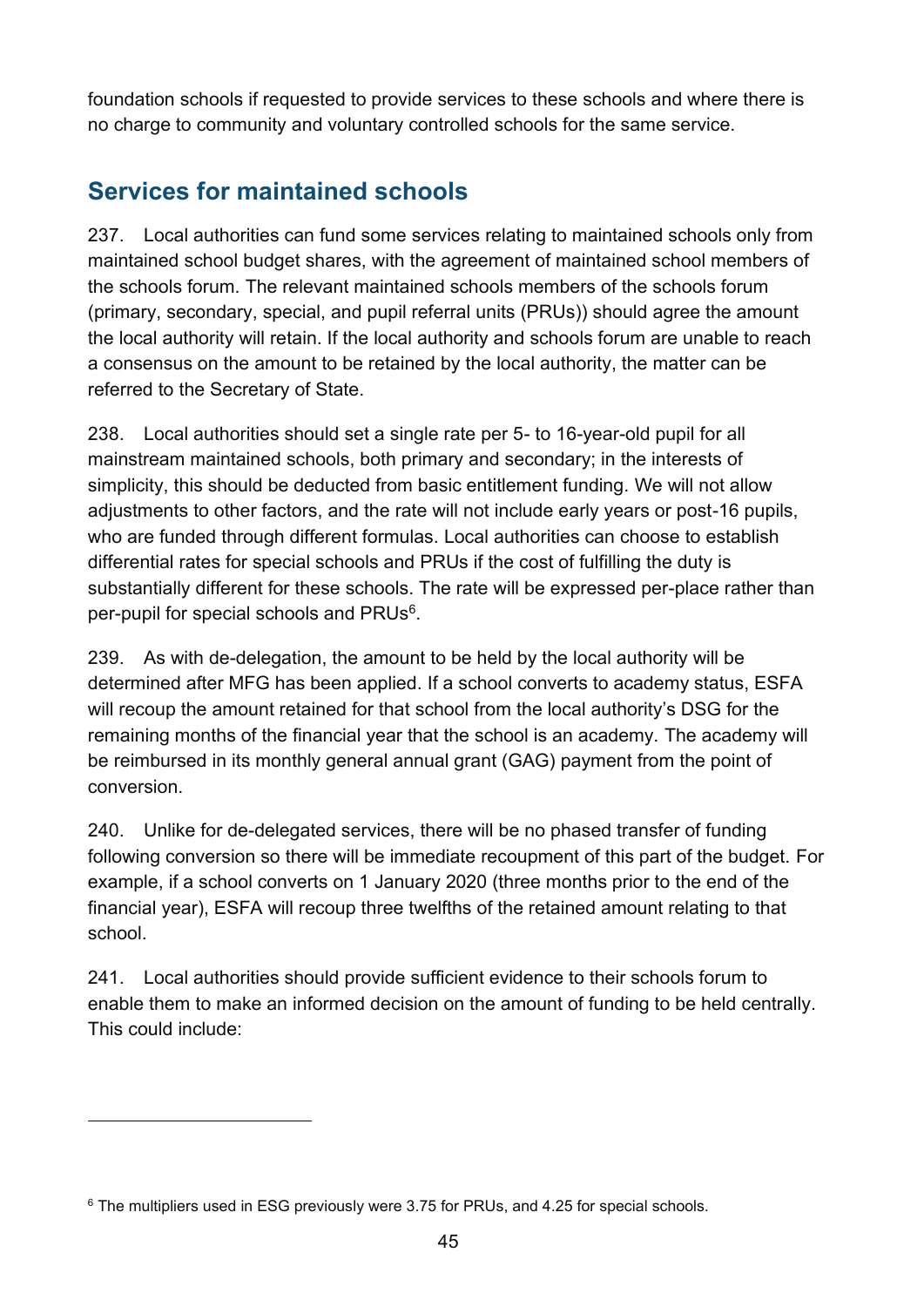foundation schools if requested to provide services to these schools and where there is no charge to community and voluntary controlled schools for the same service.

## Services for maintained schools

237. Local authorities can fund some services relating to maintained schools only from maintained school budget shares, with the agreement of maintained school members of the schools forum. The relevant maintained schools members of the schools forum (primary, secondary, special, and pupil referral units (PRUs)) should agree the amount the local authority will retain. If the local authority and schools forum are unable to reach a consensus on the amount to be retained by the local authority, the matter can be referred to the Secretary of State.

238. Local authorities should set a single rate per 5- to 16-year-old pupil for all mainstream maintained schools, both primary and secondary; in the interests of simplicity, this should be deducted from basic entitlement funding. We will not allow adjustments to other factors, and the rate will not include early years or post-16 pupils, who are funded through different formulas. Local authorities can choose to establish differential rates for special schools and PRUs if the cost of fulfilling the duty is substantially different for these schools. The rate will be expressed per-place rather than per-pupil for special schools and PRUs[6].

239. As with de-delegation, the amount to be held by the local authority will be determined after MFG has been applied. If a school converts to academy status, ESFA will recoup the amount retained for that school from the local authority's DSG for the remaining months of the financial year that the school is an academy. The academy will be reimbursed in its monthly general annual grant (GAG) payment from the point of conversion.

240. Unlike for de-delegated services, there will be no phased transfer of funding following conversion so there will be immediate recoupment of this part of the budget. For example, if a school converts on 1 January 2020 (three months prior to the end of the financial year), ESFA will recoup three twelfths of the retained amount relating to that school.

241. Local authorities should provide sufficient evidence to their schools forum to enable them to make an informed decision on the amount of funding to be held centrally. This could include:

---

[6] The multipliers used in ESG previously were 3.75 for PRUs, and 4.25 for special schools.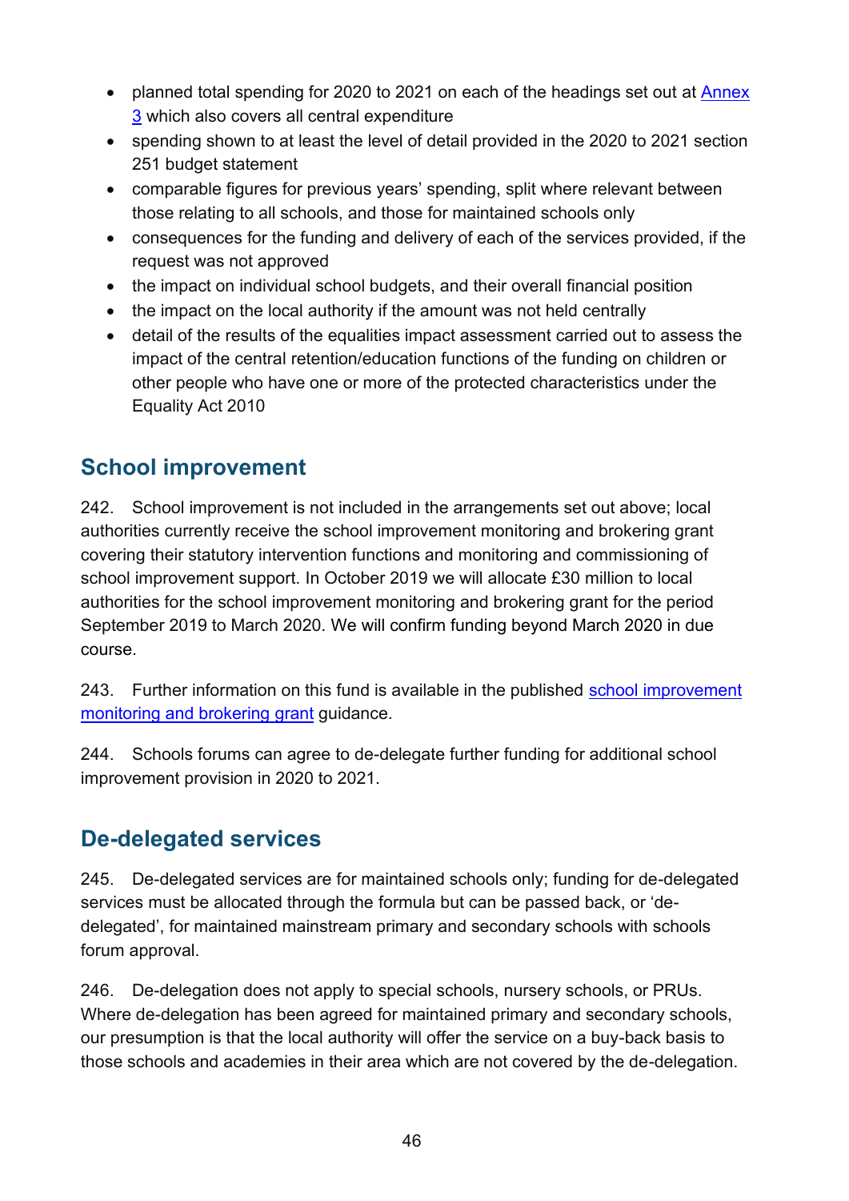- planned total spending for 2020 to 2021 on each of the headings set out at Annex 3 which also covers all central expenditure
- spending shown to at least the level of detail provided in the 2020 to 2021 section 251 budget statement
- comparable figures for previous years' spending, split where relevant between those relating to all schools, and those for maintained schools only
- consequences for the funding and delivery of each of the services provided, if the request was not approved
- the impact on individual school budgets, and their overall financial position
- the impact on the local authority if the amount was not held centrally
- detail of the results of the equalities impact assessment carried out to assess the impact of the central retention/education functions of the funding on children or other people who have one or more of the protected characteristics under the Equality Act 2010

## School improvement

242. School improvement is not included in the arrangements set out above; local authorities currently receive the school improvement monitoring and brokering grant covering their statutory intervention functions and monitoring and commissioning of school improvement support. In October 2019 we will allocate £30 million to local authorities for the school improvement monitoring and brokering grant for the period September 2019 to March 2020. We will confirm funding beyond March 2020 in due course.

243. Further information on this fund is available in the published school improvement monitoring and brokering grant guidance.

244. Schools forums can agree to de-delegate further funding for additional school improvement provision in 2020 to 2021.

## De-delegated services

245. De-delegated services are for maintained schools only; funding for de-delegated services must be allocated through the formula but can be passed back, or 'de-delegated', for maintained mainstream primary and secondary schools with schools forum approval.

246. De-delegation does not apply to special schools, nursery schools, or PRUs. Where de-delegation has been agreed for maintained primary and secondary schools, our presumption is that the local authority will offer the service on a buy-back basis to those schools and academies in their area which are not covered by the de-delegation.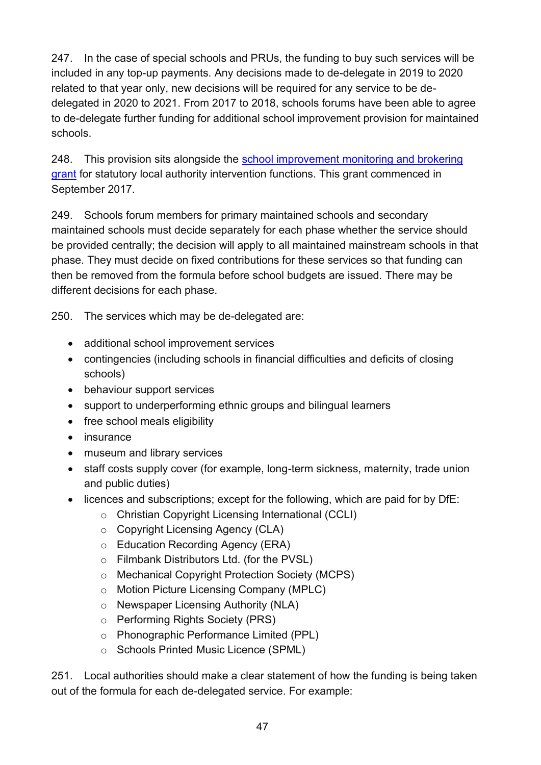247. In the case of special schools and PRUs, the funding to buy such services will be included in any top-up payments. Any decisions made to de-delegate in 2019 to 2020 related to that year only, new decisions will be required for any service to be de-delegated in 2020 to 2021. From 2017 to 2018, schools forums have been able to agree to de-delegate further funding for additional school improvement provision for maintained schools.

248. This provision sits alongside the [school improvement monitoring and brokering grant]() for statutory local authority intervention functions. This grant commenced in September 2017.

249. Schools forum members for primary maintained schools and secondary maintained schools must decide separately for each phase whether the service should be provided centrally; the decision will apply to all maintained mainstream schools in that phase. They must decide on fixed contributions for these services so that funding can then be removed from the formula before school budgets are issued. There may be different decisions for each phase.

250. The services which may be de-delegated are:

- additional school improvement services
- contingencies (including schools in financial difficulties and deficits of closing schools)
- behaviour support services
- support to underperforming ethnic groups and bilingual learners
- free school meals eligibility
- insurance
- museum and library services
- staff costs supply cover (for example, long-term sickness, maternity, trade union and public duties)
- licences and subscriptions; except for the following, which are paid for by DfE:
    - Christian Copyright Licensing International (CCLI)
    - Copyright Licensing Agency (CLA)
    - Education Recording Agency (ERA)
    - Filmbank Distributors Ltd. (for the PVSL)
    - Mechanical Copyright Protection Society (MCPS)
    - Motion Picture Licensing Company (MPLC)
    - Newspaper Licensing Authority (NLA)
    - Performing Rights Society (PRS)
    - Phonographic Performance Limited (PPL)
    - Schools Printed Music Licence (SPML)

251. Local authorities should make a clear statement of how the funding is being taken out of the formula for each de-delegated service. For example: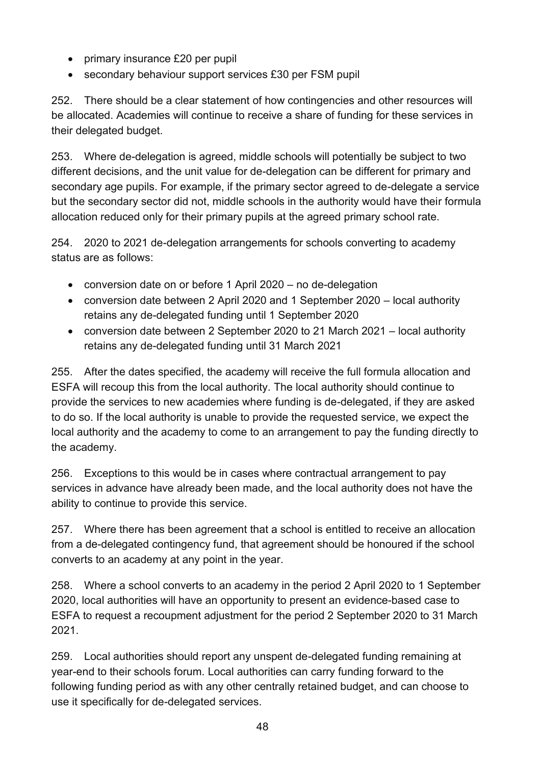- primary insurance £20 per pupil
- secondary behaviour support services £30 per FSM pupil

252. There should be a clear statement of how contingencies and other resources will be allocated. Academies will continue to receive a share of funding for these services in their delegated budget.

253. Where de-delegation is agreed, middle schools will potentially be subject to two different decisions, and the unit value for de-delegation can be different for primary and secondary age pupils. For example, if the primary sector agreed to de-delegate a service but the secondary sector did not, middle schools in the authority would have their formula allocation reduced only for their primary pupils at the agreed primary school rate.

254. 2020 to 2021 de-delegation arrangements for schools converting to academy status are as follows:

- conversion date on or before 1 April 2020 – no de-delegation
- conversion date between 2 April 2020 and 1 September 2020 – local authority retains any de-delegated funding until 1 September 2020
- conversion date between 2 September 2020 to 21 March 2021 – local authority retains any de-delegated funding until 31 March 2021

255. After the dates specified, the academy will receive the full formula allocation and ESFA will recoup this from the local authority. The local authority should continue to provide the services to new academies where funding is de-delegated, if they are asked to do so. If the local authority is unable to provide the requested service, we expect the local authority and the academy to come to an arrangement to pay the funding directly to the academy.

256. Exceptions to this would be in cases where contractual arrangement to pay services in advance have already been made, and the local authority does not have the ability to continue to provide this service.

257. Where there has been agreement that a school is entitled to receive an allocation from a de-delegated contingency fund, that agreement should be honoured if the school converts to an academy at any point in the year.

258. Where a school converts to an academy in the period 2 April 2020 to 1 September 2020, local authorities will have an opportunity to present an evidence-based case to ESFA to request a recoupment adjustment for the period 2 September 2020 to 31 March 2021.

259. Local authorities should report any unspent de-delegated funding remaining at year-end to their schools forum. Local authorities can carry funding forward to the following funding period as with any other centrally retained budget, and can choose to use it specifically for de-delegated services.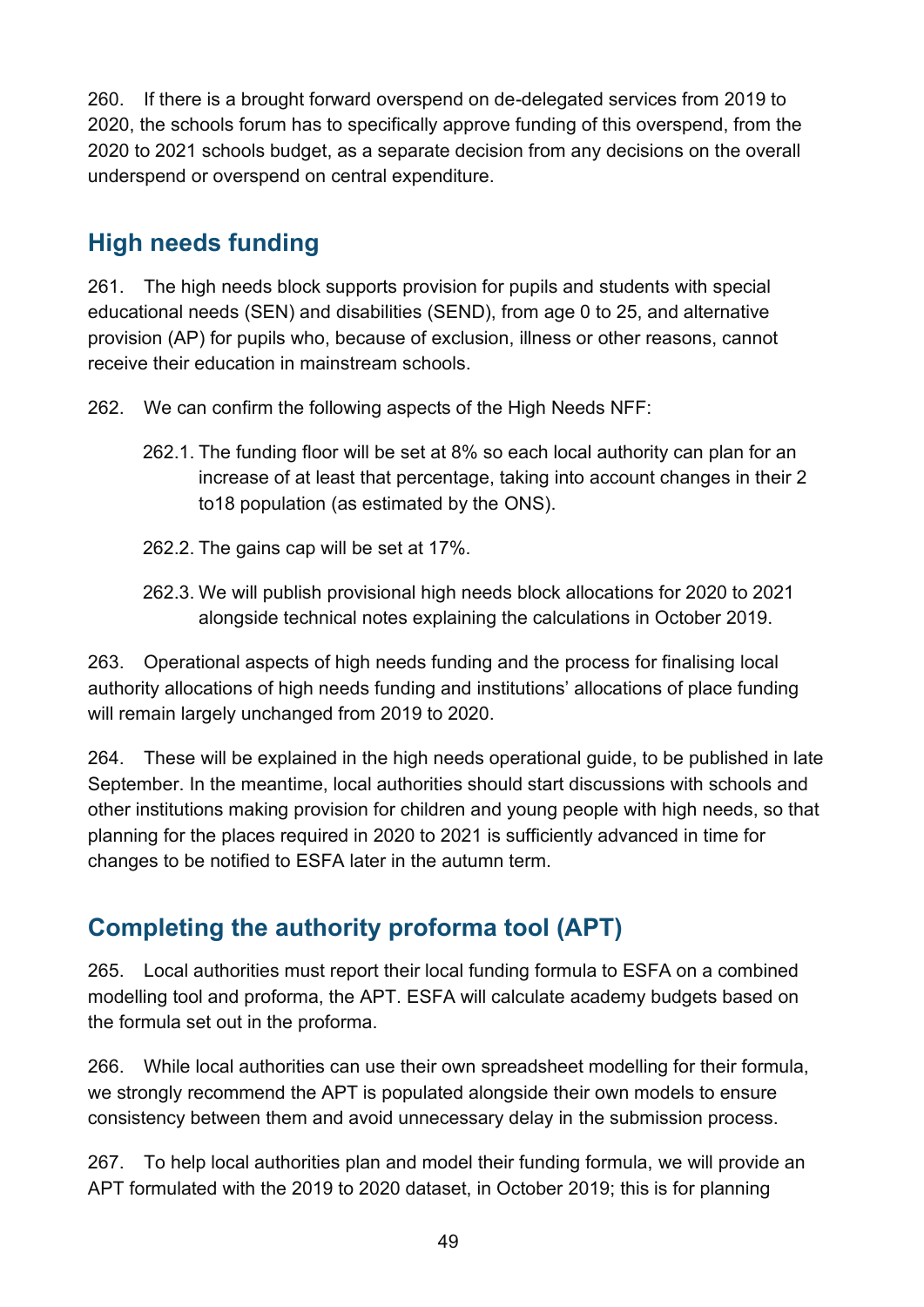260. If there is a brought forward overspend on de-delegated services from 2019 to 2020, the schools forum has to specifically approve funding of this overspend, from the 2020 to 2021 schools budget, as a separate decision from any decisions on the overall underspend or overspend on central expenditure.

## High needs funding

261. The high needs block supports provision for pupils and students with special educational needs (SEN) and disabilities (SEND), from age 0 to 25, and alternative provision (AP) for pupils who, because of exclusion, illness or other reasons, cannot receive their education in mainstream schools.

262. We can confirm the following aspects of the High Needs NFF:

262.1. The funding floor will be set at 8% so each local authority can plan for an increase of at least that percentage, taking into account changes in their 2 to18 population (as estimated by the ONS).

262.2. The gains cap will be set at 17%.

262.3. We will publish provisional high needs block allocations for 2020 to 2021 alongside technical notes explaining the calculations in October 2019.

263. Operational aspects of high needs funding and the process for finalising local authority allocations of high needs funding and institutions' allocations of place funding will remain largely unchanged from 2019 to 2020.

264. These will be explained in the high needs operational guide, to be published in late September. In the meantime, local authorities should start discussions with schools and other institutions making provision for children and young people with high needs, so that planning for the places required in 2020 to 2021 is sufficiently advanced in time for changes to be notified to ESFA later in the autumn term.

## Completing the authority proforma tool (APT)

265. Local authorities must report their local funding formula to ESFA on a combined modelling tool and proforma, the APT. ESFA will calculate academy budgets based on the formula set out in the proforma.

266. While local authorities can use their own spreadsheet modelling for their formula, we strongly recommend the APT is populated alongside their own models to ensure consistency between them and avoid unnecessary delay in the submission process.

267. To help local authorities plan and model their funding formula, we will provide an APT formulated with the 2019 to 2020 dataset, in October 2019; this is for planning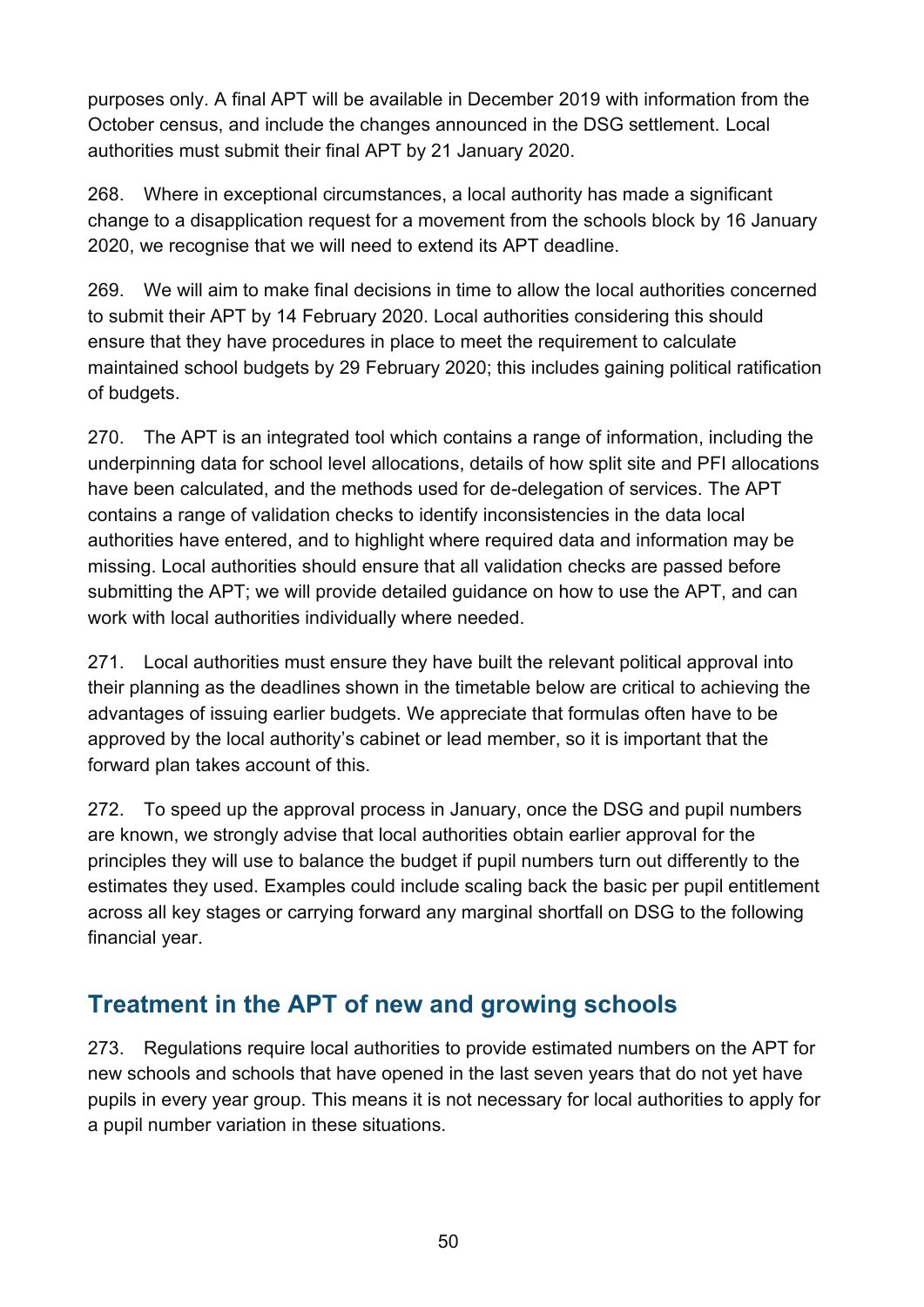purposes only. A final APT will be available in December 2019 with information from the October census, and include the changes announced in the DSG settlement. Local authorities must submit their final APT by 21 January 2020.

268. Where in exceptional circumstances, a local authority has made a significant change to a disapplication request for a movement from the schools block by 16 January 2020, we recognise that we will need to extend its APT deadline.

269. We will aim to make final decisions in time to allow the local authorities concerned to submit their APT by 14 February 2020. Local authorities considering this should ensure that they have procedures in place to meet the requirement to calculate maintained school budgets by 29 February 2020; this includes gaining political ratification of budgets.

270. The APT is an integrated tool which contains a range of information, including the underpinning data for school level allocations, details of how split site and PFI allocations have been calculated, and the methods used for de-delegation of services. The APT contains a range of validation checks to identify inconsistencies in the data local authorities have entered, and to highlight where required data and information may be missing. Local authorities should ensure that all validation checks are passed before submitting the APT; we will provide detailed guidance on how to use the APT, and can work with local authorities individually where needed.

271. Local authorities must ensure they have built the relevant political approval into their planning as the deadlines shown in the timetable below are critical to achieving the advantages of issuing earlier budgets. We appreciate that formulas often have to be approved by the local authority's cabinet or lead member, so it is important that the forward plan takes account of this.

272. To speed up the approval process in January, once the DSG and pupil numbers are known, we strongly advise that local authorities obtain earlier approval for the principles they will use to balance the budget if pupil numbers turn out differently to the estimates they used. Examples could include scaling back the basic per pupil entitlement across all key stages or carrying forward any marginal shortfall on DSG to the following financial year.

## Treatment in the APT of new and growing schools

273. Regulations require local authorities to provide estimated numbers on the APT for new schools and schools that have opened in the last seven years that do not yet have pupils in every year group. This means it is not necessary for local authorities to apply for a pupil number variation in these situations.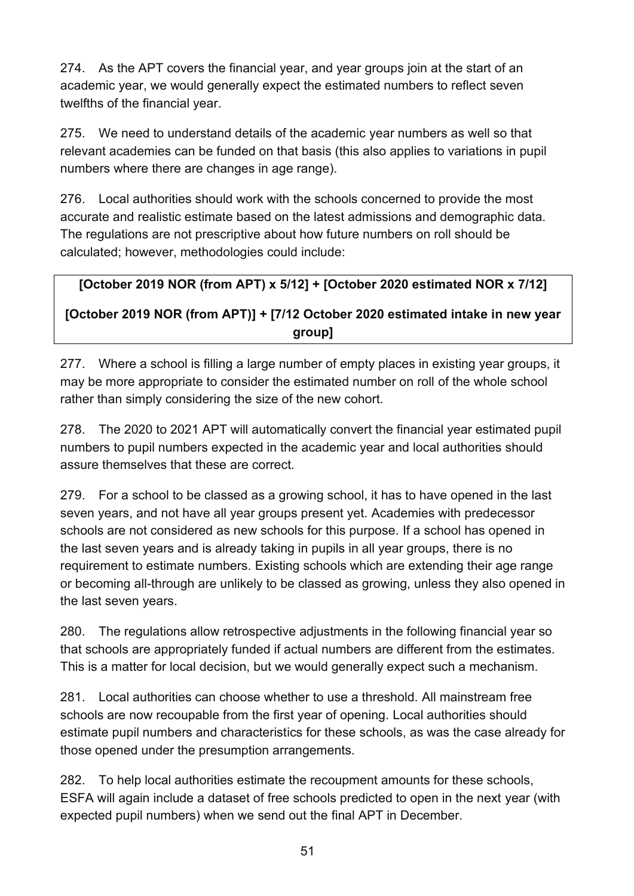274. As the APT covers the financial year, and year groups join at the start of an academic year, we would generally expect the estimated numbers to reflect seven twelfths of the financial year.

275. We need to understand details of the academic year numbers as well so that relevant academies can be funded on that basis (this also applies to variations in pupil numbers where there are changes in age range).

276. Local authorities should work with the schools concerned to provide the most accurate and realistic estimate based on the latest admissions and demographic data. The regulations are not prescriptive about how future numbers on roll should be calculated; however, methodologies could include:

**[October 2019 NOR (from APT) x 5/12] + [October 2020 estimated NOR x 7/12]**

**[October 2019 NOR (from APT)] + [7/12 October 2020 estimated intake in new year group]**

277. Where a school is filling a large number of empty places in existing year groups, it may be more appropriate to consider the estimated number on roll of the whole school rather than simply considering the size of the new cohort.

278. The 2020 to 2021 APT will automatically convert the financial year estimated pupil numbers to pupil numbers expected in the academic year and local authorities should assure themselves that these are correct.

279. For a school to be classed as a growing school, it has to have opened in the last seven years, and not have all year groups present yet. Academies with predecessor schools are not considered as new schools for this purpose. If a school has opened in the last seven years and is already taking in pupils in all year groups, there is no requirement to estimate numbers. Existing schools which are extending their age range or becoming all-through are unlikely to be classed as growing, unless they also opened in the last seven years.

280. The regulations allow retrospective adjustments in the following financial year so that schools are appropriately funded if actual numbers are different from the estimates. This is a matter for local decision, but we would generally expect such a mechanism.

281. Local authorities can choose whether to use a threshold. All mainstream free schools are now recoupable from the first year of opening. Local authorities should estimate pupil numbers and characteristics for these schools, as was the case already for those opened under the presumption arrangements.

282. To help local authorities estimate the recoupment amounts for these schools, ESFA will again include a dataset of free schools predicted to open in the next year (with expected pupil numbers) when we send out the final APT in December.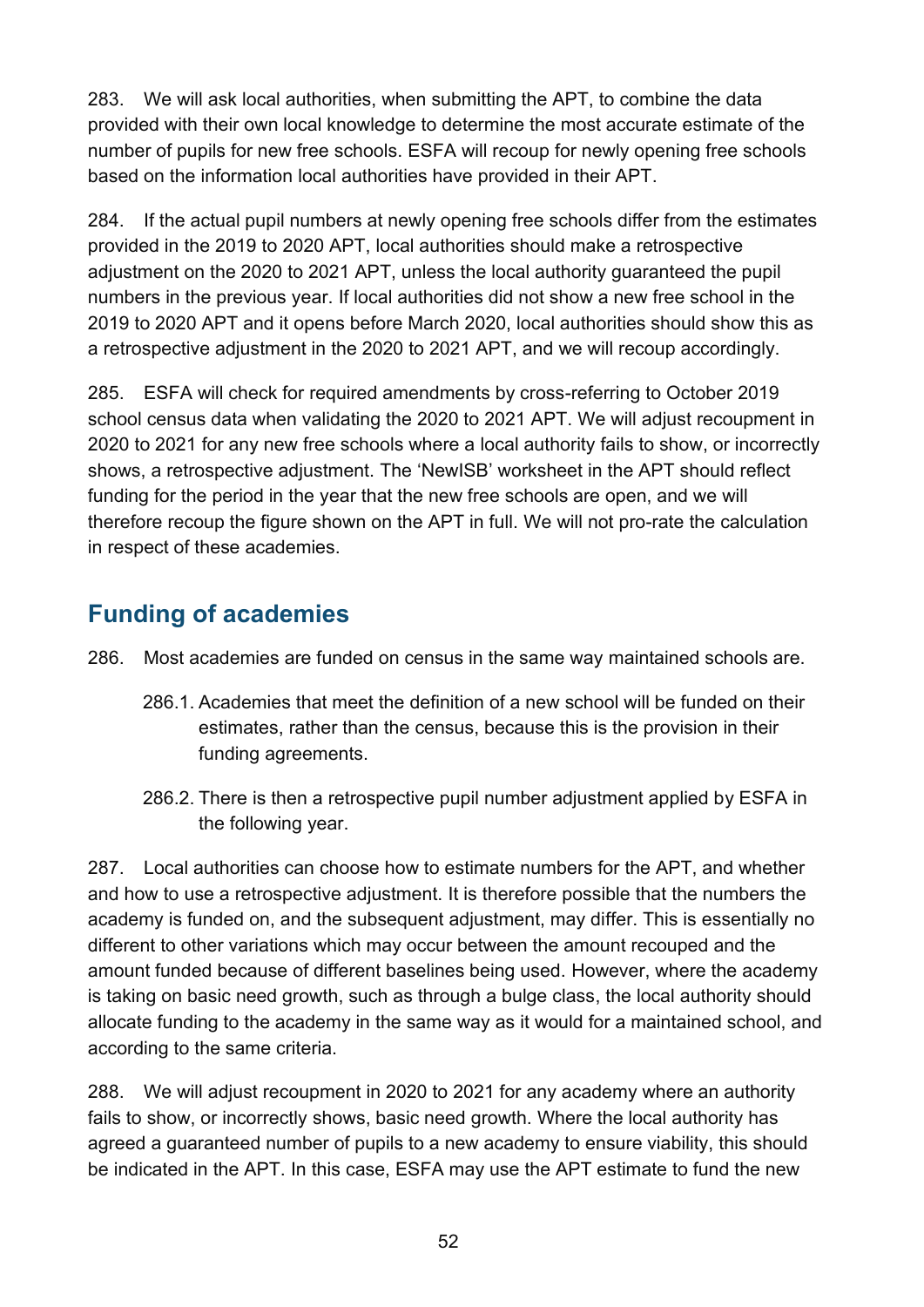283. We will ask local authorities, when submitting the APT, to combine the data provided with their own local knowledge to determine the most accurate estimate of the number of pupils for new free schools. ESFA will recoup for newly opening free schools based on the information local authorities have provided in their APT.

284. If the actual pupil numbers at newly opening free schools differ from the estimates provided in the 2019 to 2020 APT, local authorities should make a retrospective adjustment on the 2020 to 2021 APT, unless the local authority guaranteed the pupil numbers in the previous year. If local authorities did not show a new free school in the 2019 to 2020 APT and it opens before March 2020, local authorities should show this as a retrospective adjustment in the 2020 to 2021 APT, and we will recoup accordingly.

285. ESFA will check for required amendments by cross-referring to October 2019 school census data when validating the 2020 to 2021 APT. We will adjust recoupment in 2020 to 2021 for any new free schools where a local authority fails to show, or incorrectly shows, a retrospective adjustment. The 'NewISB' worksheet in the APT should reflect funding for the period in the year that the new free schools are open, and we will therefore recoup the figure shown on the APT in full. We will not pro-rate the calculation in respect of these academies.

## Funding of academies

286. Most academies are funded on census in the same way maintained schools are.

- 286.1. Academies that meet the definition of a new school will be funded on their estimates, rather than the census, because this is the provision in their funding agreements.
- 286.2. There is then a retrospective pupil number adjustment applied by ESFA in the following year.

287. Local authorities can choose how to estimate numbers for the APT, and whether and how to use a retrospective adjustment. It is therefore possible that the numbers the academy is funded on, and the subsequent adjustment, may differ. This is essentially no different to other variations which may occur between the amount recouped and the amount funded because of different baselines being used. However, where the academy is taking on basic need growth, such as through a bulge class, the local authority should allocate funding to the academy in the same way as it would for a maintained school, and according to the same criteria.

288. We will adjust recoupment in 2020 to 2021 for any academy where an authority fails to show, or incorrectly shows, basic need growth. Where the local authority has agreed a guaranteed number of pupils to a new academy to ensure viability, this should be indicated in the APT. In this case, ESFA may use the APT estimate to fund the new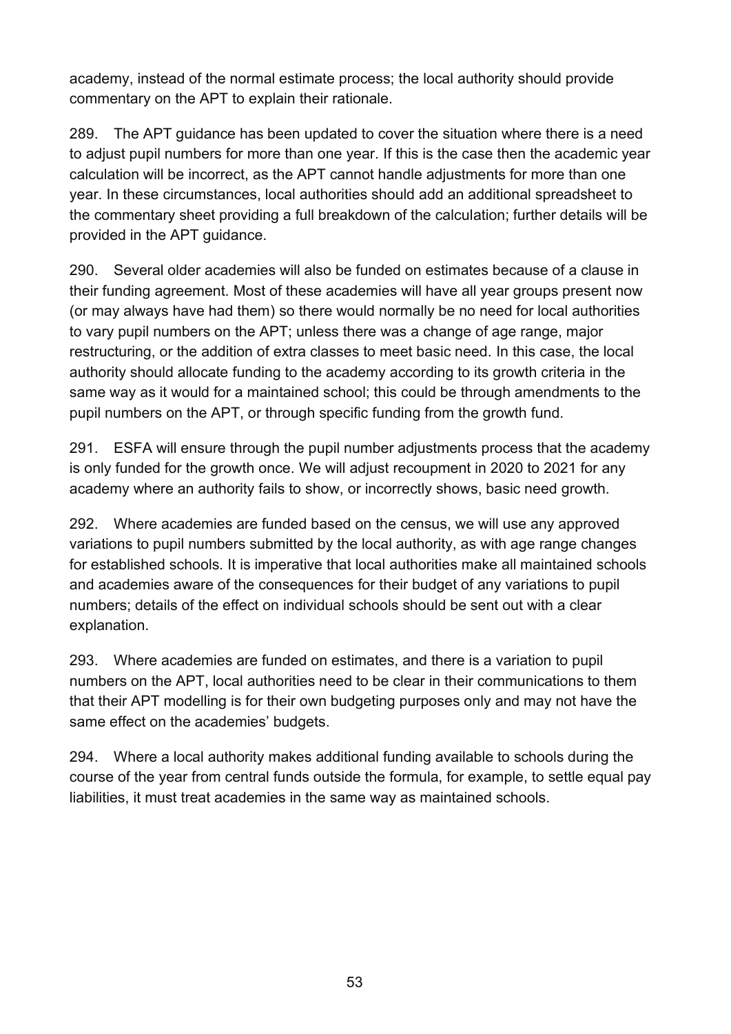academy, instead of the normal estimate process; the local authority should provide commentary on the APT to explain their rationale.

289. The APT guidance has been updated to cover the situation where there is a need to adjust pupil numbers for more than one year. If this is the case then the academic year calculation will be incorrect, as the APT cannot handle adjustments for more than one year. In these circumstances, local authorities should add an additional spreadsheet to the commentary sheet providing a full breakdown of the calculation; further details will be provided in the APT guidance.

290. Several older academies will also be funded on estimates because of a clause in their funding agreement. Most of these academies will have all year groups present now (or may always have had them) so there would normally be no need for local authorities to vary pupil numbers on the APT; unless there was a change of age range, major restructuring, or the addition of extra classes to meet basic need. In this case, the local authority should allocate funding to the academy according to its growth criteria in the same way as it would for a maintained school; this could be through amendments to the pupil numbers on the APT, or through specific funding from the growth fund.

291. ESFA will ensure through the pupil number adjustments process that the academy is only funded for the growth once. We will adjust recoupment in 2020 to 2021 for any academy where an authority fails to show, or incorrectly shows, basic need growth.

292. Where academies are funded based on the census, we will use any approved variations to pupil numbers submitted by the local authority, as with age range changes for established schools. It is imperative that local authorities make all maintained schools and academies aware of the consequences for their budget of any variations to pupil numbers; details of the effect on individual schools should be sent out with a clear explanation.

293. Where academies are funded on estimates, and there is a variation to pupil numbers on the APT, local authorities need to be clear in their communications to them that their APT modelling is for their own budgeting purposes only and may not have the same effect on the academies' budgets.

294. Where a local authority makes additional funding available to schools during the course of the year from central funds outside the formula, for example, to settle equal pay liabilities, it must treat academies in the same way as maintained schools.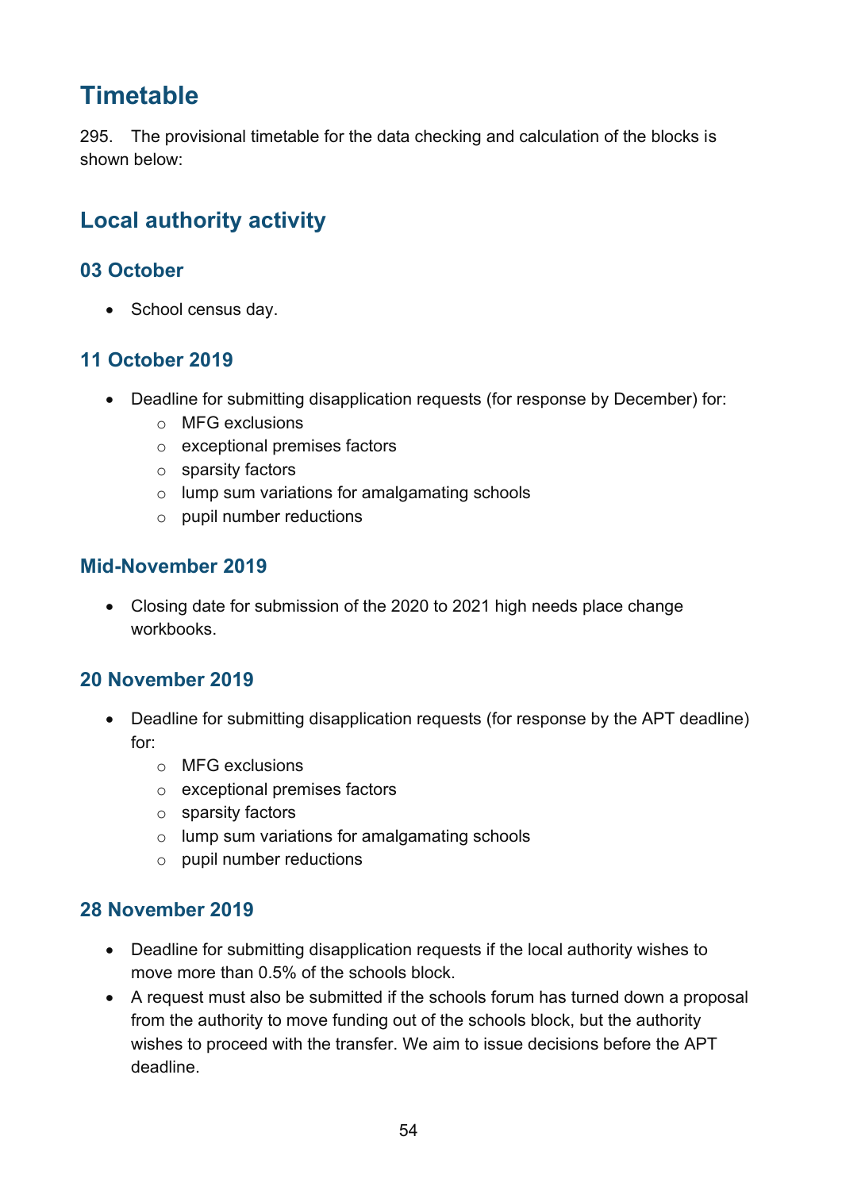# Timetable

295. The provisional timetable for the data checking and calculation of the blocks is shown below:

## Local authority activity

### 03 October

- School census day.

### 11 October 2019

- Deadline for submitting disapplication requests (for response by December) for:
    - MFG exclusions
    - exceptional premises factors
    - sparsity factors
    - lump sum variations for amalgamating schools
    - pupil number reductions

### Mid-November 2019

- Closing date for submission of the 2020 to 2021 high needs place change workbooks.

### 20 November 2019

- Deadline for submitting disapplication requests (for response by the APT deadline) for:
    - MFG exclusions
    - exceptional premises factors
    - sparsity factors
    - lump sum variations for amalgamating schools
    - pupil number reductions

### 28 November 2019

- Deadline for submitting disapplication requests if the local authority wishes to move more than 0.5% of the schools block.
- A request must also be submitted if the schools forum has turned down a proposal from the authority to move funding out of the schools block, but the authority wishes to proceed with the transfer. We aim to issue decisions before the APT deadline.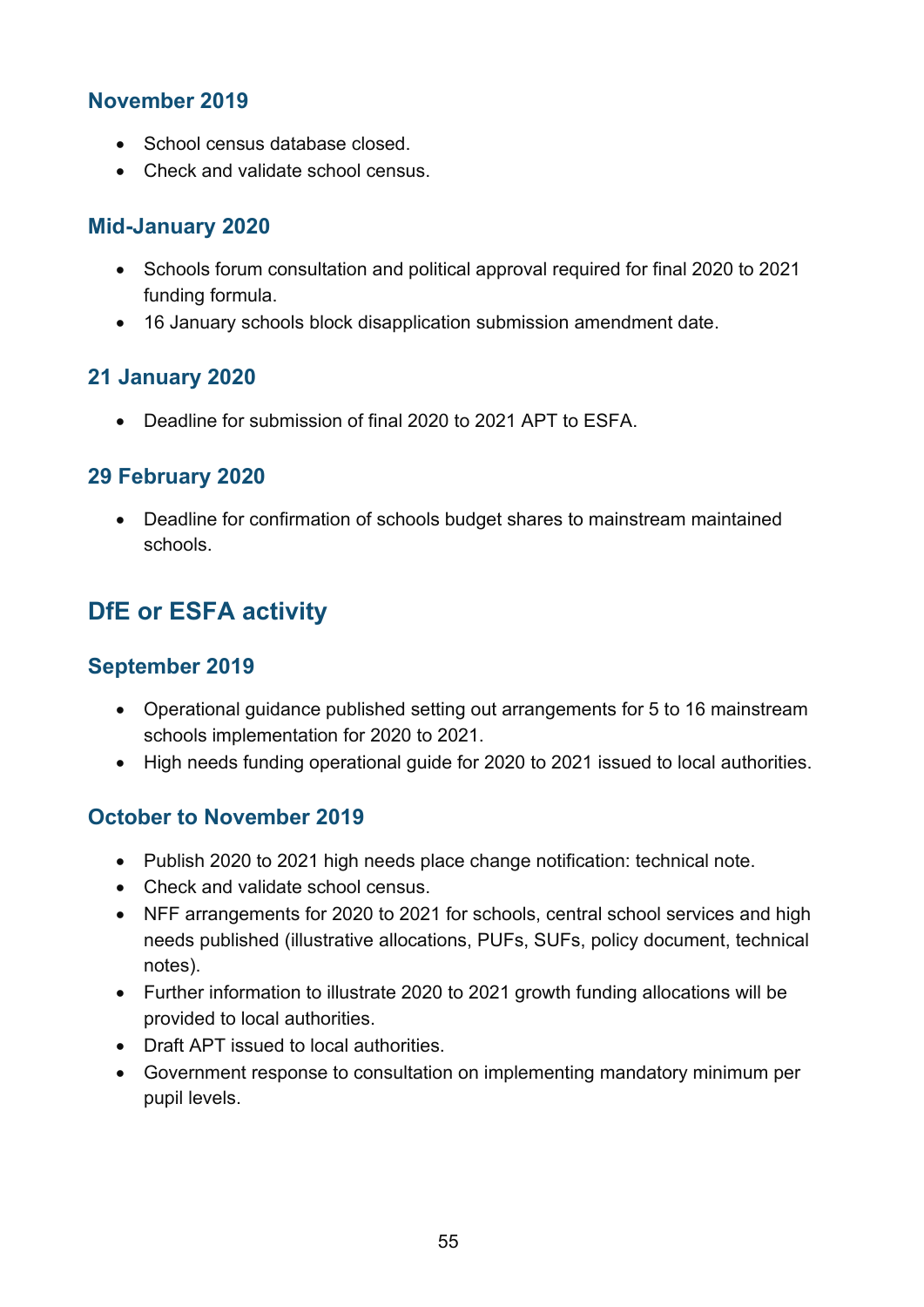### November 2019

- School census database closed.
- Check and validate school census.

### Mid-January 2020

- Schools forum consultation and political approval required for final 2020 to 2021 funding formula.
- 16 January schools block disapplication submission amendment date.

### 21 January 2020

- Deadline for submission of final 2020 to 2021 APT to ESFA.

### 29 February 2020

- Deadline for confirmation of schools budget shares to mainstream maintained schools.

## DfE or ESFA activity

### September 2019

- Operational guidance published setting out arrangements for 5 to 16 mainstream schools implementation for 2020 to 2021.
- High needs funding operational guide for 2020 to 2021 issued to local authorities.

### October to November 2019

- Publish 2020 to 2021 high needs place change notification: technical note.
- Check and validate school census.
- NFF arrangements for 2020 to 2021 for schools, central school services and high needs published (illustrative allocations, PUFs, SUFs, policy document, technical notes).
- Further information to illustrate 2020 to 2021 growth funding allocations will be provided to local authorities.
- Draft APT issued to local authorities.
- Government response to consultation on implementing mandatory minimum per pupil levels.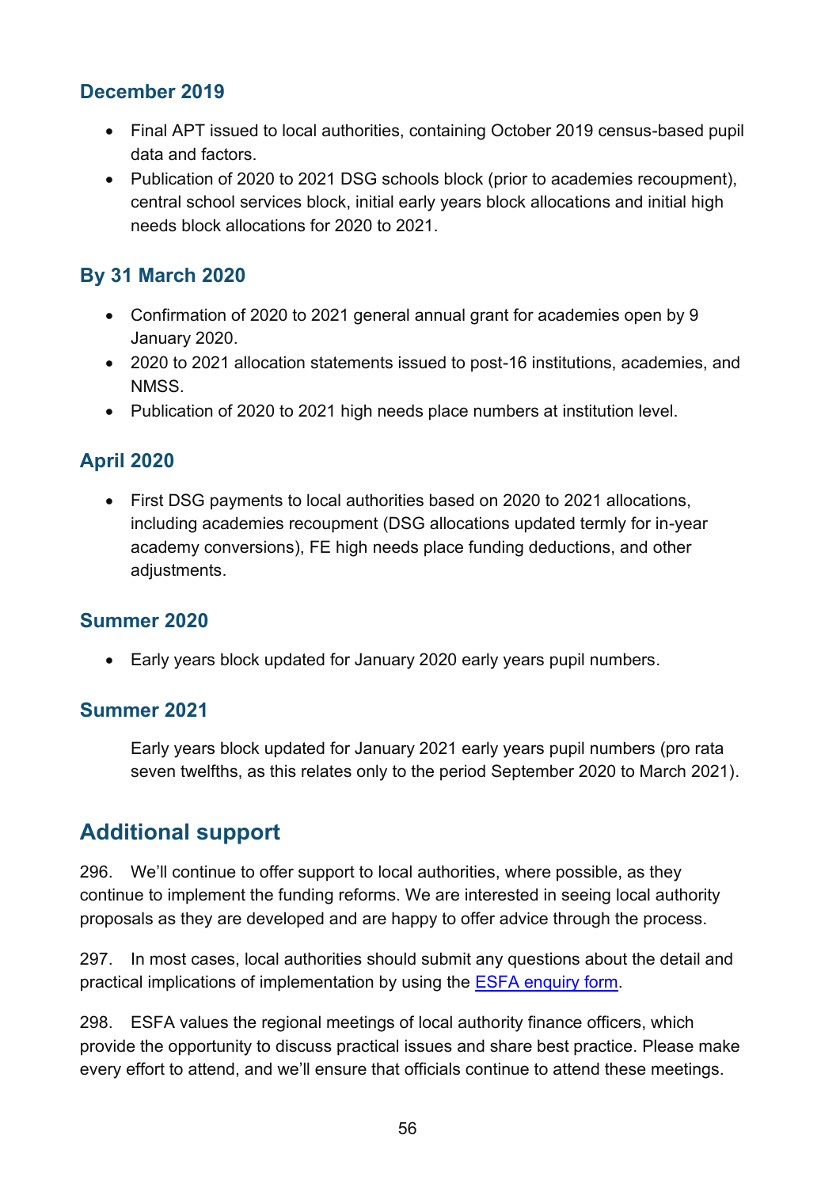### December 2019

- Final APT issued to local authorities, containing October 2019 census-based pupil data and factors.
- Publication of 2020 to 2021 DSG schools block (prior to academies recoupment), central school services block, initial early years block allocations and initial high needs block allocations for 2020 to 2021.

### By 31 March 2020

- Confirmation of 2020 to 2021 general annual grant for academies open by 9 January 2020.
- 2020 to 2021 allocation statements issued to post-16 institutions, academies, and NMSS.
- Publication of 2020 to 2021 high needs place numbers at institution level.

### April 2020

- First DSG payments to local authorities based on 2020 to 2021 allocations, including academies recoupment (DSG allocations updated termly for in-year academy conversions), FE high needs place funding deductions, and other adjustments.

### Summer 2020

- Early years block updated for January 2020 early years pupil numbers.

### Summer 2021

Early years block updated for January 2021 early years pupil numbers (pro rata seven twelfths, as this relates only to the period September 2020 to March 2021).

## Additional support

296. We'll continue to offer support to local authorities, where possible, as they continue to implement the funding reforms. We are interested in seeing local authority proposals as they are developed and are happy to offer advice through the process.

297. In most cases, local authorities should submit any questions about the detail and practical implications of implementation by using the [ESFA enquiry form](ESFA enquiry form).

298. ESFA values the regional meetings of local authority finance officers, which provide the opportunity to discuss practical issues and share best practice. Please make every effort to attend, and we'll ensure that officials continue to attend these meetings.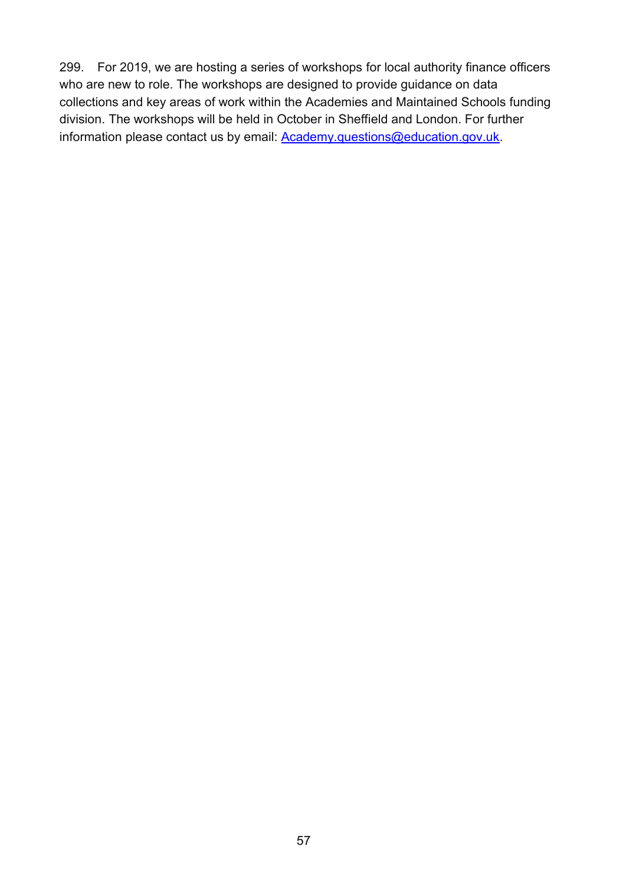299. For 2019, we are hosting a series of workshops for local authority finance officers who are new to role. The workshops are designed to provide guidance on data collections and key areas of work within the Academies and Maintained Schools funding division. The workshops will be held in October in Sheffield and London. For further information please contact us by email: [Academy.questions@education.gov.uk](mailto:Academy.questions@education.gov.uk).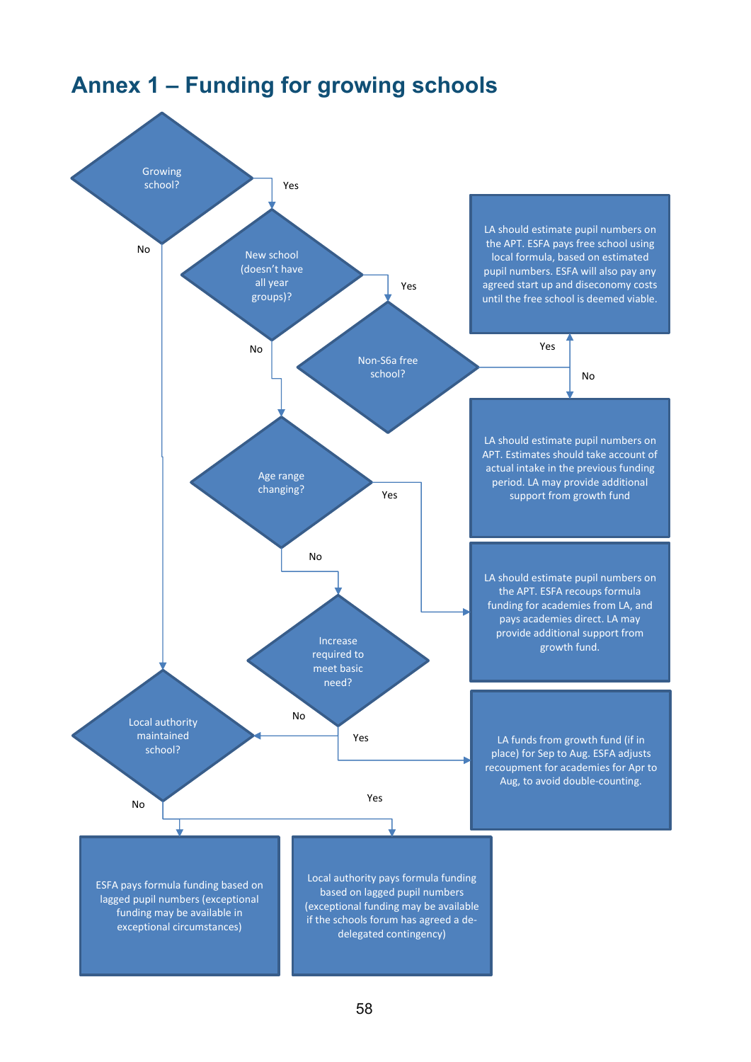# Annex 1 – Funding for growing schools

Growing school?

Yes

No

New school (doesn't have all year groups)?

Yes

No

Non-S6a free school?

Yes

No

LA should estimate pupil numbers on the APT. ESFA pays free school using local formula, based on estimated pupil numbers. ESFA will also pay any agreed start up and diseconomy costs until the free school is deemed viable.

LA should estimate pupil numbers on APT. Estimates should take account of actual intake in the previous funding period. LA may provide additional support from growth fund

Age range changing?

Yes

No

LA should estimate pupil numbers on the APT. ESFA recoups formula funding for academies from LA, and pays academies direct. LA may provide additional support from growth fund.

Increase required to meet basic need?

Yes

No

LA funds from growth fund (if in place) for Sep to Aug. ESFA adjusts recoupment for academies for Apr to Aug, to avoid double-counting.

Local authority maintained school?

No

Yes

ESFA pays formula funding based on lagged pupil numbers (exceptional funding may be available in exceptional circumstances)

Local authority pays formula funding based on lagged pupil numbers (exceptional funding may be available if the schools forum has agreed a de-delegated contingency)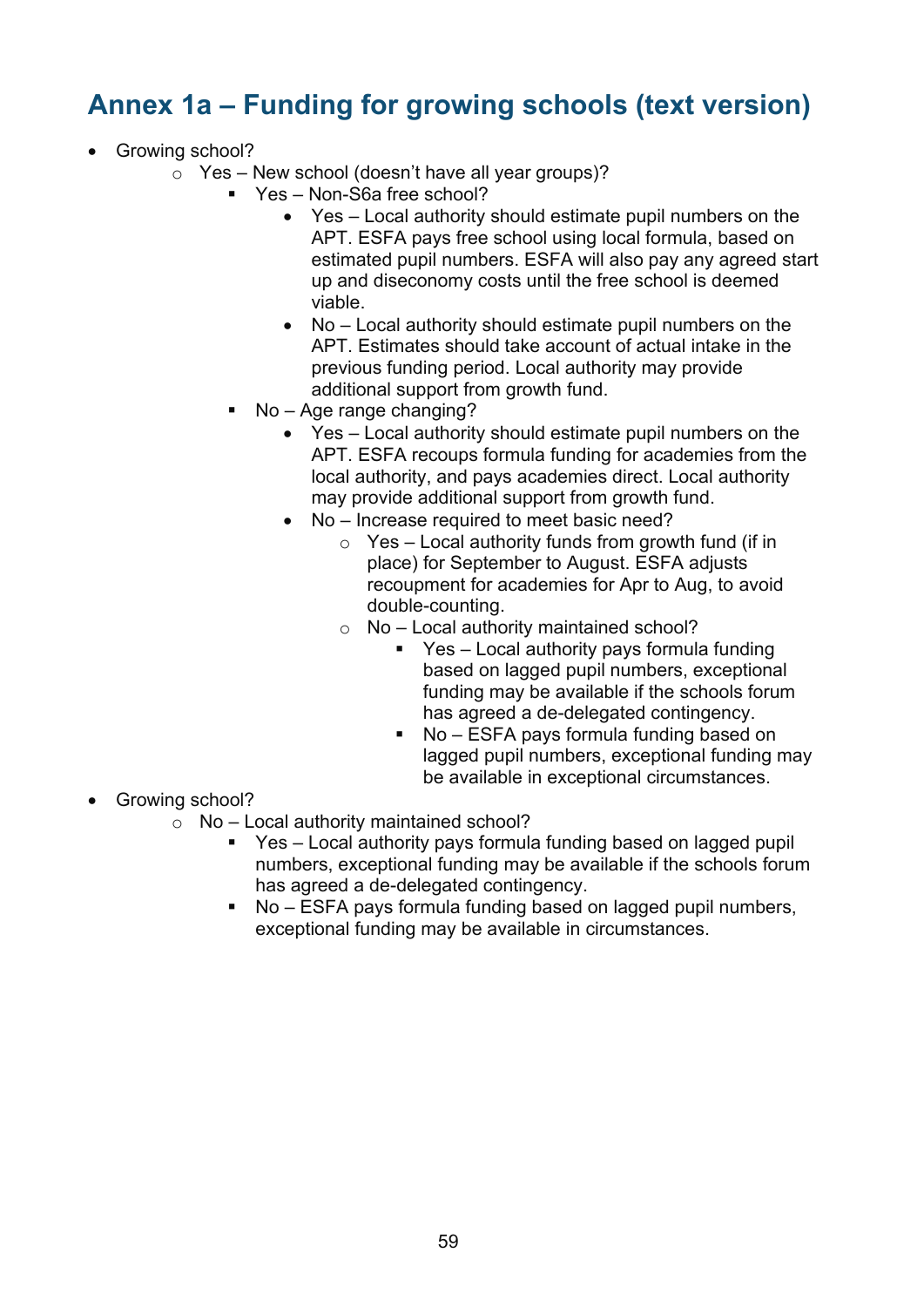# Annex 1a – Funding for growing schools (text version)

- Growing school?
  - Yes – New school (doesn't have all year groups)?
    - Yes – Non-S6a free school?
      - Yes – Local authority should estimate pupil numbers on the APT. ESFA pays free school using local formula, based on estimated pupil numbers. ESFA will also pay any agreed start up and diseconomy costs until the free school is deemed viable.
      - No – Local authority should estimate pupil numbers on the APT. Estimates should take account of actual intake in the previous funding period. Local authority may provide additional support from growth fund.
    - No – Age range changing?
      - Yes – Local authority should estimate pupil numbers on the APT. ESFA recoups formula funding for academies from the local authority, and pays academies direct. Local authority may provide additional support from growth fund.
      - No – Increase required to meet basic need?
        - Yes – Local authority funds from growth fund (if in place) for September to August. ESFA adjusts recoupment for academies for Apr to Aug, to avoid double-counting.
        - No – Local authority maintained school?
          - Yes – Local authority pays formula funding based on lagged pupil numbers, exceptional funding may be available if the schools forum has agreed a de-delegated contingency.
          - No – ESFA pays formula funding based on lagged pupil numbers, exceptional funding may be available in exceptional circumstances.
- Growing school?
  - No – Local authority maintained school?
    - Yes – Local authority pays formula funding based on lagged pupil numbers, exceptional funding may be available if the schools forum has agreed a de-delegated contingency.
    - No – ESFA pays formula funding based on lagged pupil numbers, exceptional funding may be available in circumstances.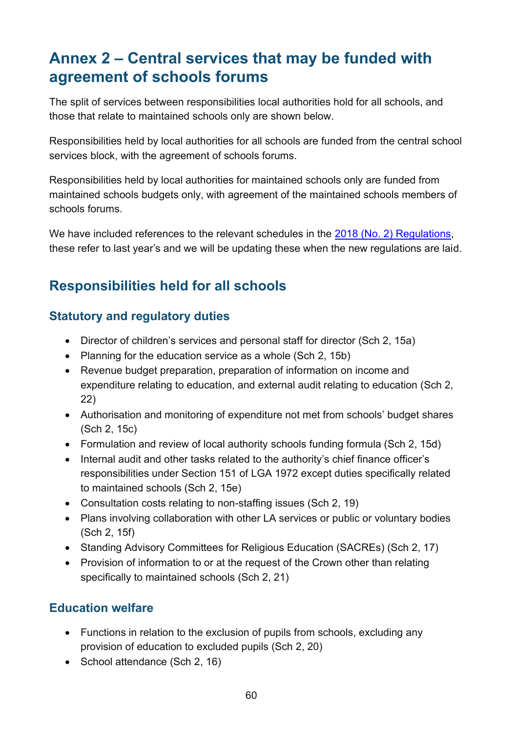# Annex 2 – Central services that may be funded with agreement of schools forums

The split of services between responsibilities local authorities hold for all schools, and those that relate to maintained schools only are shown below.

Responsibilities held by local authorities for all schools are funded from the central school services block, with the agreement of schools forums.

Responsibilities held by local authorities for maintained schools only are funded from maintained schools budgets only, with agreement of the maintained schools members of schools forums.

We have included references to the relevant schedules in the [2018 (No. 2) Regulations](), these refer to last year's and we will be updating these when the new regulations are laid.

## Responsibilities held for all schools

### Statutory and regulatory duties

- Director of children's services and personal staff for director (Sch 2, 15a)
- Planning for the education service as a whole (Sch 2, 15b)
- Revenue budget preparation, preparation of information on income and expenditure relating to education, and external audit relating to education (Sch 2, 22)
- Authorisation and monitoring of expenditure not met from schools' budget shares (Sch 2, 15c)
- Formulation and review of local authority schools funding formula (Sch 2, 15d)
- Internal audit and other tasks related to the authority's chief finance officer's responsibilities under Section 151 of LGA 1972 except duties specifically related to maintained schools (Sch 2, 15e)
- Consultation costs relating to non-staffing issues (Sch 2, 19)
- Plans involving collaboration with other LA services or public or voluntary bodies (Sch 2, 15f)
- Standing Advisory Committees for Religious Education (SACREs) (Sch 2, 17)
- Provision of information to or at the request of the Crown other than relating specifically to maintained schools (Sch 2, 21)

### Education welfare

- Functions in relation to the exclusion of pupils from schools, excluding any provision of education to excluded pupils (Sch 2, 20)
- School attendance (Sch 2, 16)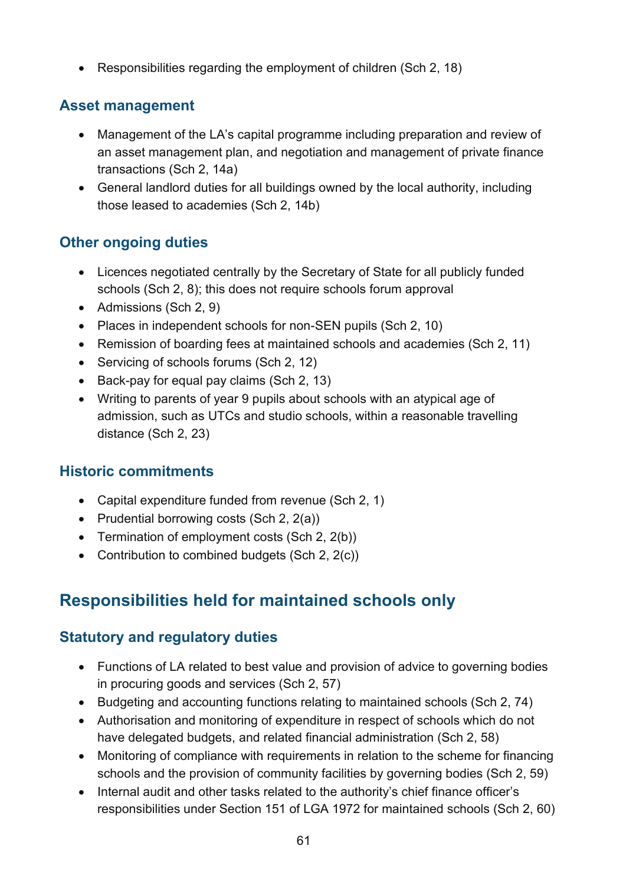- Responsibilities regarding the employment of children (Sch 2, 18)

### Asset management

- Management of the LA's capital programme including preparation and review of an asset management plan, and negotiation and management of private finance transactions (Sch 2, 14a)
- General landlord duties for all buildings owned by the local authority, including those leased to academies (Sch 2, 14b)

### Other ongoing duties

- Licences negotiated centrally by the Secretary of State for all publicly funded schools (Sch 2, 8); this does not require schools forum approval
- Admissions (Sch 2, 9)
- Places in independent schools for non-SEN pupils (Sch 2, 10)
- Remission of boarding fees at maintained schools and academies (Sch 2, 11)
- Servicing of schools forums (Sch 2, 12)
- Back-pay for equal pay claims (Sch 2, 13)
- Writing to parents of year 9 pupils about schools with an atypical age of admission, such as UTCs and studio schools, within a reasonable travelling distance (Sch 2, 23)

### Historic commitments

- Capital expenditure funded from revenue (Sch 2, 1)
- Prudential borrowing costs (Sch 2, 2(a))
- Termination of employment costs (Sch 2, 2(b))
- Contribution to combined budgets (Sch 2, 2(c))

## Responsibilities held for maintained schools only

### Statutory and regulatory duties

- Functions of LA related to best value and provision of advice to governing bodies in procuring goods and services (Sch 2, 57)
- Budgeting and accounting functions relating to maintained schools (Sch 2, 74)
- Authorisation and monitoring of expenditure in respect of schools which do not have delegated budgets, and related financial administration (Sch 2, 58)
- Monitoring of compliance with requirements in relation to the scheme for financing schools and the provision of community facilities by governing bodies (Sch 2, 59)
- Internal audit and other tasks related to the authority's chief finance officer's responsibilities under Section 151 of LGA 1972 for maintained schools (Sch 2, 60)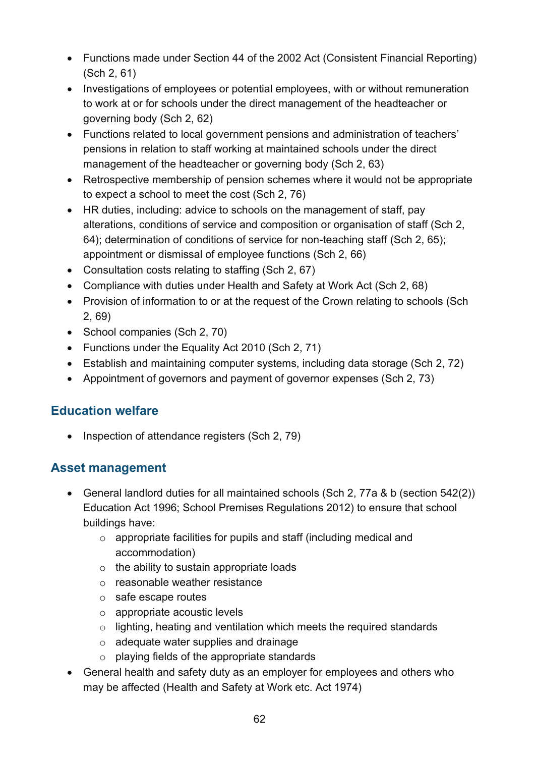- Functions made under Section 44 of the 2002 Act (Consistent Financial Reporting) (Sch 2, 61)
- Investigations of employees or potential employees, with or without remuneration to work at or for schools under the direct management of the headteacher or governing body (Sch 2, 62)
- Functions related to local government pensions and administration of teachers' pensions in relation to staff working at maintained schools under the direct management of the headteacher or governing body (Sch 2, 63)
- Retrospective membership of pension schemes where it would not be appropriate to expect a school to meet the cost (Sch 2, 76)
- HR duties, including: advice to schools on the management of staff, pay alterations, conditions of service and composition or organisation of staff (Sch 2, 64); determination of conditions of service for non-teaching staff (Sch 2, 65); appointment or dismissal of employee functions (Sch 2, 66)
- Consultation costs relating to staffing (Sch 2, 67)
- Compliance with duties under Health and Safety at Work Act (Sch 2, 68)
- Provision of information to or at the request of the Crown relating to schools (Sch 2, 69)
- School companies (Sch 2, 70)
- Functions under the Equality Act 2010 (Sch 2, 71)
- Establish and maintaining computer systems, including data storage (Sch 2, 72)
- Appointment of governors and payment of governor expenses (Sch 2, 73)

## Education welfare

- Inspection of attendance registers (Sch 2, 79)

## Asset management

- General landlord duties for all maintained schools (Sch 2, 77a & b (section 542(2)) Education Act 1996; School Premises Regulations 2012) to ensure that school buildings have:
  - appropriate facilities for pupils and staff (including medical and accommodation)
  - the ability to sustain appropriate loads
  - reasonable weather resistance
  - safe escape routes
  - appropriate acoustic levels
  - lighting, heating and ventilation which meets the required standards
  - adequate water supplies and drainage
  - playing fields of the appropriate standards
- General health and safety duty as an employer for employees and others who may be affected (Health and Safety at Work etc. Act 1974)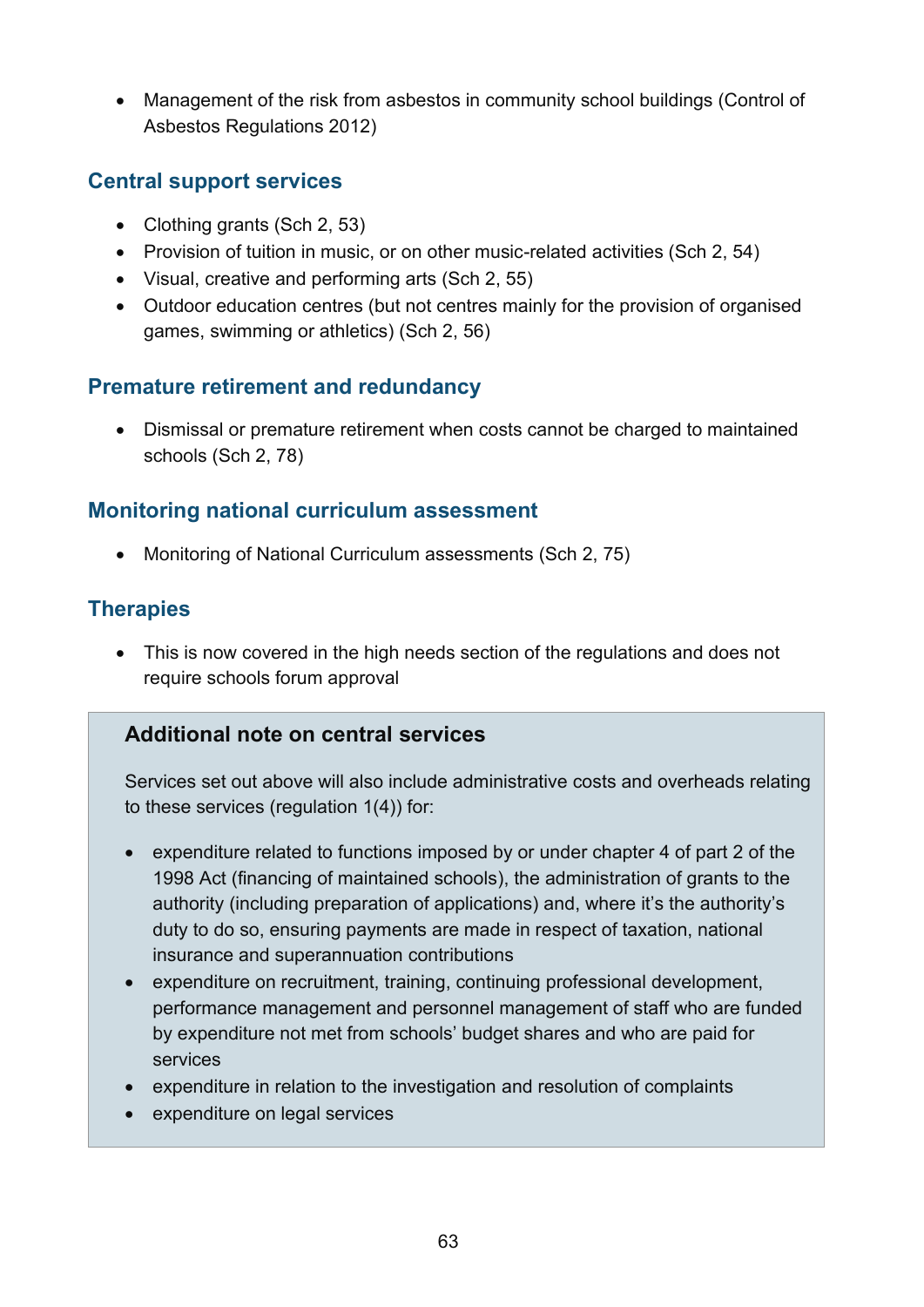- Management of the risk from asbestos in community school buildings (Control of Asbestos Regulations 2012)

### Central support services

- Clothing grants (Sch 2, 53)
- Provision of tuition in music, or on other music-related activities (Sch 2, 54)
- Visual, creative and performing arts (Sch 2, 55)
- Outdoor education centres (but not centres mainly for the provision of organised games, swimming or athletics) (Sch 2, 56)

### Premature retirement and redundancy

- Dismissal or premature retirement when costs cannot be charged to maintained schools (Sch 2, 78)

### Monitoring national curriculum assessment

- Monitoring of National Curriculum assessments (Sch 2, 75)

### Therapies

- This is now covered in the high needs section of the regulations and does not require schools forum approval

#### Additional note on central services

Services set out above will also include administrative costs and overheads relating to these services (regulation 1(4)) for:

- expenditure related to functions imposed by or under chapter 4 of part 2 of the 1998 Act (financing of maintained schools), the administration of grants to the authority (including preparation of applications) and, where it's the authority's duty to do so, ensuring payments are made in respect of taxation, national insurance and superannuation contributions
- expenditure on recruitment, training, continuing professional development, performance management and personnel management of staff who are funded by expenditure not met from schools' budget shares and who are paid for services
- expenditure in relation to the investigation and resolution of complaints
- expenditure on legal services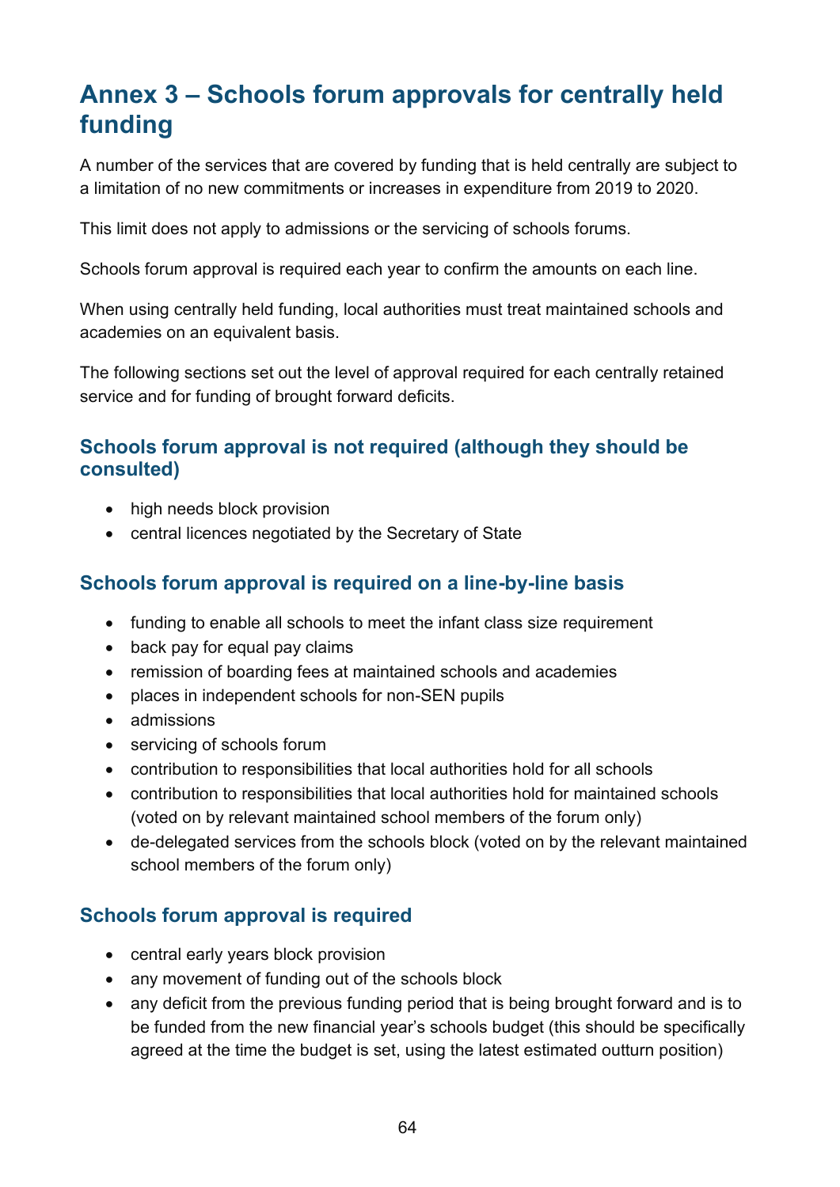# Annex 3 – Schools forum approvals for centrally held funding

A number of the services that are covered by funding that is held centrally are subject to a limitation of no new commitments or increases in expenditure from 2019 to 2020.

This limit does not apply to admissions or the servicing of schools forums.

Schools forum approval is required each year to confirm the amounts on each line.

When using centrally held funding, local authorities must treat maintained schools and academies on an equivalent basis.

The following sections set out the level of approval required for each centrally retained service and for funding of brought forward deficits.

### Schools forum approval is not required (although they should be consulted)

- high needs block provision
- central licences negotiated by the Secretary of State

### Schools forum approval is required on a line-by-line basis

- funding to enable all schools to meet the infant class size requirement
- back pay for equal pay claims
- remission of boarding fees at maintained schools and academies
- places in independent schools for non-SEN pupils
- admissions
- servicing of schools forum
- contribution to responsibilities that local authorities hold for all schools
- contribution to responsibilities that local authorities hold for maintained schools (voted on by relevant maintained school members of the forum only)
- de-delegated services from the schools block (voted on by the relevant maintained school members of the forum only)

### Schools forum approval is required

- central early years block provision
- any movement of funding out of the schools block
- any deficit from the previous funding period that is being brought forward and is to be funded from the new financial year's schools budget (this should be specifically agreed at the time the budget is set, using the latest estimated outturn position)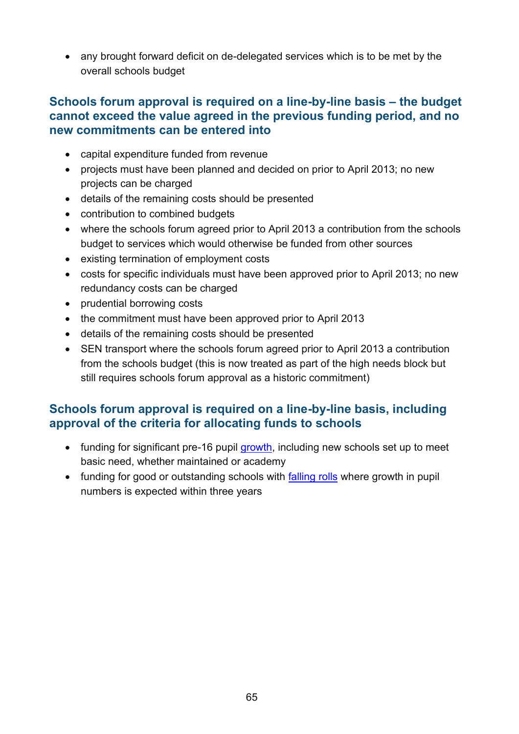- any brought forward deficit on de-delegated services which is to be met by the overall schools budget

### Schools forum approval is required on a line-by-line basis – the budget cannot exceed the value agreed in the previous funding period, and no new commitments can be entered into

- capital expenditure funded from revenue
- projects must have been planned and decided on prior to April 2013; no new projects can be charged
- details of the remaining costs should be presented
- contribution to combined budgets
- where the schools forum agreed prior to April 2013 a contribution from the schools budget to services which would otherwise be funded from other sources
- existing termination of employment costs
- costs for specific individuals must have been approved prior to April 2013; no new redundancy costs can be charged
- prudential borrowing costs
- the commitment must have been approved prior to April 2013
- details of the remaining costs should be presented
- SEN transport where the schools forum agreed prior to April 2013 a contribution from the schools budget (this is now treated as part of the high needs block but still requires schools forum approval as a historic commitment)

### Schools forum approval is required on a line-by-line basis, including approval of the criteria for allocating funds to schools

- funding for significant pre-16 pupil growth, including new schools set up to meet basic need, whether maintained or academy
- funding for good or outstanding schools with falling rolls where growth in pupil numbers is expected within three years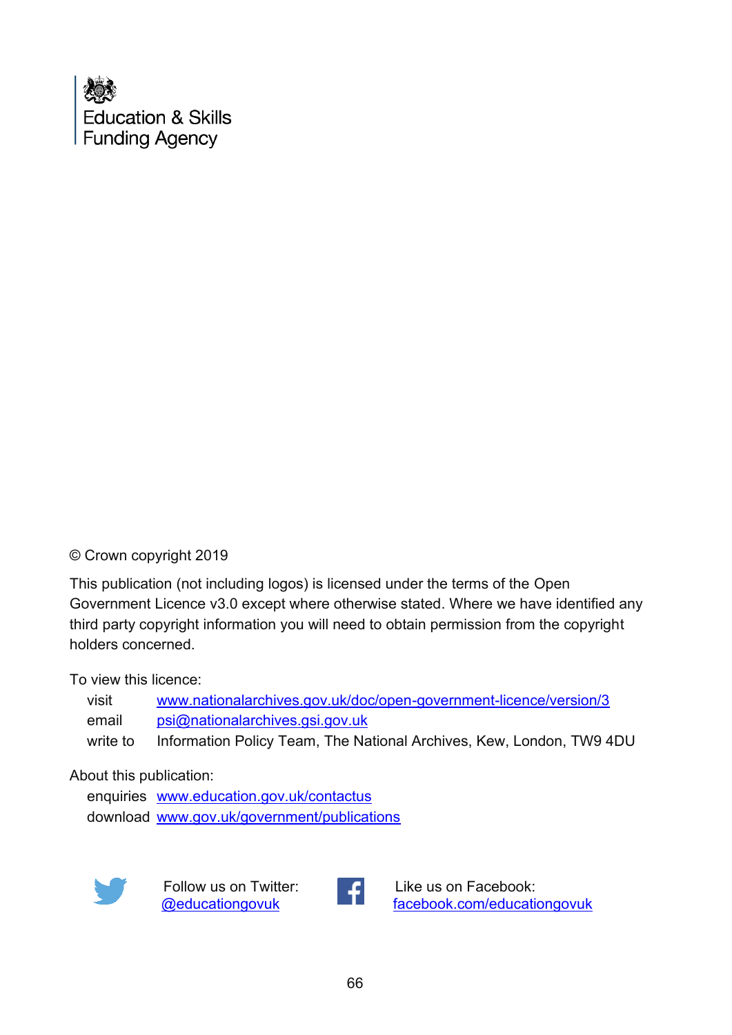Education & Skills
Funding Agency

© Crown copyright 2019

This publication (not including logos) is licensed under the terms of the Open Government Licence v3.0 except where otherwise stated. Where we have identified any third party copyright information you will need to obtain permission from the copyright holders concerned.

To view this licence:

| | |
|---|---|
| visit | www.nationalarchives.gov.uk/doc/open-government-licence/version/3 |
| email | psi@nationalarchives.gsi.gov.uk |
| write to | Information Policy Team, The National Archives, Kew, London, TW9 4DU |

About this publication:

| | |
|---|---|
| enquiries | www.education.gov.uk/contactus |
| download | www.gov.uk/government/publications |

Follow us on Twitter:
@educationgovuk

Like us on Facebook:
facebook.com/educationgovuk